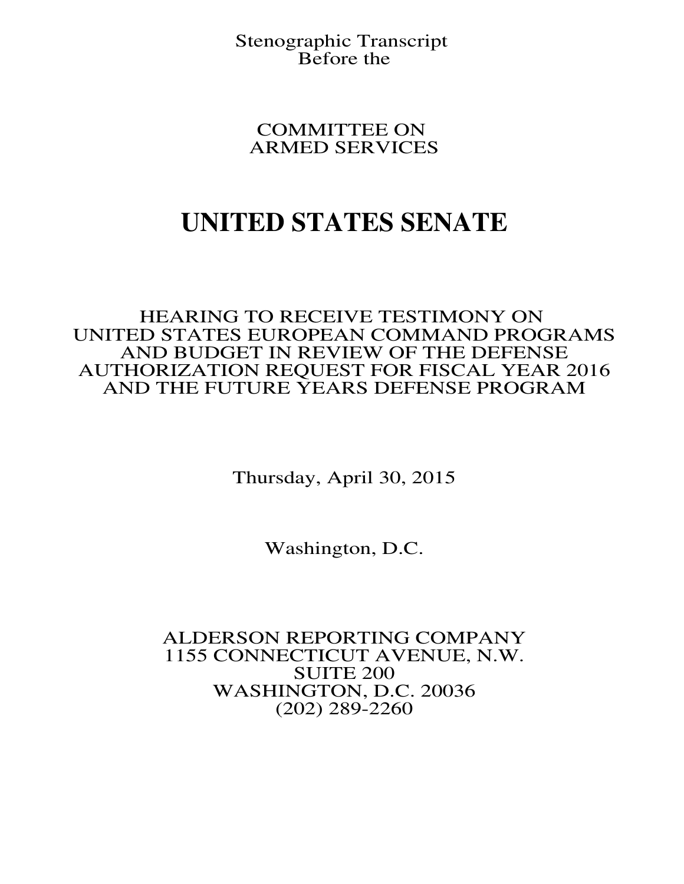Stenographic Transcript
Before the

COMMITTEE ON
ARMED SERVICES

# UNITED STATES SENATE

HEARING TO RECEIVE TESTIMONY ON
UNITED STATES EUROPEAN COMMAND PROGRAMS
AND BUDGET IN REVIEW OF THE DEFENSE
AUTHORIZATION REQUEST FOR FISCAL YEAR 2016
AND THE FUTURE YEARS DEFENSE PROGRAM

Thursday, April 30, 2015

Washington, D.C.

ALDERSON REPORTING COMPANY
1155 CONNECTICUT AVENUE, N.W.
SUITE 200
WASHINGTON, D.C. 20036
(202) 289-2260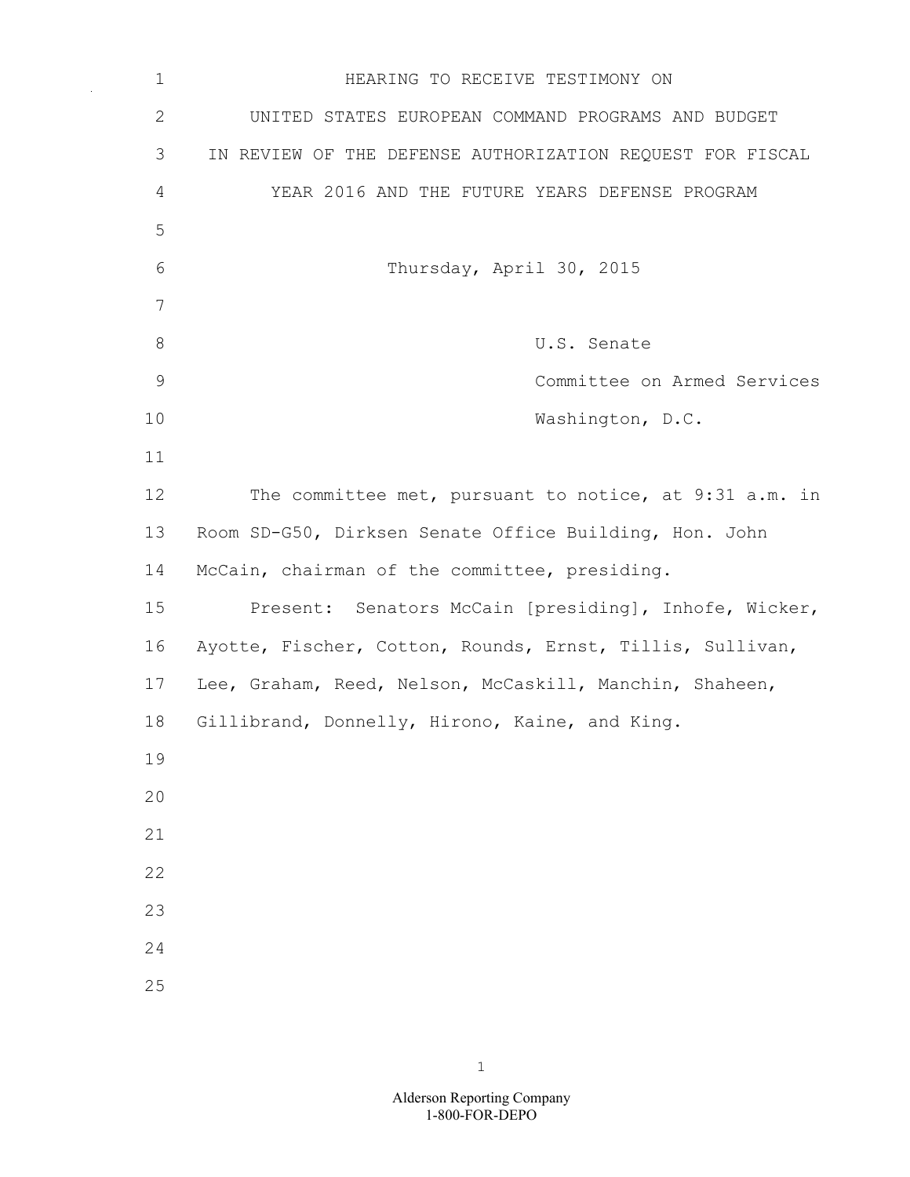# HEARING TO RECEIVE TESTIMONY ON UNITED STATES EUROPEAN COMMAND PROGRAMS AND BUDGET IN REVIEW OF THE DEFENSE AUTHORIZATION REQUEST FOR FISCAL YEAR 2016 AND THE FUTURE YEARS DEFENSE PROGRAM

Thursday, April 30, 2015

U.S. Senate
Committee on Armed Services
Washington, D.C.

The committee met, pursuant to notice, at 9:31 a.m. in Room SD-G50, Dirksen Senate Office Building, Hon. John McCain, chairman of the committee, presiding.

Present: Senators McCain [presiding], Inhofe, Wicker, Ayotte, Fischer, Cotton, Rounds, Ernst, Tillis, Sullivan, Lee, Graham, Reed, Nelson, McCaskill, Manchin, Shaheen, Gillibrand, Donnelly, Hirono, Kaine, and King.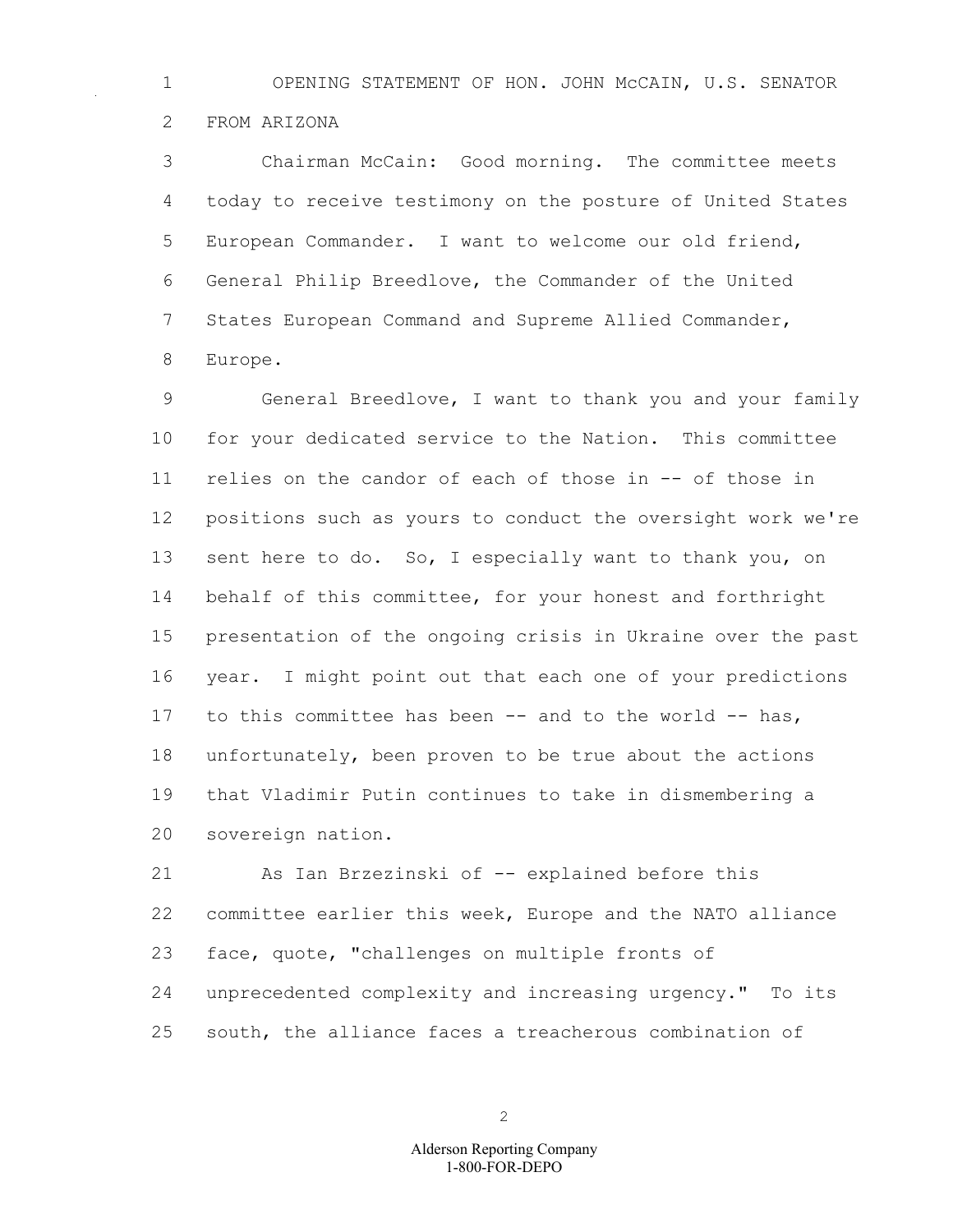## OPENING STATEMENT OF HON. JOHN McCAIN, U.S. SENATOR FROM ARIZONA

Chairman McCain: Good morning. The committee meets today to receive testimony on the posture of United States European Commander. I want to welcome our old friend, General Philip Breedlove, the Commander of the United States European Command and Supreme Allied Commander, Europe.

General Breedlove, I want to thank you and your family for your dedicated service to the Nation. This committee relies on the candor of each of those in -- of those in positions such as yours to conduct the oversight work we're sent here to do. So, I especially want to thank you, on behalf of this committee, for your honest and forthright presentation of the ongoing crisis in Ukraine over the past year. I might point out that each one of your predictions to this committee has been -- and to the world -- has, unfortunately, been proven to be true about the actions that Vladimir Putin continues to take in dismembering a sovereign nation.

As Ian Brzezinski of -- explained before this committee earlier this week, Europe and the NATO alliance face, quote, "challenges on multiple fronts of unprecedented complexity and increasing urgency." To its south, the alliance faces a treacherous combination of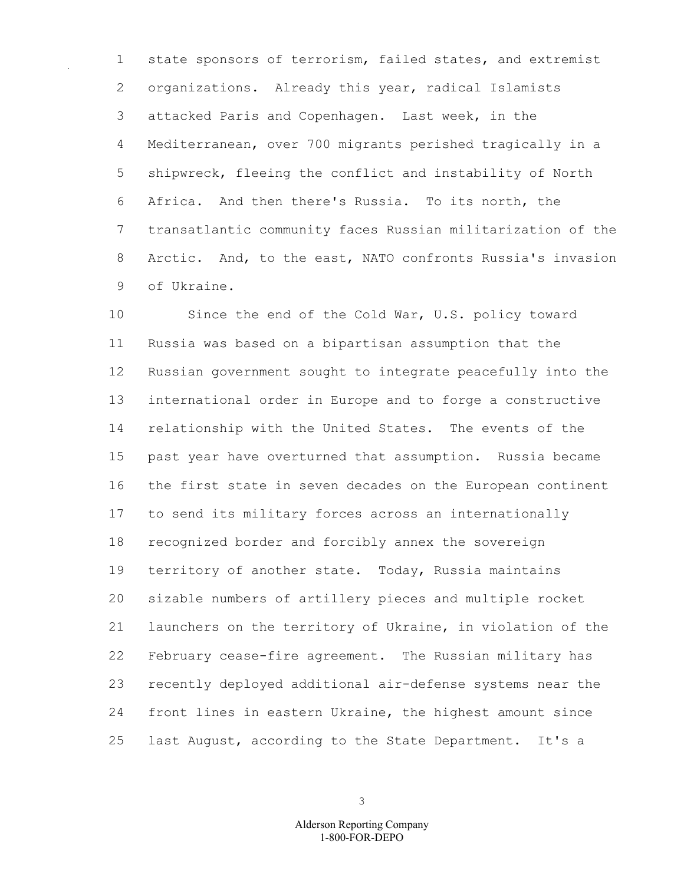state sponsors of terrorism, failed states, and extremist organizations. Already this year, radical Islamists attacked Paris and Copenhagen. Last week, in the Mediterranean, over 700 migrants perished tragically in a shipwreck, fleeing the conflict and instability of North Africa. And then there's Russia. To its north, the transatlantic community faces Russian militarization of the Arctic. And, to the east, NATO confronts Russia's invasion of Ukraine.

Since the end of the Cold War, U.S. policy toward Russia was based on a bipartisan assumption that the Russian government sought to integrate peacefully into the international order in Europe and to forge a constructive relationship with the United States. The events of the past year have overturned that assumption. Russia became the first state in seven decades on the European continent to send its military forces across an internationally recognized border and forcibly annex the sovereign territory of another state. Today, Russia maintains sizable numbers of artillery pieces and multiple rocket launchers on the territory of Ukraine, in violation of the February cease-fire agreement. The Russian military has recently deployed additional air-defense systems near the front lines in eastern Ukraine, the highest amount since last August, according to the State Department. It's a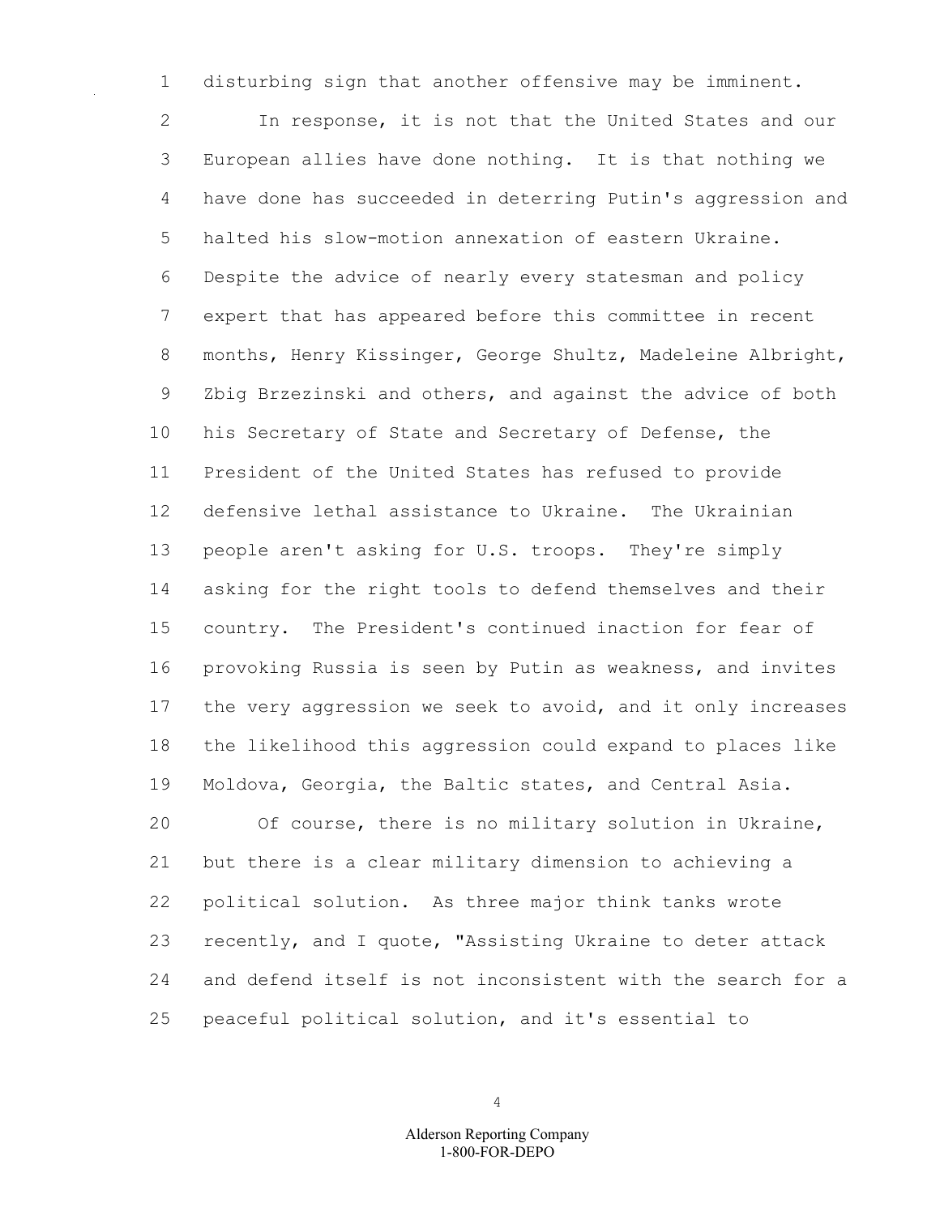disturbing sign that another offensive may be imminent.

In response, it is not that the United States and our European allies have done nothing. It is that nothing we have done has succeeded in deterring Putin's aggression and halted his slow-motion annexation of eastern Ukraine. Despite the advice of nearly every statesman and policy expert that has appeared before this committee in recent months, Henry Kissinger, George Shultz, Madeleine Albright, Zbig Brzezinski and others, and against the advice of both his Secretary of State and Secretary of Defense, the President of the United States has refused to provide defensive lethal assistance to Ukraine. The Ukrainian people aren't asking for U.S. troops. They're simply asking for the right tools to defend themselves and their country. The President's continued inaction for fear of provoking Russia is seen by Putin as weakness, and invites the very aggression we seek to avoid, and it only increases the likelihood this aggression could expand to places like Moldova, Georgia, the Baltic states, and Central Asia.

Of course, there is no military solution in Ukraine, but there is a clear military dimension to achieving a political solution. As three major think tanks wrote recently, and I quote, "Assisting Ukraine to deter attack and defend itself is not inconsistent with the search for a peaceful political solution, and it's essential to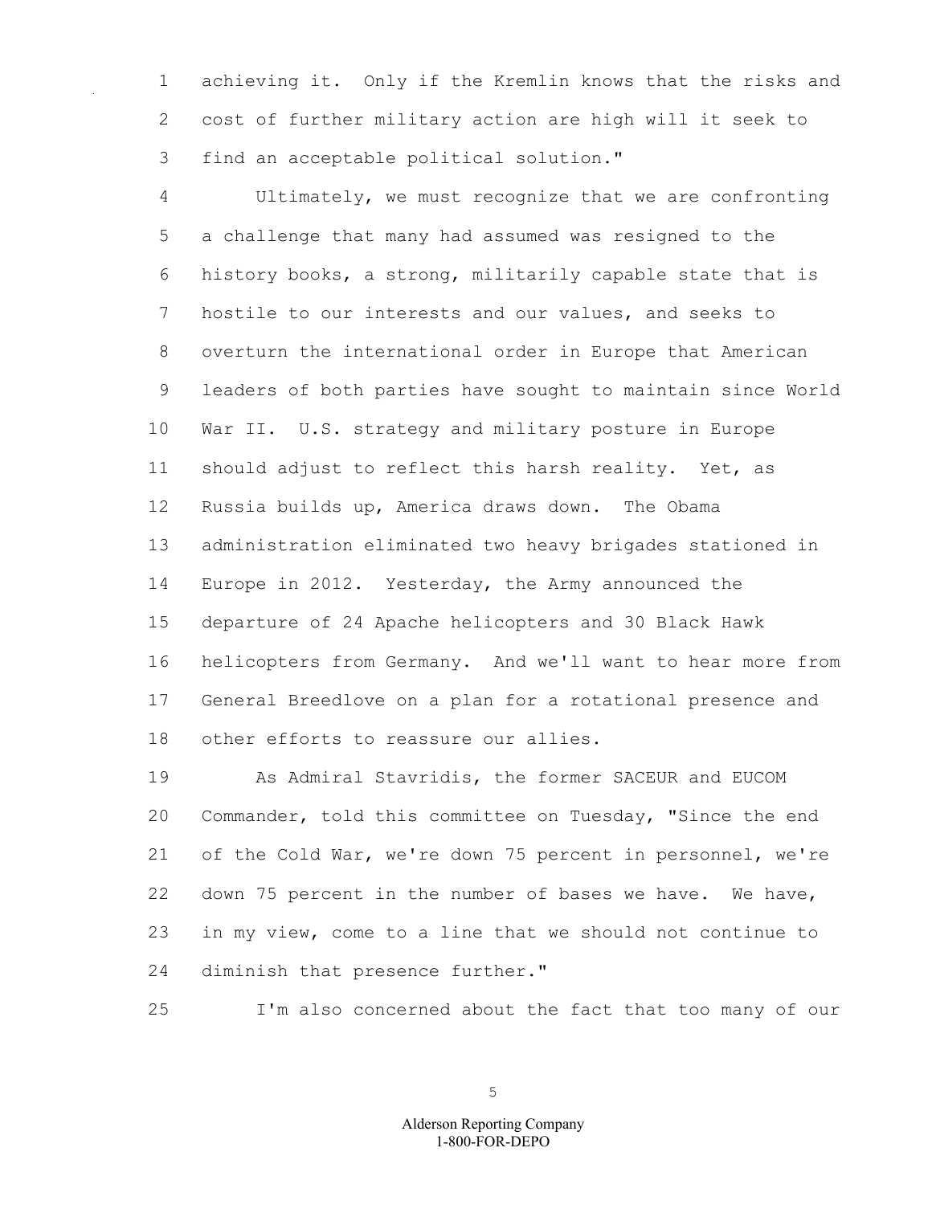achieving it. Only if the Kremlin knows that the risks and cost of further military action are high will it seek to find an acceptable political solution."

Ultimately, we must recognize that we are confronting a challenge that many had assumed was resigned to the history books, a strong, militarily capable state that is hostile to our interests and our values, and seeks to overturn the international order in Europe that American leaders of both parties have sought to maintain since World War II. U.S. strategy and military posture in Europe should adjust to reflect this harsh reality. Yet, as Russia builds up, America draws down. The Obama administration eliminated two heavy brigades stationed in Europe in 2012. Yesterday, the Army announced the departure of 24 Apache helicopters and 30 Black Hawk helicopters from Germany. And we'll want to hear more from General Breedlove on a plan for a rotational presence and other efforts to reassure our allies.

As Admiral Stavridis, the former SACEUR and EUCOM Commander, told this committee on Tuesday, "Since the end of the Cold War, we're down 75 percent in personnel, we're down 75 percent in the number of bases we have. We have, in my view, come to a line that we should not continue to diminish that presence further."

I'm also concerned about the fact that too many of our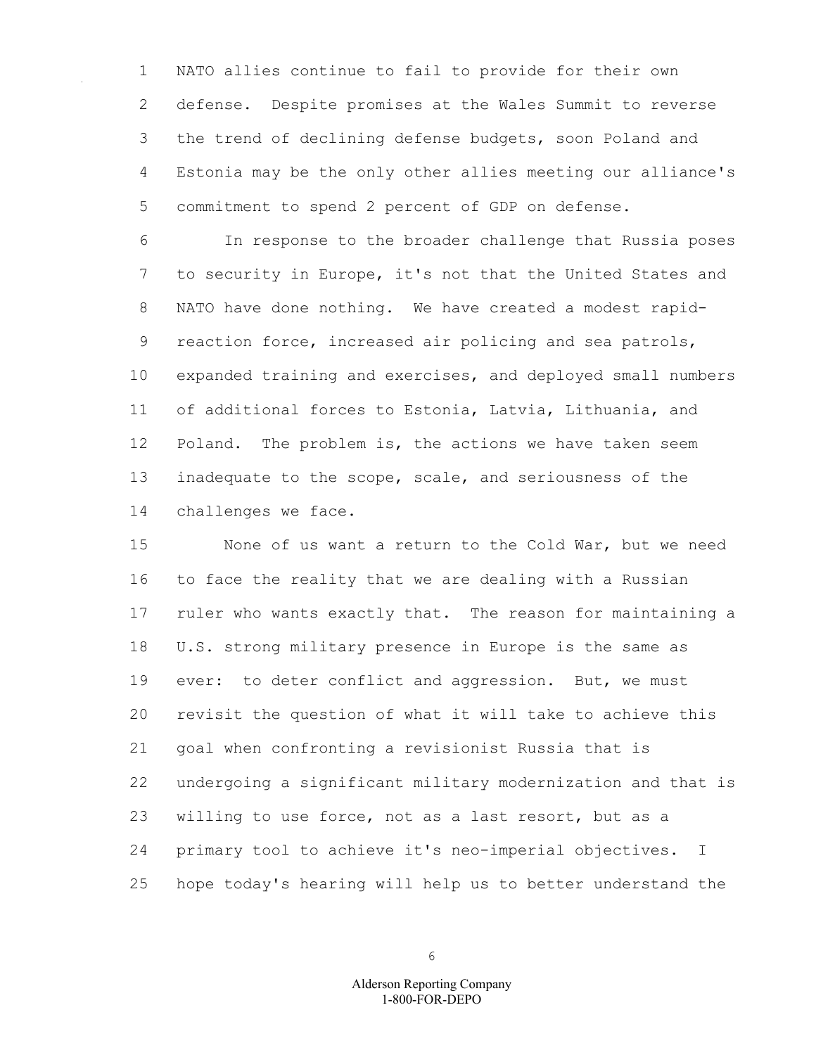NATO allies continue to fail to provide for their own defense. Despite promises at the Wales Summit to reverse the trend of declining defense budgets, soon Poland and Estonia may be the only other allies meeting our alliance's commitment to spend 2 percent of GDP on defense.

In response to the broader challenge that Russia poses to security in Europe, it's not that the United States and NATO have done nothing. We have created a modest rapid-reaction force, increased air policing and sea patrols, expanded training and exercises, and deployed small numbers of additional forces to Estonia, Latvia, Lithuania, and Poland. The problem is, the actions we have taken seem inadequate to the scope, scale, and seriousness of the challenges we face.

None of us want a return to the Cold War, but we need to face the reality that we are dealing with a Russian ruler who wants exactly that. The reason for maintaining a U.S. strong military presence in Europe is the same as ever: to deter conflict and aggression. But, we must revisit the question of what it will take to achieve this goal when confronting a revisionist Russia that is undergoing a significant military modernization and that is willing to use force, not as a last resort, but as a primary tool to achieve it's neo-imperial objectives. I hope today's hearing will help us to better understand the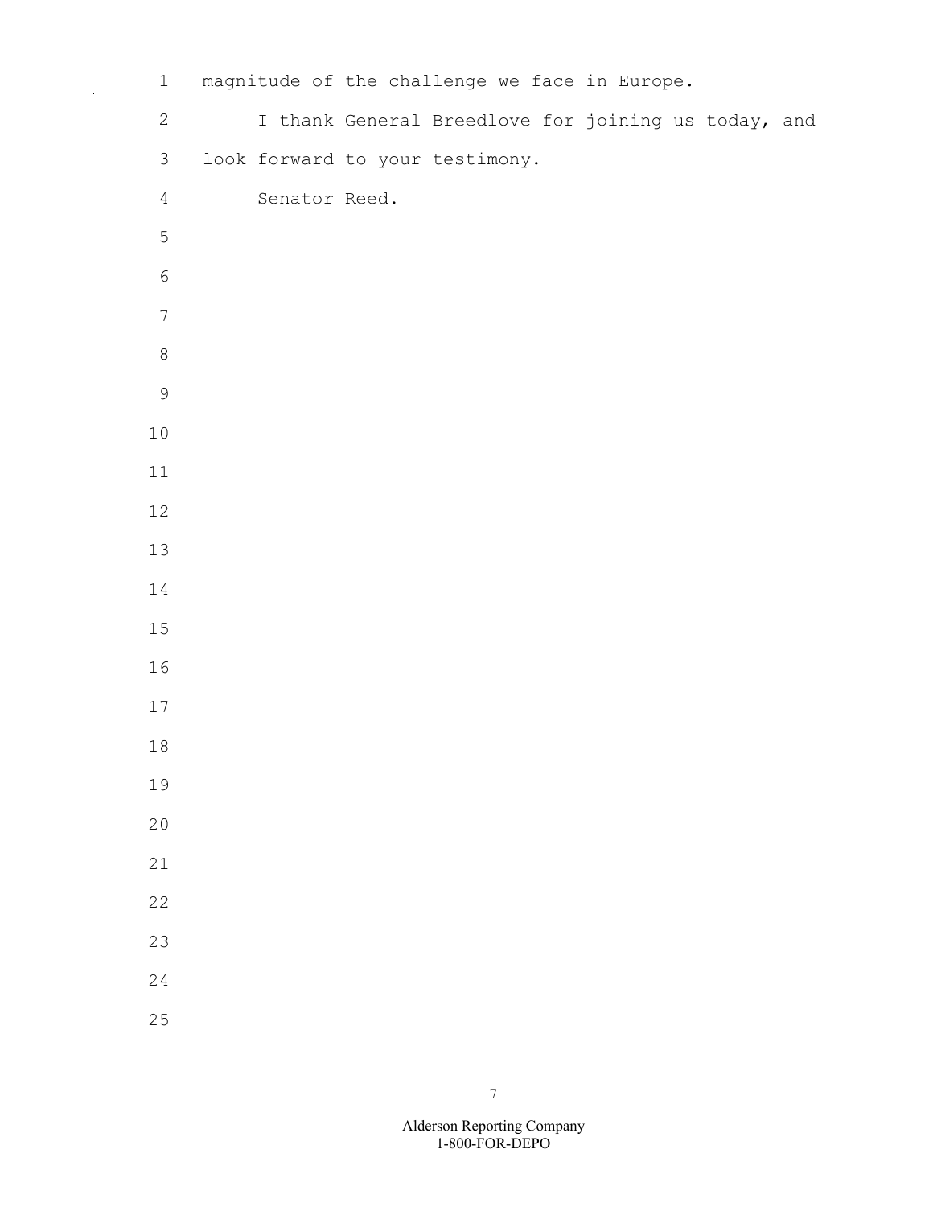magnitude of the challenge we face in Europe.

I thank General Breedlove for joining us today, and look forward to your testimony.

Senator Reed.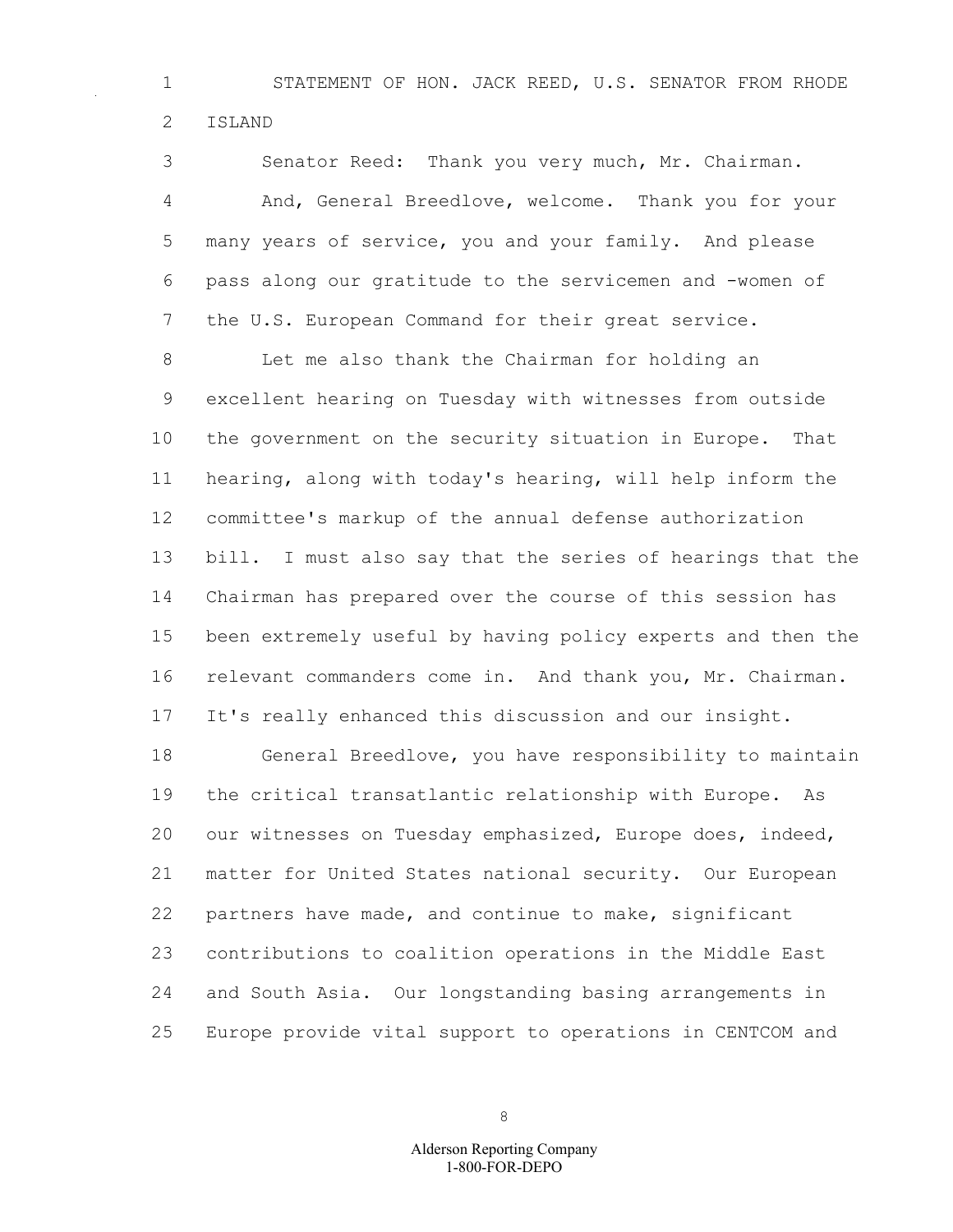STATEMENT OF HON. JACK REED, U.S. SENATOR FROM RHODE ISLAND

Senator Reed: Thank you very much, Mr. Chairman.

And, General Breedlove, welcome. Thank you for your many years of service, you and your family. And please pass along our gratitude to the servicemen and -women of the U.S. European Command for their great service.

Let me also thank the Chairman for holding an excellent hearing on Tuesday with witnesses from outside the government on the security situation in Europe. That hearing, along with today's hearing, will help inform the committee's markup of the annual defense authorization bill. I must also say that the series of hearings that the Chairman has prepared over the course of this session has been extremely useful by having policy experts and then the relevant commanders come in. And thank you, Mr. Chairman. It's really enhanced this discussion and our insight.

General Breedlove, you have responsibility to maintain the critical transatlantic relationship with Europe. As our witnesses on Tuesday emphasized, Europe does, indeed, matter for United States national security. Our European partners have made, and continue to make, significant contributions to coalition operations in the Middle East and South Asia. Our longstanding basing arrangements in Europe provide vital support to operations in CENTCOM and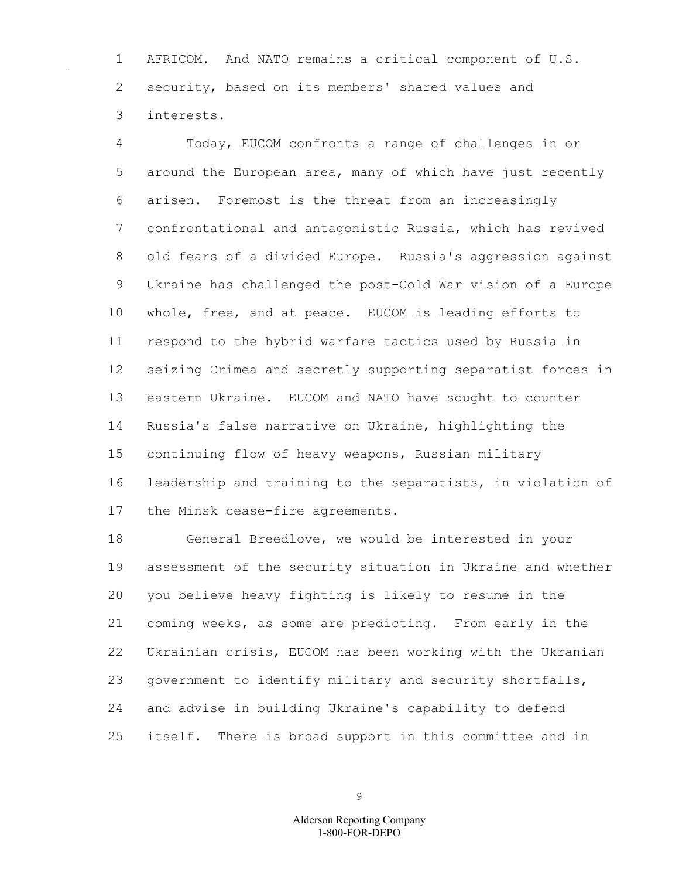AFRICOM. And NATO remains a critical component of U.S. security, based on its members' shared values and interests.

Today, EUCOM confronts a range of challenges in or around the European area, many of which have just recently arisen. Foremost is the threat from an increasingly confrontational and antagonistic Russia, which has revived old fears of a divided Europe. Russia's aggression against Ukraine has challenged the post-Cold War vision of a Europe whole, free, and at peace. EUCOM is leading efforts to respond to the hybrid warfare tactics used by Russia in seizing Crimea and secretly supporting separatist forces in eastern Ukraine. EUCOM and NATO have sought to counter Russia's false narrative on Ukraine, highlighting the continuing flow of heavy weapons, Russian military leadership and training to the separatists, in violation of the Minsk cease-fire agreements.

General Breedlove, we would be interested in your assessment of the security situation in Ukraine and whether you believe heavy fighting is likely to resume in the coming weeks, as some are predicting. From early in the Ukrainian crisis, EUCOM has been working with the Ukranian government to identify military and security shortfalls, and advise in building Ukraine's capability to defend itself. There is broad support in this committee and in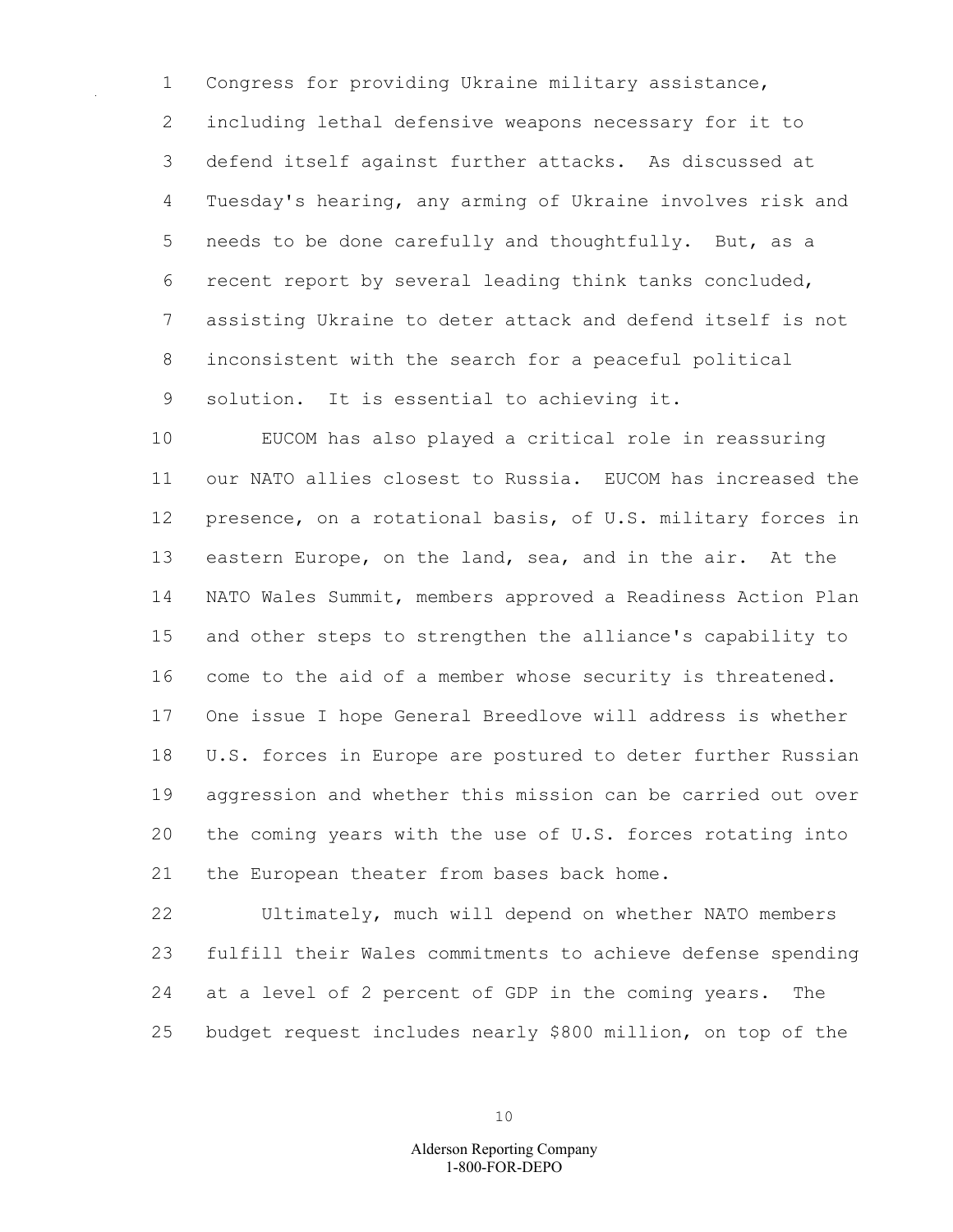Congress for providing Ukraine military assistance, including lethal defensive weapons necessary for it to defend itself against further attacks. As discussed at Tuesday's hearing, any arming of Ukraine involves risk and needs to be done carefully and thoughtfully. But, as a recent report by several leading think tanks concluded, assisting Ukraine to deter attack and defend itself is not inconsistent with the search for a peaceful political solution. It is essential to achieving it.

EUCOM has also played a critical role in reassuring our NATO allies closest to Russia. EUCOM has increased the presence, on a rotational basis, of U.S. military forces in eastern Europe, on the land, sea, and in the air. At the NATO Wales Summit, members approved a Readiness Action Plan and other steps to strengthen the alliance's capability to come to the aid of a member whose security is threatened. One issue I hope General Breedlove will address is whether U.S. forces in Europe are postured to deter further Russian aggression and whether this mission can be carried out over the coming years with the use of U.S. forces rotating into the European theater from bases back home.

Ultimately, much will depend on whether NATO members fulfill their Wales commitments to achieve defense spending at a level of 2 percent of GDP in the coming years. The budget request includes nearly $800 million, on top of the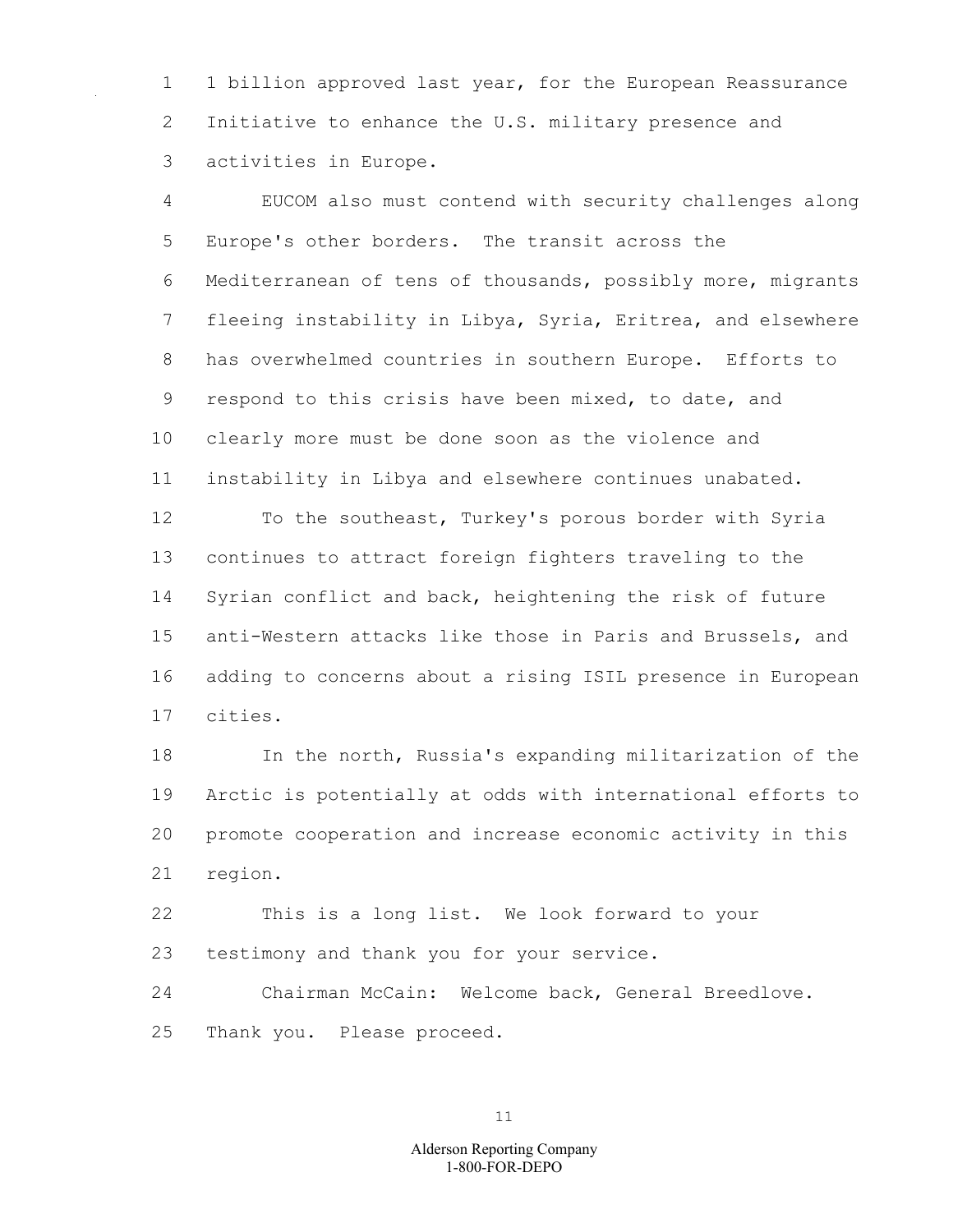1 billion approved last year, for the European Reassurance Initiative to enhance the U.S. military presence and activities in Europe.

EUCOM also must contend with security challenges along Europe's other borders. The transit across the Mediterranean of tens of thousands, possibly more, migrants fleeing instability in Libya, Syria, Eritrea, and elsewhere has overwhelmed countries in southern Europe. Efforts to respond to this crisis have been mixed, to date, and clearly more must be done soon as the violence and instability in Libya and elsewhere continues unabated.

To the southeast, Turkey's porous border with Syria continues to attract foreign fighters traveling to the Syrian conflict and back, heightening the risk of future anti-Western attacks like those in Paris and Brussels, and adding to concerns about a rising ISIL presence in European cities.

In the north, Russia's expanding militarization of the Arctic is potentially at odds with international efforts to promote cooperation and increase economic activity in this region.

This is a long list. We look forward to your testimony and thank you for your service.

Chairman McCain: Welcome back, General Breedlove. Thank you. Please proceed.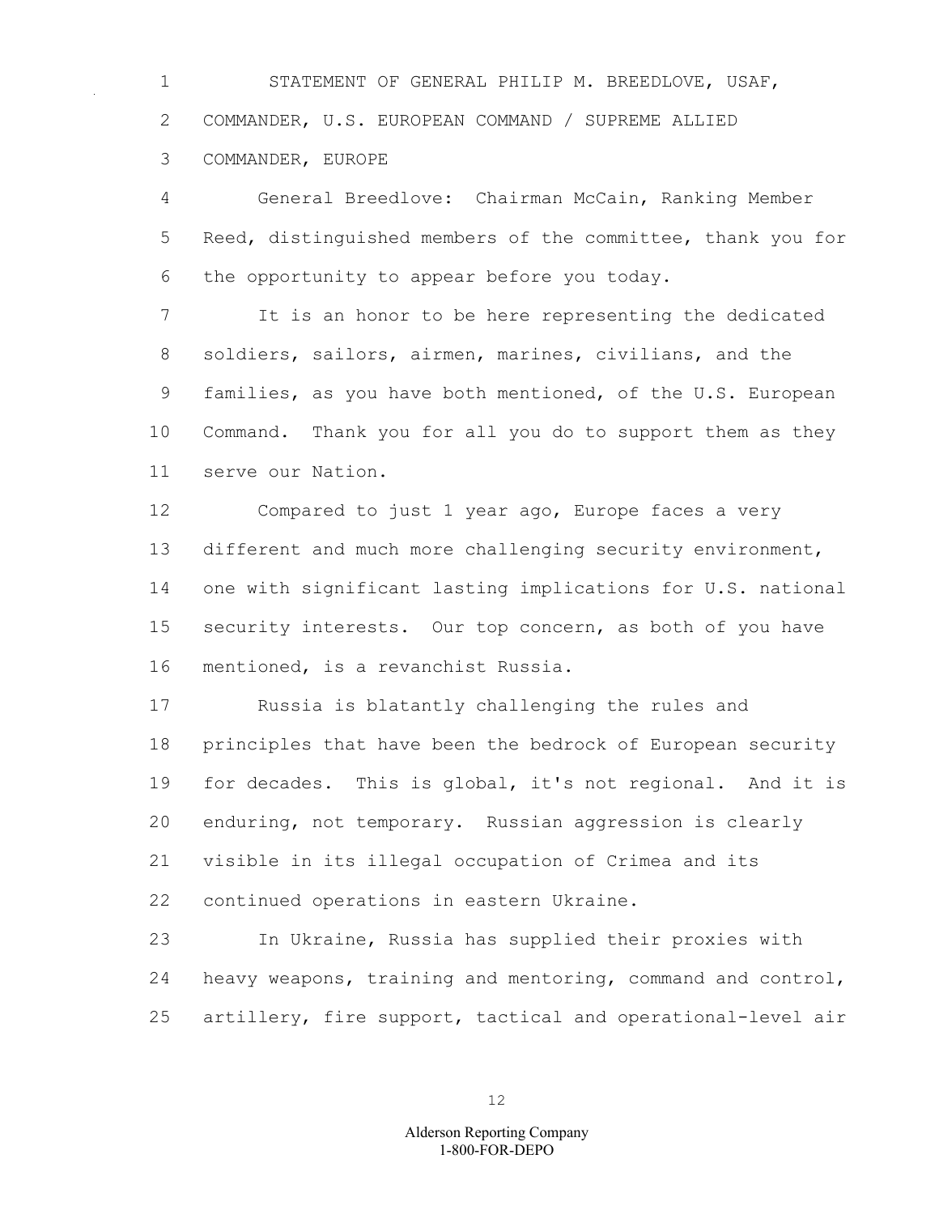STATEMENT OF GENERAL PHILIP M. BREEDLOVE, USAF, COMMANDER, U.S. EUROPEAN COMMAND / SUPREME ALLIED COMMANDER, EUROPE

General Breedlove: Chairman McCain, Ranking Member Reed, distinguished members of the committee, thank you for the opportunity to appear before you today.

It is an honor to be here representing the dedicated soldiers, sailors, airmen, marines, civilians, and the families, as you have both mentioned, of the U.S. European Command. Thank you for all you do to support them as they serve our Nation.

Compared to just 1 year ago, Europe faces a very different and much more challenging security environment, one with significant lasting implications for U.S. national security interests. Our top concern, as both of you have mentioned, is a revanchist Russia.

Russia is blatantly challenging the rules and principles that have been the bedrock of European security for decades. This is global, it's not regional. And it is enduring, not temporary. Russian aggression is clearly visible in its illegal occupation of Crimea and its continued operations in eastern Ukraine.

In Ukraine, Russia has supplied their proxies with heavy weapons, training and mentoring, command and control, artillery, fire support, tactical and operational-level air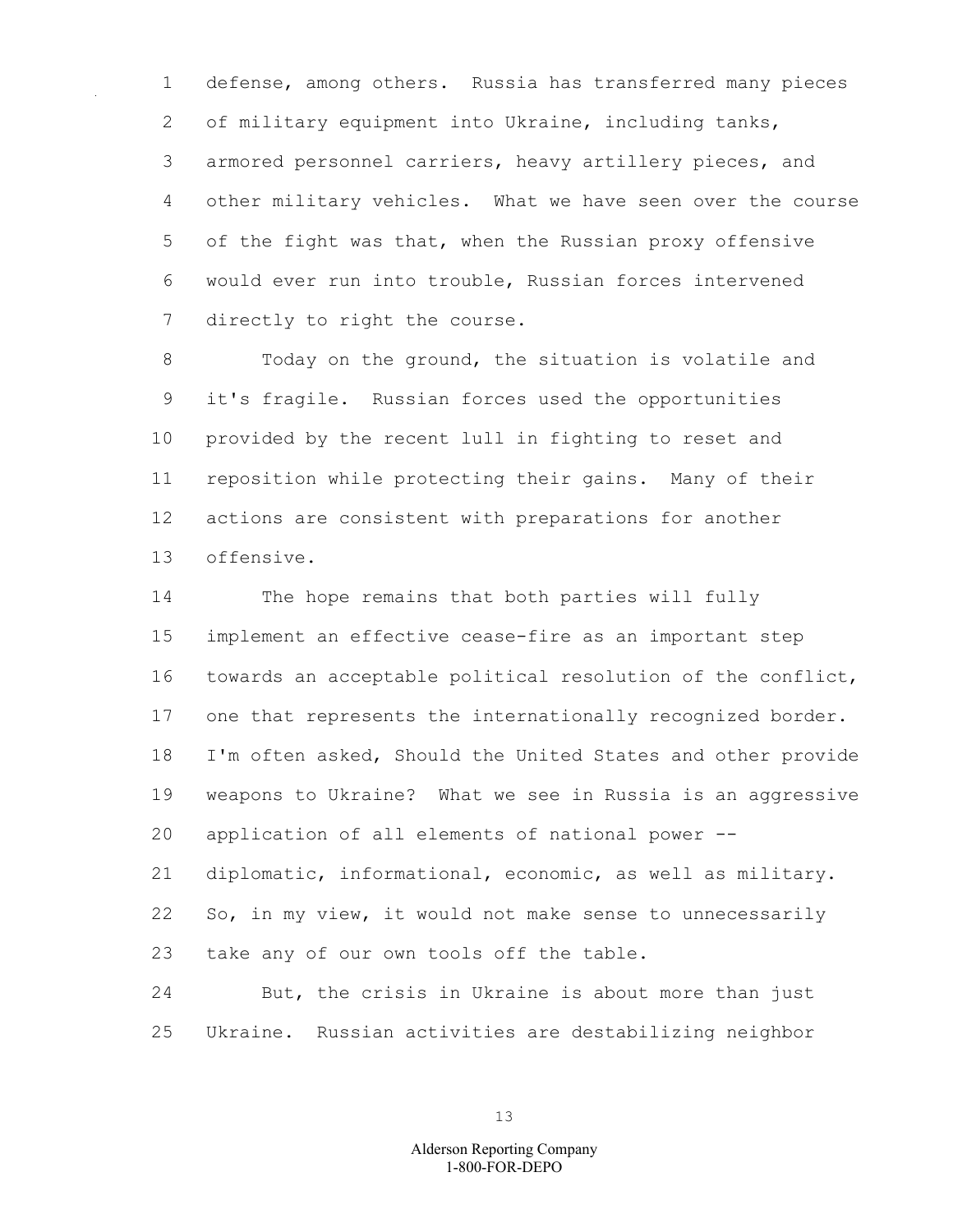defense, among others. Russia has transferred many pieces of military equipment into Ukraine, including tanks, armored personnel carriers, heavy artillery pieces, and other military vehicles. What we have seen over the course of the fight was that, when the Russian proxy offensive would ever run into trouble, Russian forces intervened directly to right the course.

Today on the ground, the situation is volatile and it's fragile. Russian forces used the opportunities provided by the recent lull in fighting to reset and reposition while protecting their gains. Many of their actions are consistent with preparations for another offensive.

The hope remains that both parties will fully implement an effective cease-fire as an important step towards an acceptable political resolution of the conflict, one that represents the internationally recognized border. I'm often asked, Should the United States and other provide weapons to Ukraine? What we see in Russia is an aggressive application of all elements of national power -- diplomatic, informational, economic, as well as military. So, in my view, it would not make sense to unnecessarily take any of our own tools off the table.

But, the crisis in Ukraine is about more than just Ukraine. Russian activities are destabilizing neighbor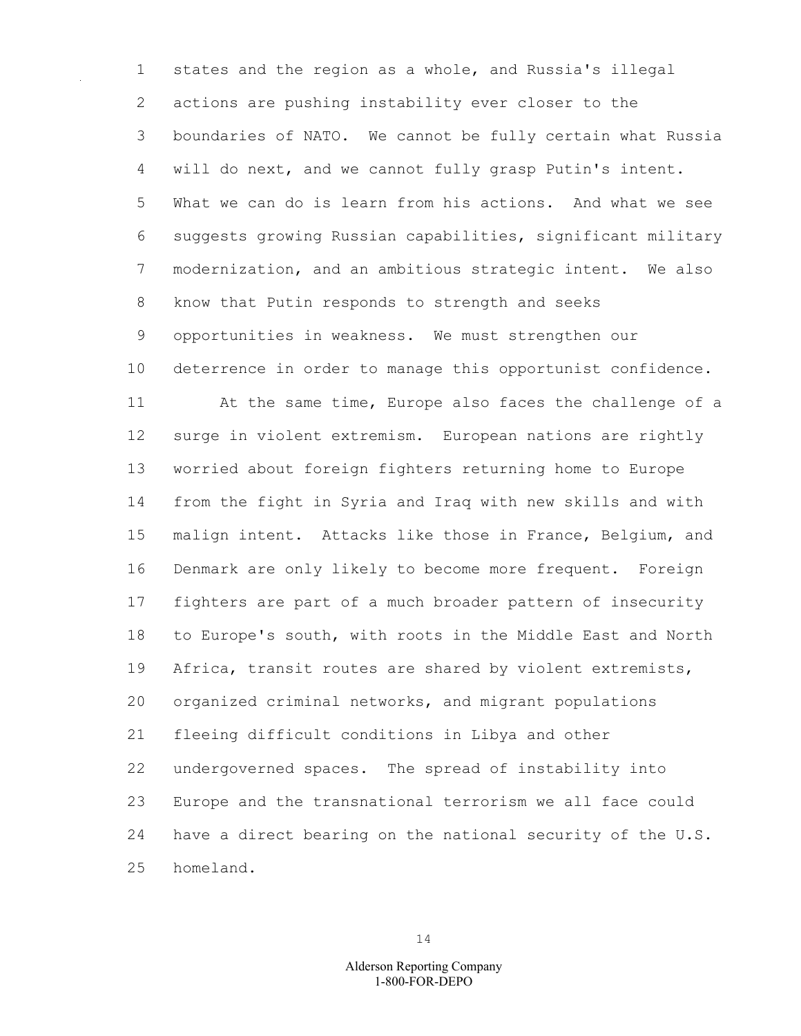states and the region as a whole, and Russia's illegal actions are pushing instability ever closer to the boundaries of NATO. We cannot be fully certain what Russia will do next, and we cannot fully grasp Putin's intent. What we can do is learn from his actions. And what we see suggests growing Russian capabilities, significant military modernization, and an ambitious strategic intent. We also know that Putin responds to strength and seeks opportunities in weakness. We must strengthen our deterrence in order to manage this opportunist confidence.

At the same time, Europe also faces the challenge of a surge in violent extremism. European nations are rightly worried about foreign fighters returning home to Europe from the fight in Syria and Iraq with new skills and with malign intent. Attacks like those in France, Belgium, and Denmark are only likely to become more frequent. Foreign fighters are part of a much broader pattern of insecurity to Europe's south, with roots in the Middle East and North Africa, transit routes are shared by violent extremists, organized criminal networks, and migrant populations fleeing difficult conditions in Libya and other undergoverned spaces. The spread of instability into Europe and the transnational terrorism we all face could have a direct bearing on the national security of the U.S. homeland.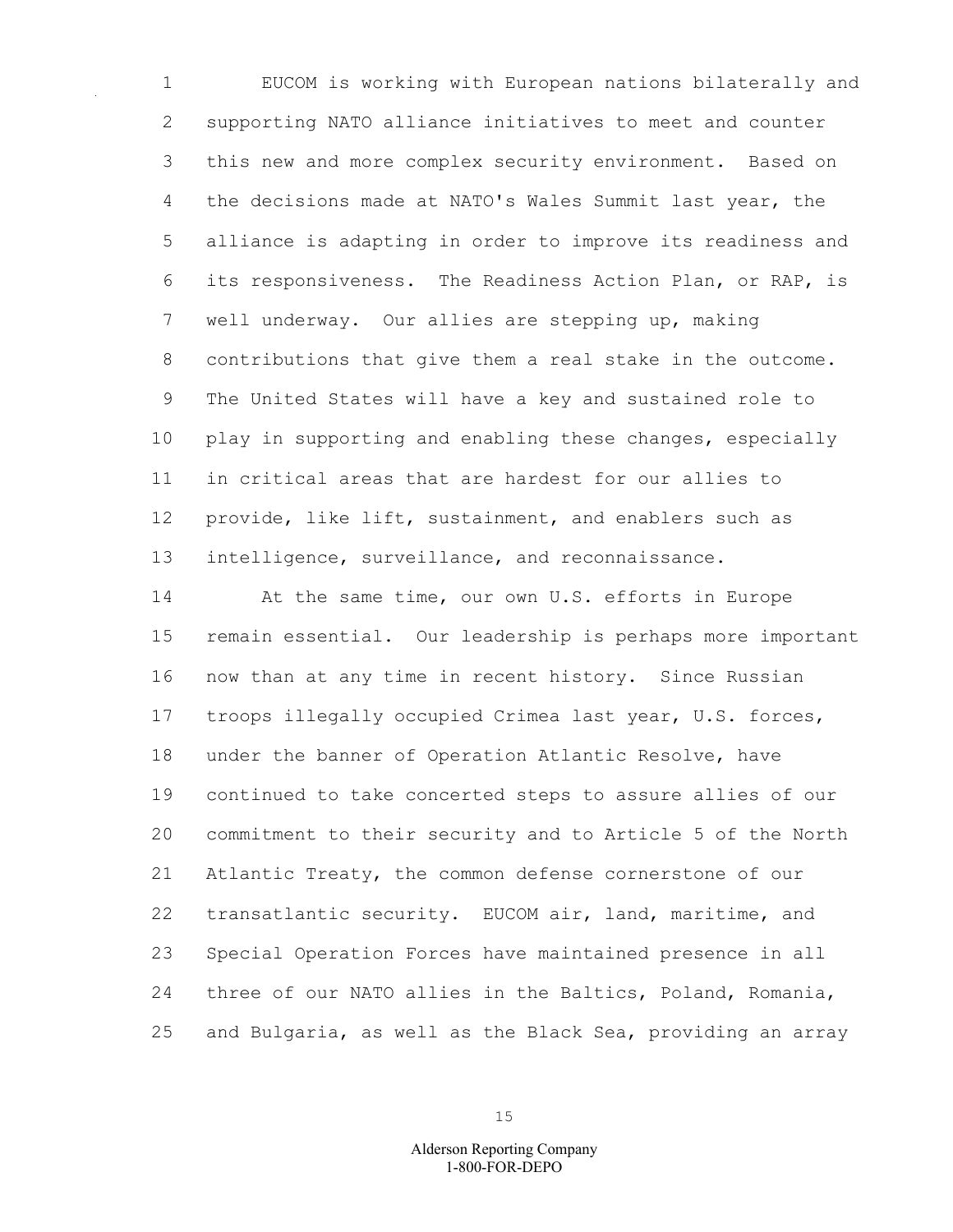EUCOM is working with European nations bilaterally and supporting NATO alliance initiatives to meet and counter this new and more complex security environment. Based on the decisions made at NATO's Wales Summit last year, the alliance is adapting in order to improve its readiness and its responsiveness. The Readiness Action Plan, or RAP, is well underway. Our allies are stepping up, making contributions that give them a real stake in the outcome. The United States will have a key and sustained role to play in supporting and enabling these changes, especially in critical areas that are hardest for our allies to provide, like lift, sustainment, and enablers such as intelligence, surveillance, and reconnaissance.

At the same time, our own U.S. efforts in Europe remain essential. Our leadership is perhaps more important now than at any time in recent history. Since Russian troops illegally occupied Crimea last year, U.S. forces, under the banner of Operation Atlantic Resolve, have continued to take concerted steps to assure allies of our commitment to their security and to Article 5 of the North Atlantic Treaty, the common defense cornerstone of our transatlantic security. EUCOM air, land, maritime, and Special Operation Forces have maintained presence in all three of our NATO allies in the Baltics, Poland, Romania, and Bulgaria, as well as the Black Sea, providing an array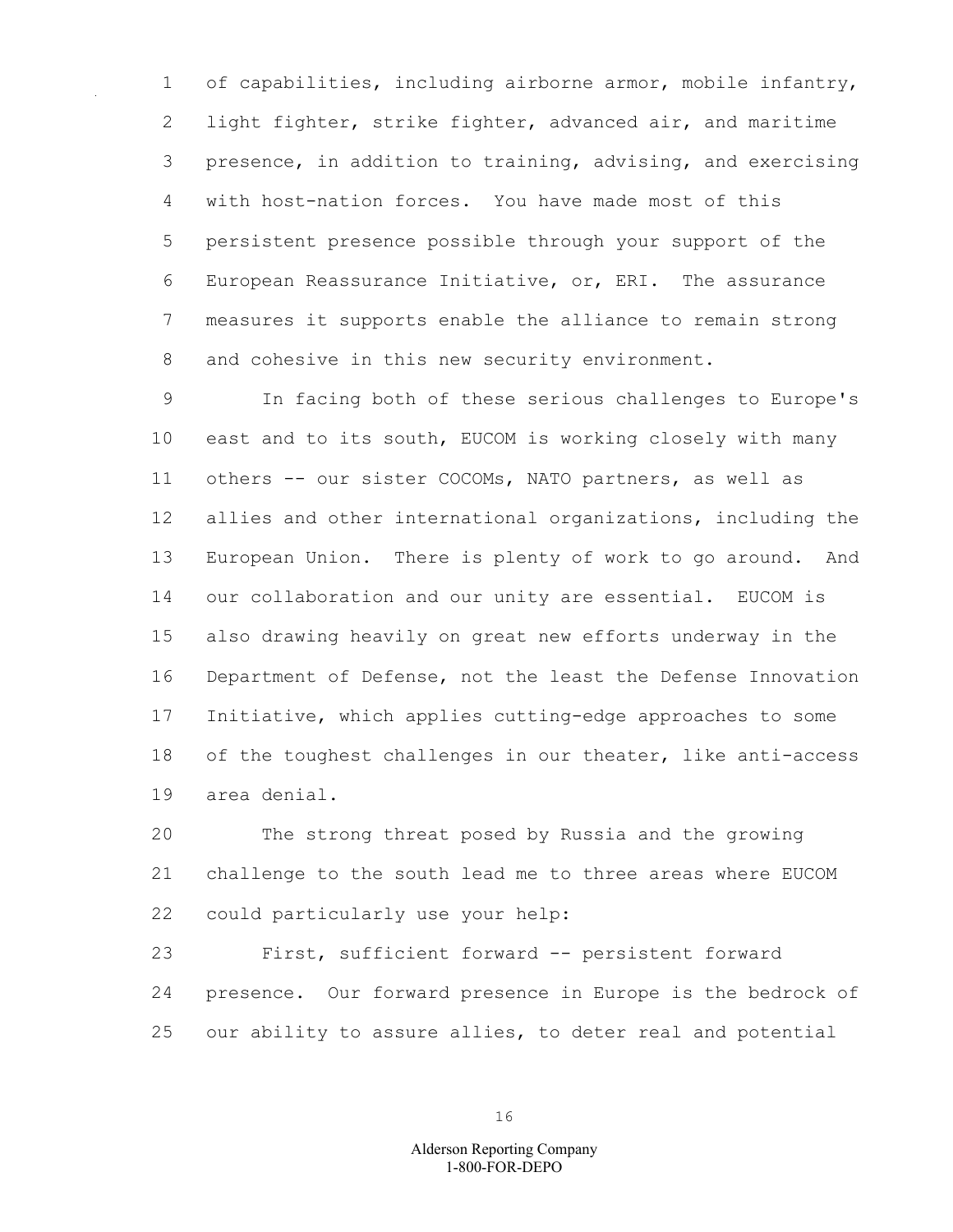of capabilities, including airborne armor, mobile infantry, light fighter, strike fighter, advanced air, and maritime presence, in addition to training, advising, and exercising with host-nation forces. You have made most of this persistent presence possible through your support of the European Reassurance Initiative, or, ERI. The assurance measures it supports enable the alliance to remain strong and cohesive in this new security environment.

In facing both of these serious challenges to Europe's east and to its south, EUCOM is working closely with many others -- our sister COCOMs, NATO partners, as well as allies and other international organizations, including the European Union. There is plenty of work to go around. And our collaboration and our unity are essential. EUCOM is also drawing heavily on great new efforts underway in the Department of Defense, not the least the Defense Innovation Initiative, which applies cutting-edge approaches to some of the toughest challenges in our theater, like anti-access area denial.

The strong threat posed by Russia and the growing challenge to the south lead me to three areas where EUCOM could particularly use your help:

First, sufficient forward -- persistent forward presence. Our forward presence in Europe is the bedrock of our ability to assure allies, to deter real and potential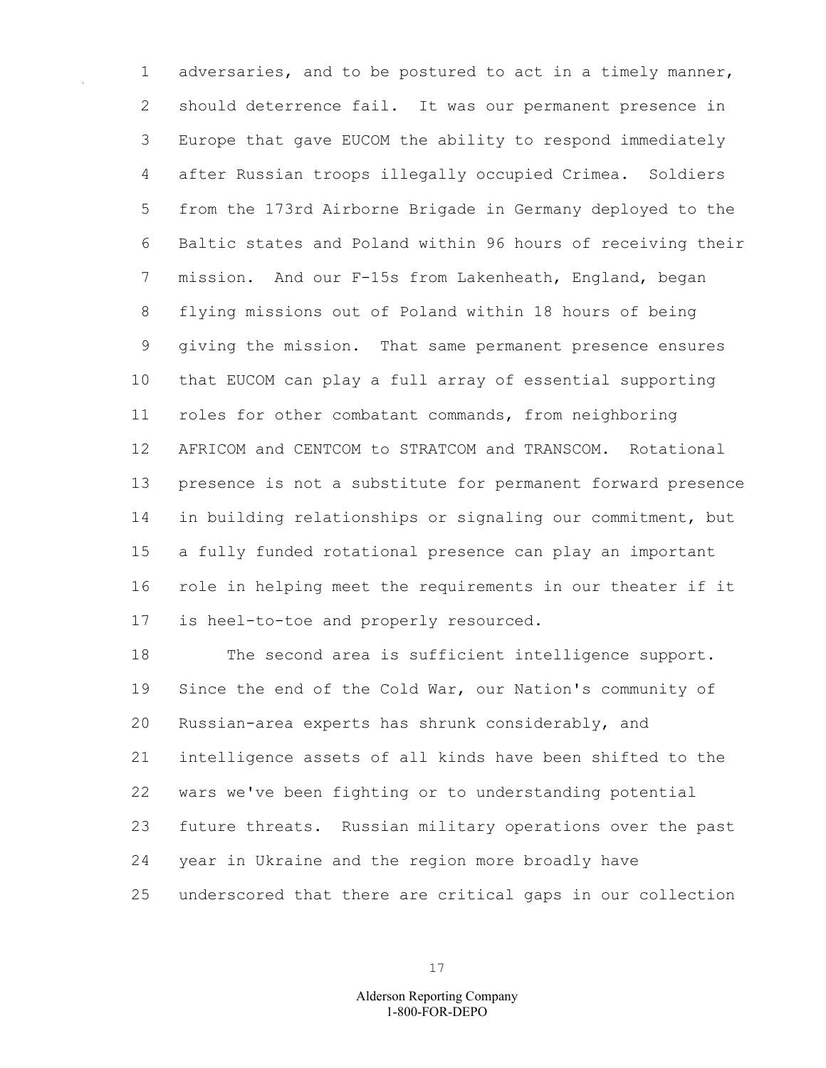adversaries, and to be postured to act in a timely manner, should deterrence fail. It was our permanent presence in Europe that gave EUCOM the ability to respond immediately after Russian troops illegally occupied Crimea. Soldiers from the 173rd Airborne Brigade in Germany deployed to the Baltic states and Poland within 96 hours of receiving their mission. And our F-15s from Lakenheath, England, began flying missions out of Poland within 18 hours of being giving the mission. That same permanent presence ensures that EUCOM can play a full array of essential supporting roles for other combatant commands, from neighboring AFRICOM and CENTCOM to STRATCOM and TRANSCOM. Rotational presence is not a substitute for permanent forward presence in building relationships or signaling our commitment, but a fully funded rotational presence can play an important role in helping meet the requirements in our theater if it is heel-to-toe and properly resourced.

The second area is sufficient intelligence support. Since the end of the Cold War, our Nation's community of Russian-area experts has shrunk considerably, and intelligence assets of all kinds have been shifted to the wars we've been fighting or to understanding potential future threats. Russian military operations over the past year in Ukraine and the region more broadly have underscored that there are critical gaps in our collection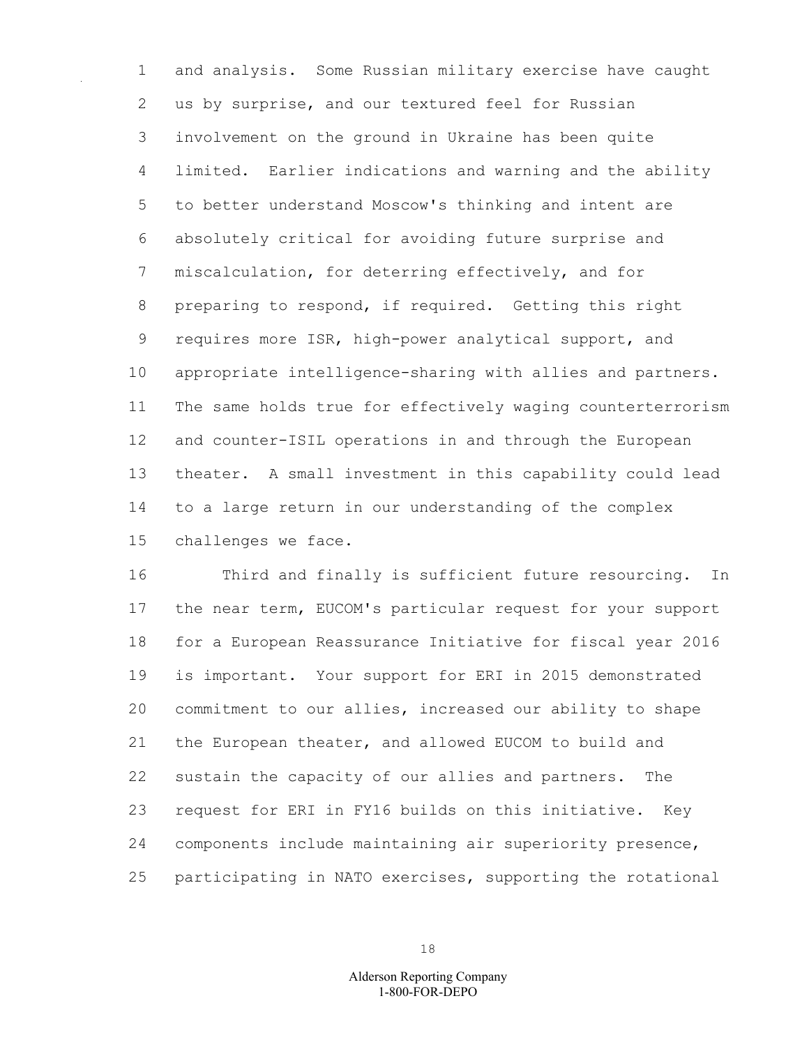and analysis. Some Russian military exercise have caught us by surprise, and our textured feel for Russian involvement on the ground in Ukraine has been quite limited. Earlier indications and warning and the ability to better understand Moscow's thinking and intent are absolutely critical for avoiding future surprise and miscalculation, for deterring effectively, and for preparing to respond, if required. Getting this right requires more ISR, high-power analytical support, and appropriate intelligence-sharing with allies and partners. The same holds true for effectively waging counterterrorism and counter-ISIL operations in and through the European theater. A small investment in this capability could lead to a large return in our understanding of the complex challenges we face.

Third and finally is sufficient future resourcing. In the near term, EUCOM's particular request for your support for a European Reassurance Initiative for fiscal year 2016 is important. Your support for ERI in 2015 demonstrated commitment to our allies, increased our ability to shape the European theater, and allowed EUCOM to build and sustain the capacity of our allies and partners. The request for ERI in FY16 builds on this initiative. Key components include maintaining air superiority presence, participating in NATO exercises, supporting the rotational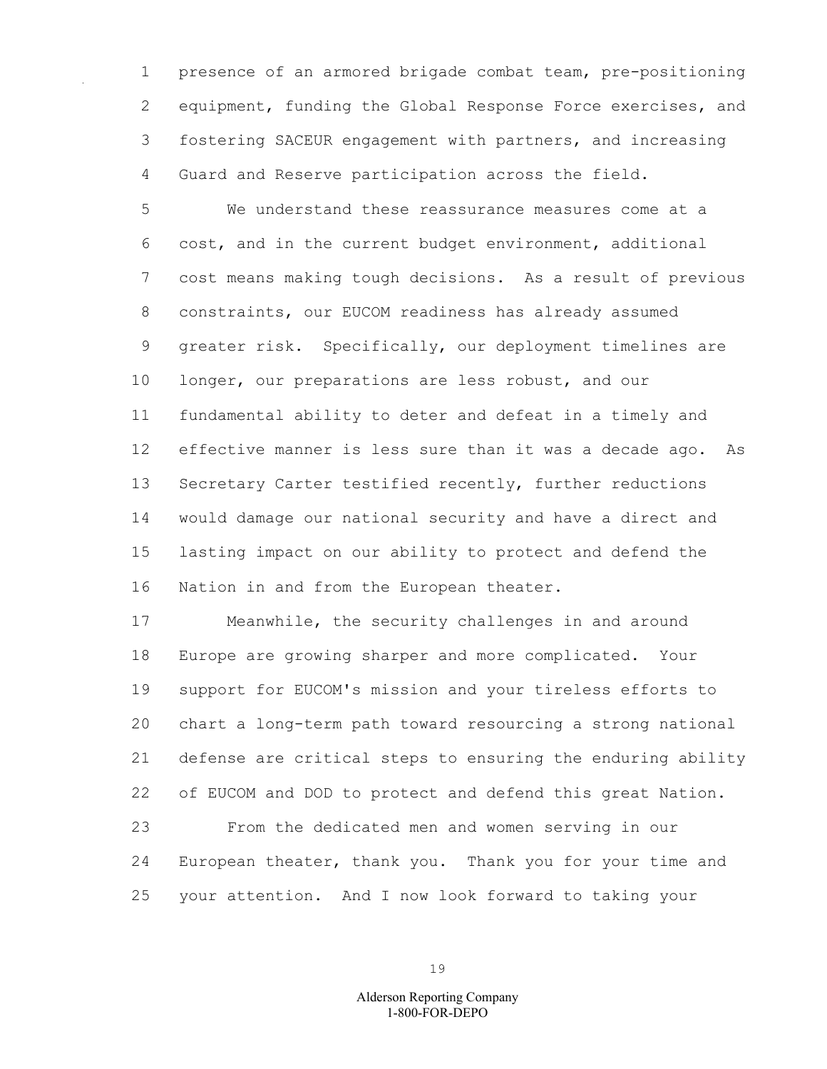presence of an armored brigade combat team, pre-positioning equipment, funding the Global Response Force exercises, and fostering SACEUR engagement with partners, and increasing Guard and Reserve participation across the field.

We understand these reassurance measures come at a cost, and in the current budget environment, additional cost means making tough decisions. As a result of previous constraints, our EUCOM readiness has already assumed greater risk. Specifically, our deployment timelines are longer, our preparations are less robust, and our fundamental ability to deter and defeat in a timely and effective manner is less sure than it was a decade ago. As Secretary Carter testified recently, further reductions would damage our national security and have a direct and lasting impact on our ability to protect and defend the Nation in and from the European theater.

Meanwhile, the security challenges in and around Europe are growing sharper and more complicated. Your support for EUCOM's mission and your tireless efforts to chart a long-term path toward resourcing a strong national defense are critical steps to ensuring the enduring ability of EUCOM and DOD to protect and defend this great Nation.

From the dedicated men and women serving in our European theater, thank you. Thank you for your time and your attention. And I now look forward to taking your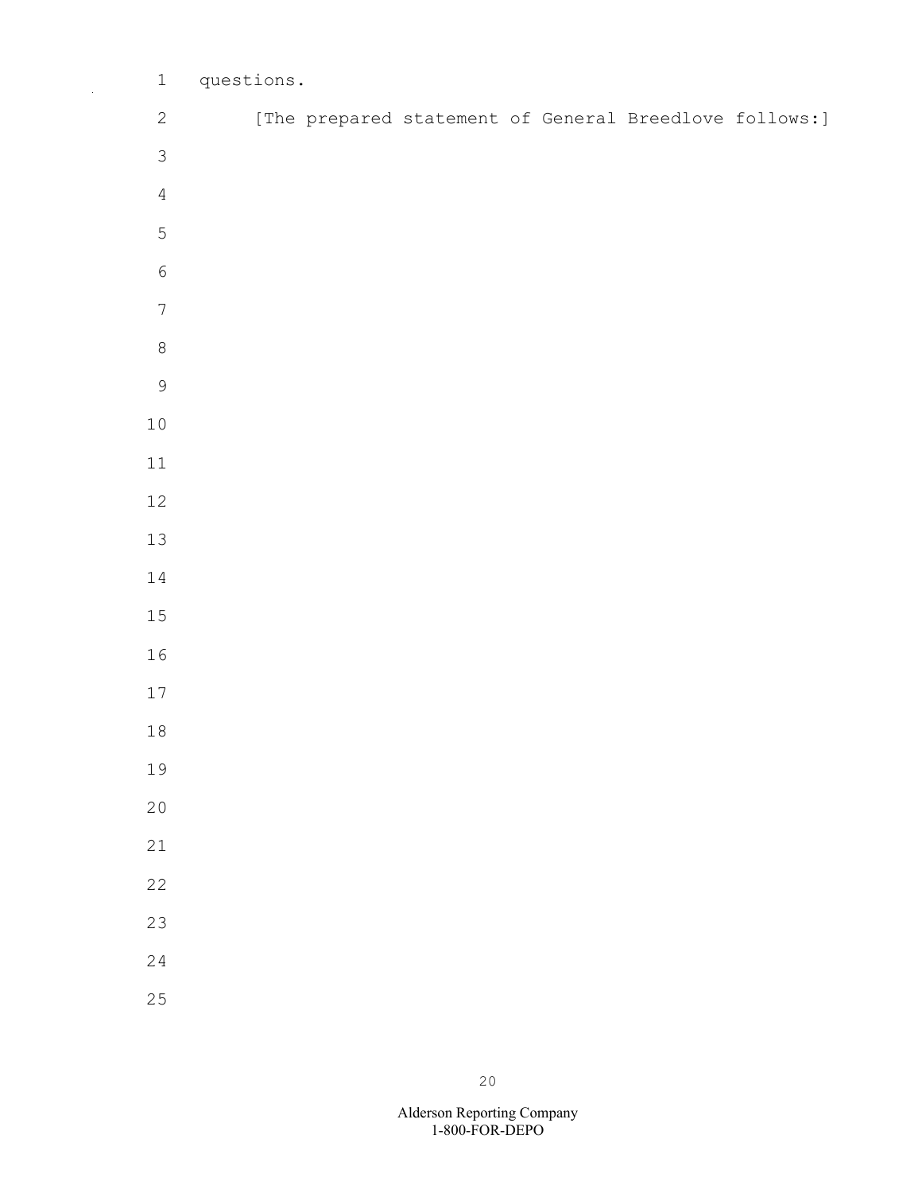questions.

[The prepared statement of General Breedlove follows:]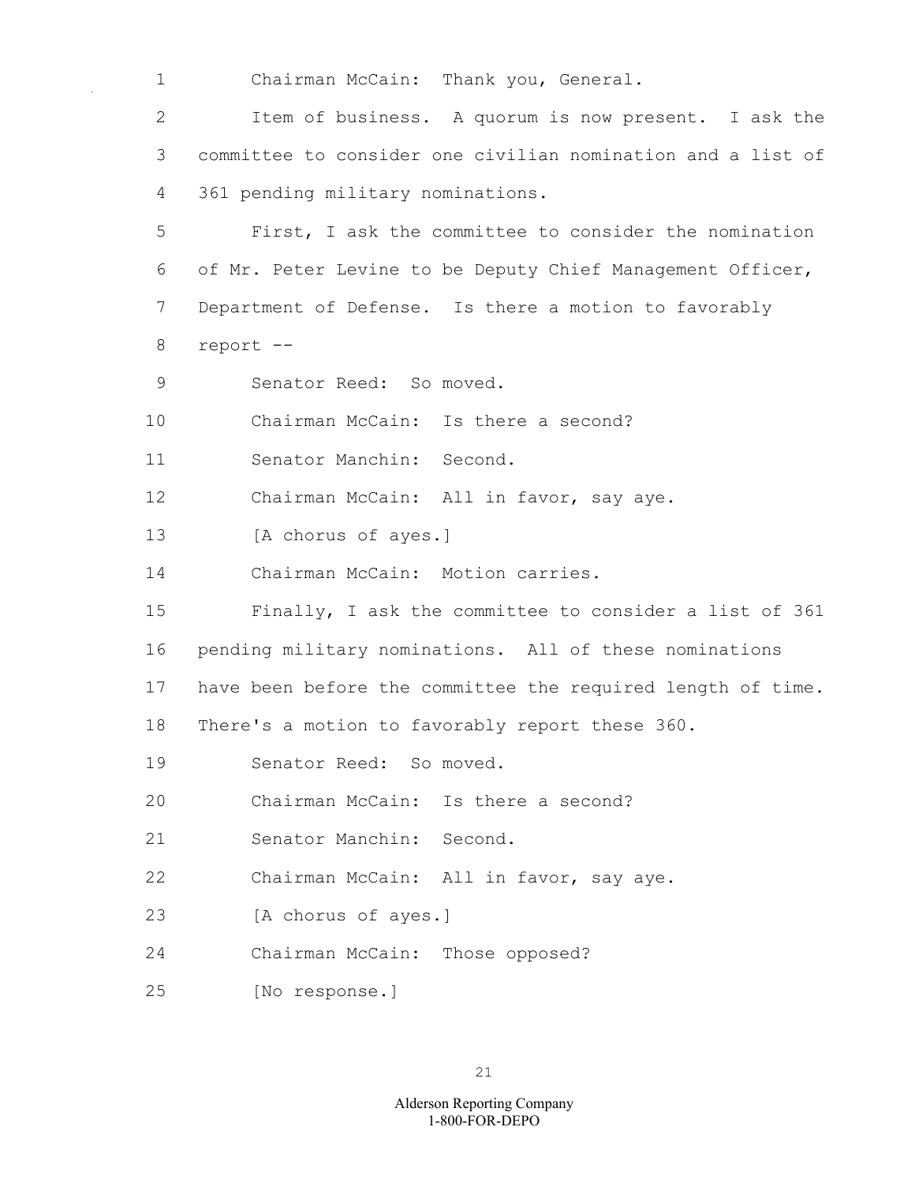Chairman McCain: Thank you, General.

Item of business. A quorum is now present. I ask the committee to consider one civilian nomination and a list of 361 pending military nominations.

First, I ask the committee to consider the nomination of Mr. Peter Levine to be Deputy Chief Management Officer, Department of Defense. Is there a motion to favorably report --

Senator Reed: So moved.

Chairman McCain: Is there a second?

Senator Manchin: Second.

Chairman McCain: All in favor, say aye.

[A chorus of ayes.]

Chairman McCain: Motion carries.

Finally, I ask the committee to consider a list of 361 pending military nominations. All of these nominations have been before the committee the required length of time. There's a motion to favorably report these 360.

Senator Reed: So moved.

Chairman McCain: Is there a second?

Senator Manchin: Second.

Chairman McCain: All in favor, say aye.

[A chorus of ayes.]

Chairman McCain: Those opposed?

[No response.]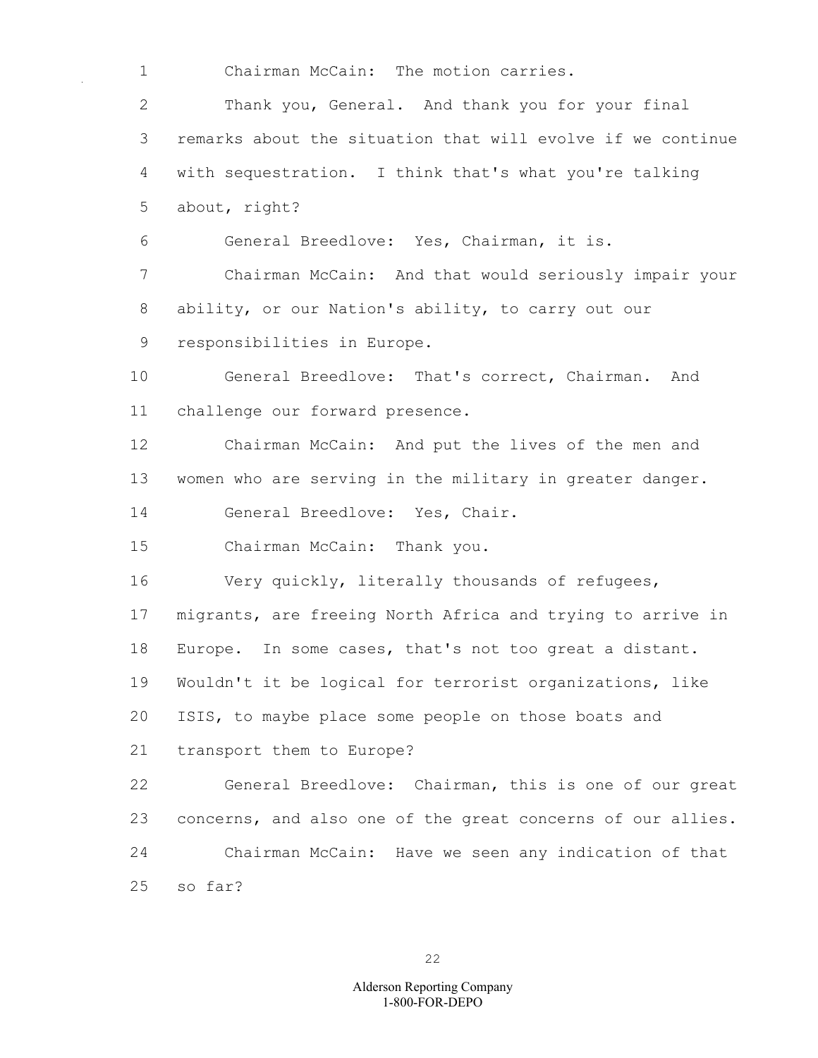Chairman McCain: The motion carries.

Thank you, General. And thank you for your final remarks about the situation that will evolve if we continue with sequestration. I think that's what you're talking about, right?

General Breedlove: Yes, Chairman, it is.

Chairman McCain: And that would seriously impair your ability, or our Nation's ability, to carry out our responsibilities in Europe.

General Breedlove: That's correct, Chairman. And challenge our forward presence.

Chairman McCain: And put the lives of the men and women who are serving in the military in greater danger.

General Breedlove: Yes, Chair.

Chairman McCain: Thank you.

Very quickly, literally thousands of refugees, migrants, are freeing North Africa and trying to arrive in Europe. In some cases, that's not too great a distant. Wouldn't it be logical for terrorist organizations, like ISIS, to maybe place some people on those boats and transport them to Europe?

General Breedlove: Chairman, this is one of our great concerns, and also one of the great concerns of our allies.

Chairman McCain: Have we seen any indication of that so far?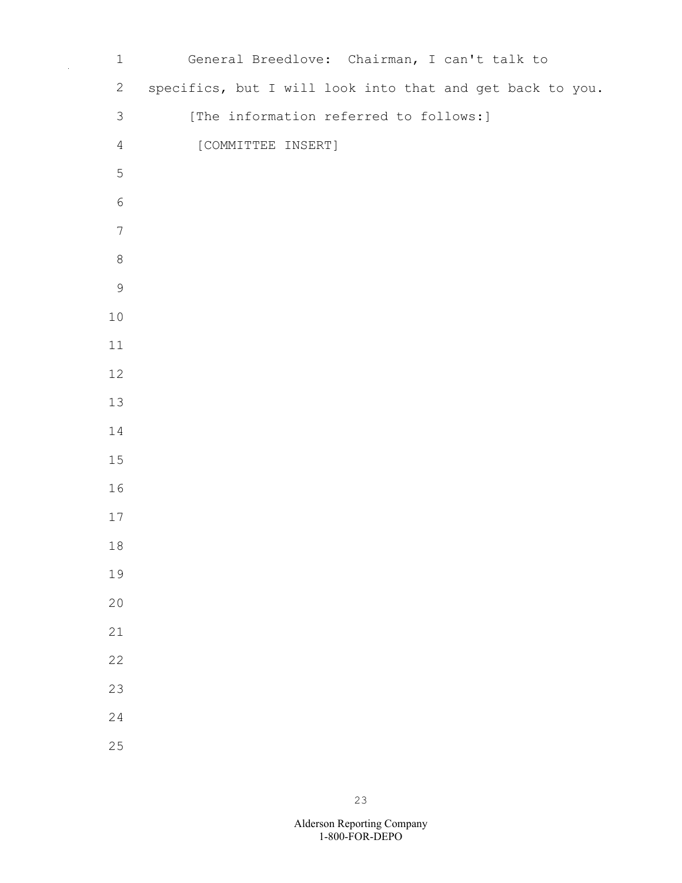General Breedlove: Chairman, I can't talk to specifics, but I will look into that and get back to you.

[The information referred to follows:]

[COMMITTEE INSERT]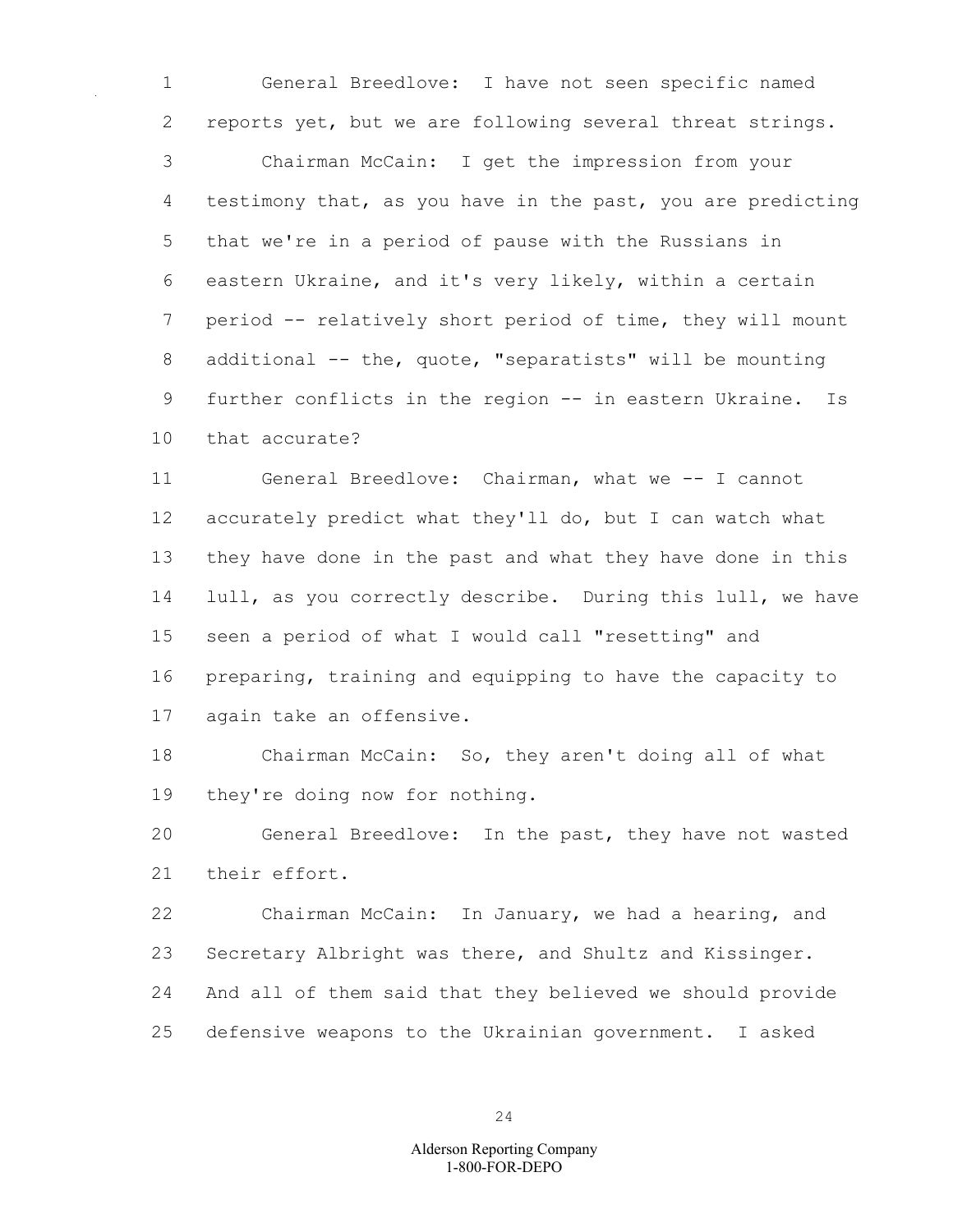General Breedlove: I have not seen specific named reports yet, but we are following several threat strings.

Chairman McCain: I get the impression from your testimony that, as you have in the past, you are predicting that we're in a period of pause with the Russians in eastern Ukraine, and it's very likely, within a certain period -- relatively short period of time, they will mount additional -- the, quote, "separatists" will be mounting further conflicts in the region -- in eastern Ukraine. Is that accurate?

General Breedlove: Chairman, what we -- I cannot accurately predict what they'll do, but I can watch what they have done in the past and what they have done in this lull, as you correctly describe. During this lull, we have seen a period of what I would call "resetting" and preparing, training and equipping to have the capacity to again take an offensive.

Chairman McCain: So, they aren't doing all of what they're doing now for nothing.

General Breedlove: In the past, they have not wasted their effort.

Chairman McCain: In January, we had a hearing, and Secretary Albright was there, and Shultz and Kissinger. And all of them said that they believed we should provide defensive weapons to the Ukrainian government. I asked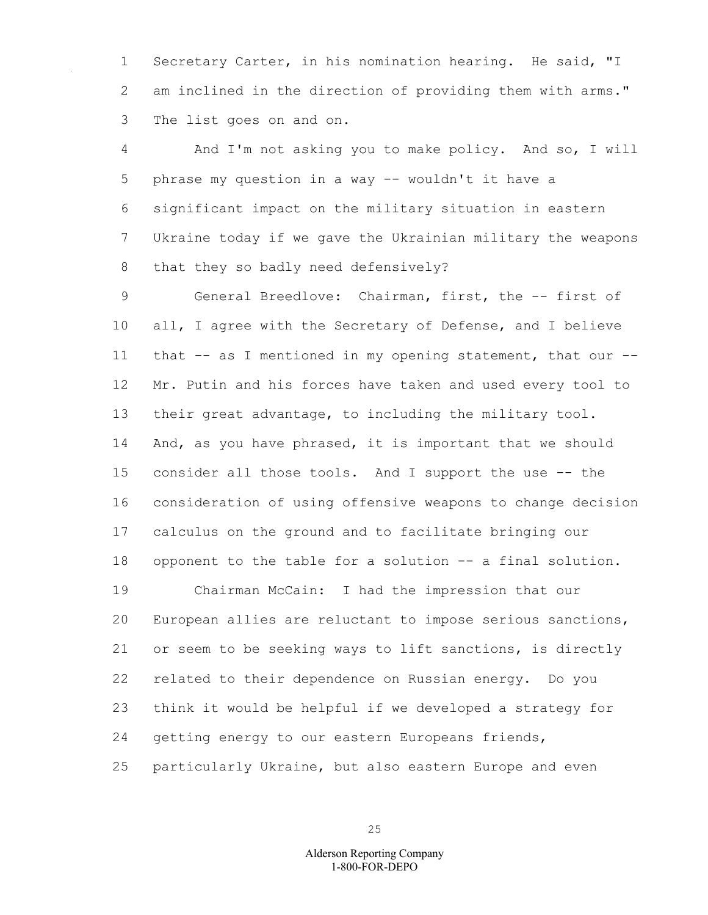Secretary Carter, in his nomination hearing. He said, "I am inclined in the direction of providing them with arms." The list goes on and on.

And I'm not asking you to make policy. And so, I will phrase my question in a way -- wouldn't it have a significant impact on the military situation in eastern Ukraine today if we gave the Ukrainian military the weapons that they so badly need defensively?

General Breedlove: Chairman, first, the -- first of all, I agree with the Secretary of Defense, and I believe that -- as I mentioned in my opening statement, that our -- Mr. Putin and his forces have taken and used every tool to their great advantage, to including the military tool. And, as you have phrased, it is important that we should consider all those tools. And I support the use -- the consideration of using offensive weapons to change decision calculus on the ground and to facilitate bringing our opponent to the table for a solution -- a final solution.

Chairman McCain: I had the impression that our European allies are reluctant to impose serious sanctions, or seem to be seeking ways to lift sanctions, is directly related to their dependence on Russian energy. Do you think it would be helpful if we developed a strategy for getting energy to our eastern Europeans friends, particularly Ukraine, but also eastern Europe and even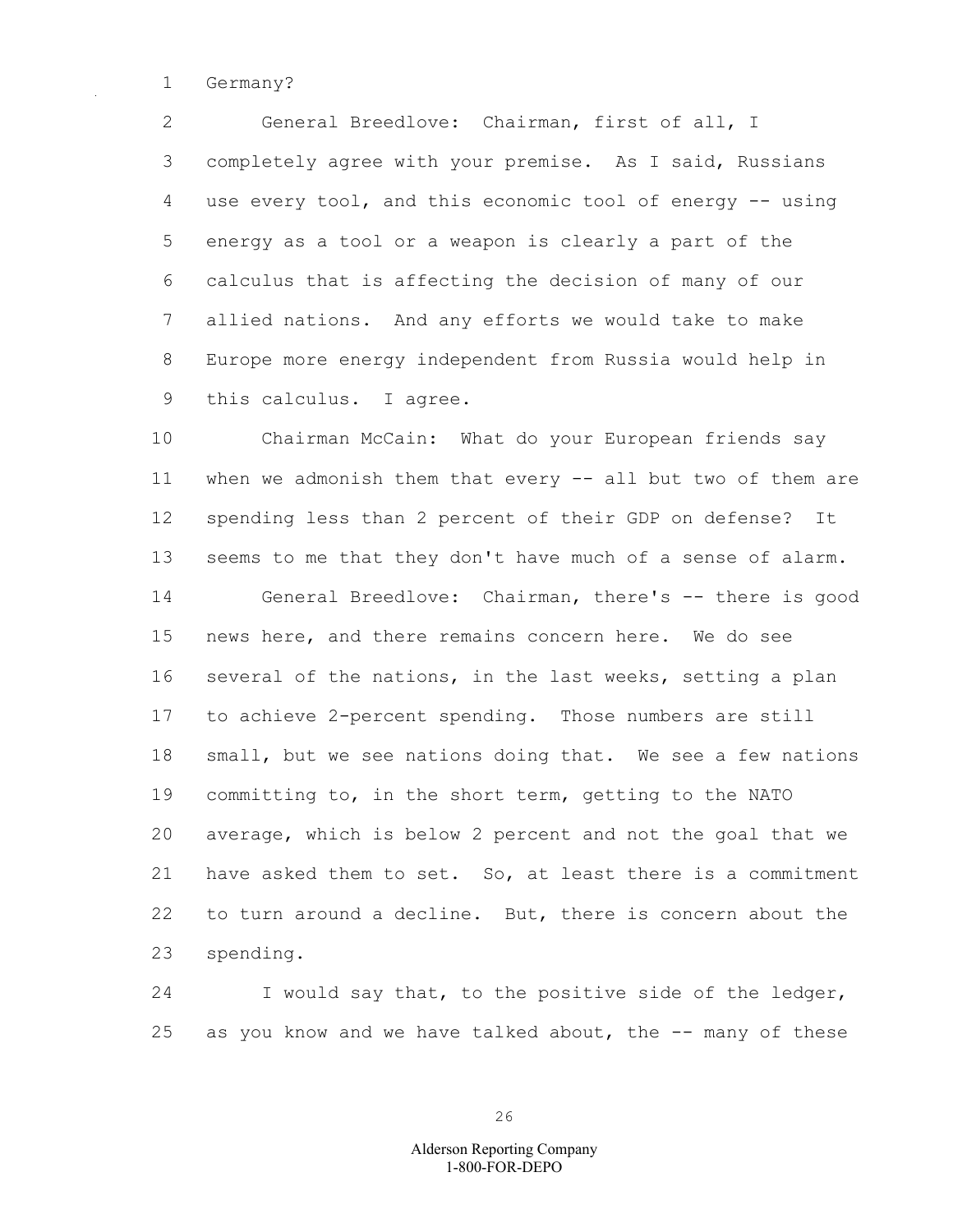Germany?

General Breedlove: Chairman, first of all, I completely agree with your premise. As I said, Russians use every tool, and this economic tool of energy -- using energy as a tool or a weapon is clearly a part of the calculus that is affecting the decision of many of our allied nations. And any efforts we would take to make Europe more energy independent from Russia would help in this calculus. I agree.

Chairman McCain: What do your European friends say when we admonish them that every -- all but two of them are spending less than 2 percent of their GDP on defense? It seems to me that they don't have much of a sense of alarm.

General Breedlove: Chairman, there's -- there is good news here, and there remains concern here. We do see several of the nations, in the last weeks, setting a plan to achieve 2-percent spending. Those numbers are still small, but we see nations doing that. We see a few nations committing to, in the short term, getting to the NATO average, which is below 2 percent and not the goal that we have asked them to set. So, at least there is a commitment to turn around a decline. But, there is concern about the spending.

I would say that, to the positive side of the ledger, as you know and we have talked about, the -- many of these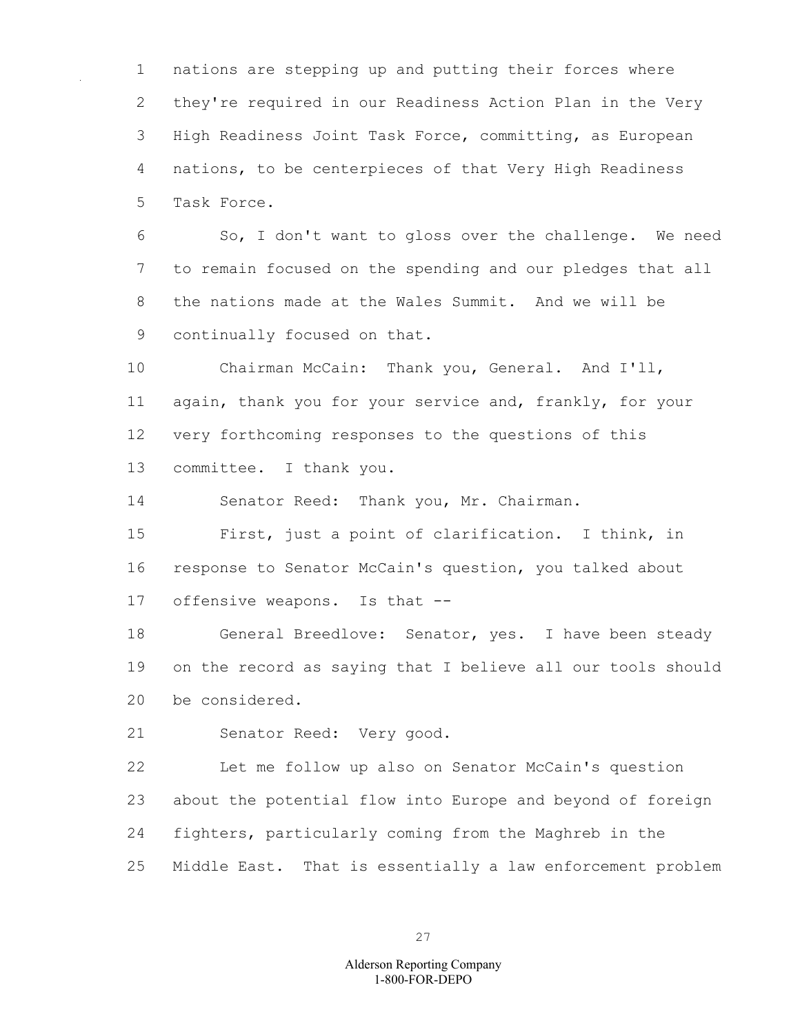nations are stepping up and putting their forces where they're required in our Readiness Action Plan in the Very High Readiness Joint Task Force, committing, as European nations, to be centerpieces of that Very High Readiness Task Force.

So, I don't want to gloss over the challenge. We need to remain focused on the spending and our pledges that all the nations made at the Wales Summit. And we will be continually focused on that.

Chairman McCain: Thank you, General. And I'll, again, thank you for your service and, frankly, for your very forthcoming responses to the questions of this committee. I thank you.

Senator Reed: Thank you, Mr. Chairman.

First, just a point of clarification. I think, in response to Senator McCain's question, you talked about offensive weapons. Is that --

General Breedlove: Senator, yes. I have been steady on the record as saying that I believe all our tools should be considered.

Senator Reed: Very good.

Let me follow up also on Senator McCain's question about the potential flow into Europe and beyond of foreign fighters, particularly coming from the Maghreb in the Middle East. That is essentially a law enforcement problem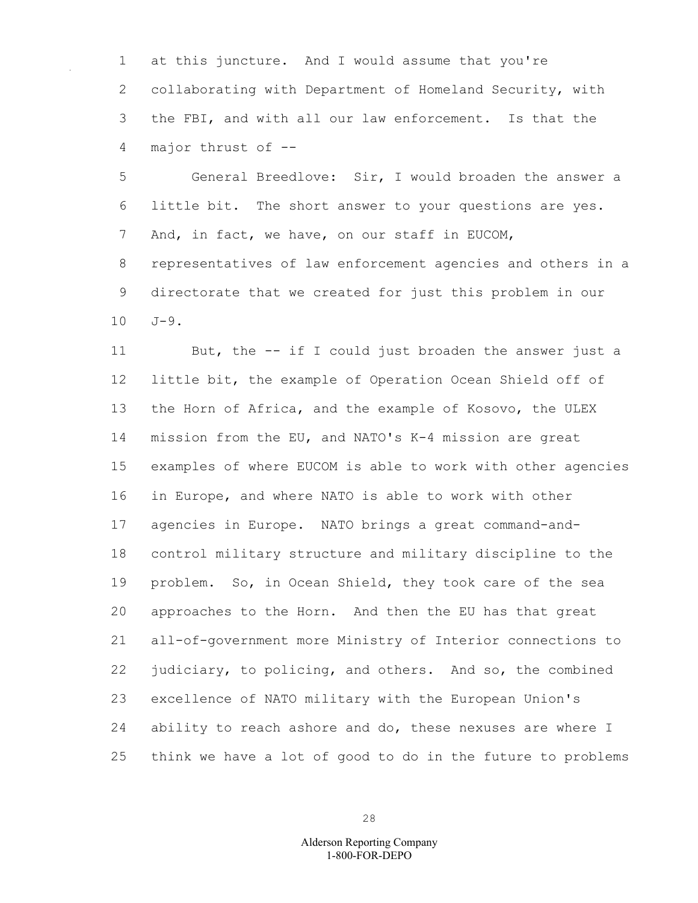at this juncture. And I would assume that you're collaborating with Department of Homeland Security, with the FBI, and with all our law enforcement. Is that the major thrust of --

General Breedlove: Sir, I would broaden the answer a little bit. The short answer to your questions are yes. And, in fact, we have, on our staff in EUCOM, representatives of law enforcement agencies and others in a directorate that we created for just this problem in our J-9.

But, the -- if I could just broaden the answer just a little bit, the example of Operation Ocean Shield off of the Horn of Africa, and the example of Kosovo, the ULEX mission from the EU, and NATO's K-4 mission are great examples of where EUCOM is able to work with other agencies in Europe, and where NATO is able to work with other agencies in Europe. NATO brings a great command-and-control military structure and military discipline to the problem. So, in Ocean Shield, they took care of the sea approaches to the Horn. And then the EU has that great all-of-government more Ministry of Interior connections to judiciary, to policing, and others. And so, the combined excellence of NATO military with the European Union's ability to reach ashore and do, these nexuses are where I think we have a lot of good to do in the future to problems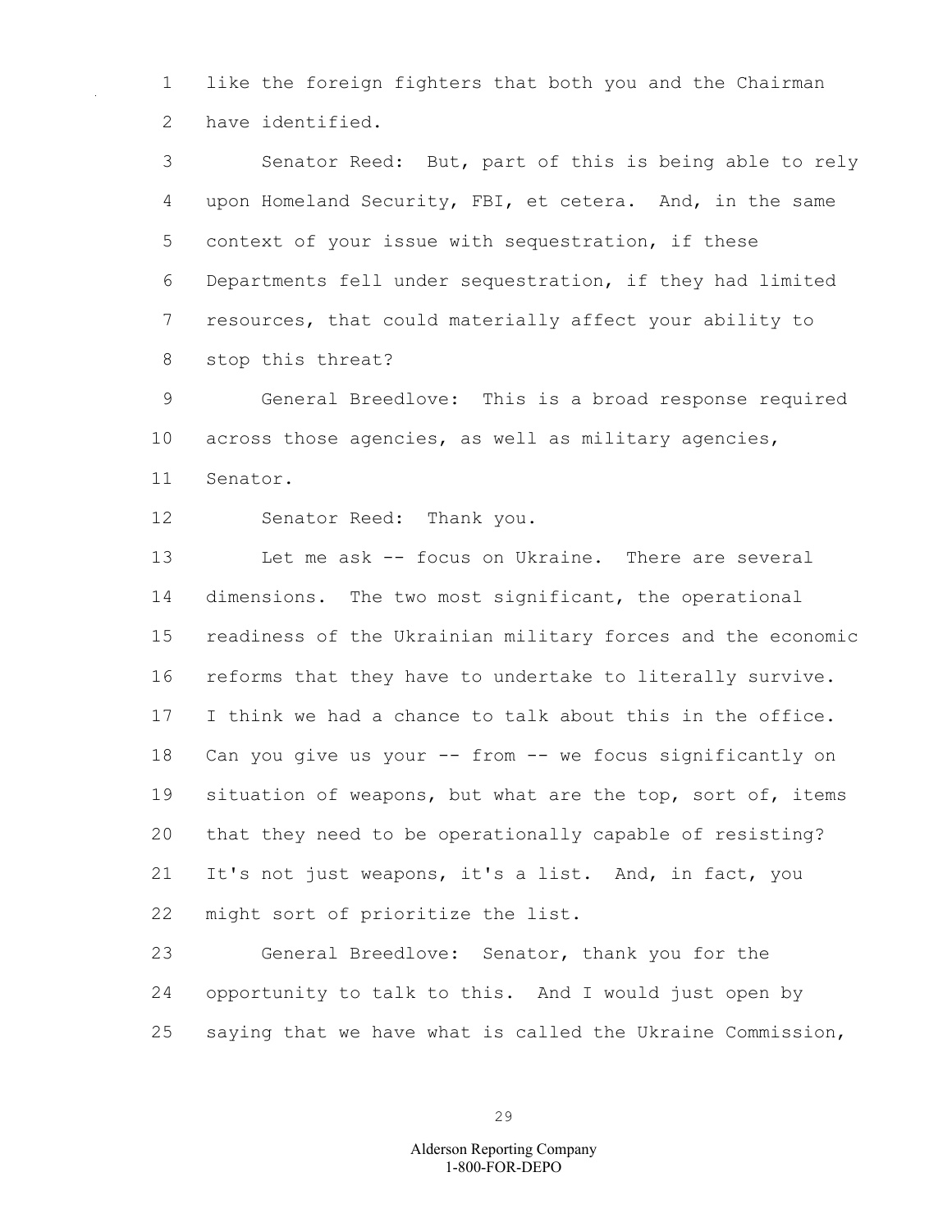like the foreign fighters that both you and the Chairman have identified.

Senator Reed: But, part of this is being able to rely upon Homeland Security, FBI, et cetera. And, in the same context of your issue with sequestration, if these Departments fell under sequestration, if they had limited resources, that could materially affect your ability to stop this threat?

General Breedlove: This is a broad response required across those agencies, as well as military agencies, Senator.

Senator Reed: Thank you.

Let me ask -- focus on Ukraine. There are several dimensions. The two most significant, the operational readiness of the Ukrainian military forces and the economic reforms that they have to undertake to literally survive. I think we had a chance to talk about this in the office. Can you give us your -- from -- we focus significantly on situation of weapons, but what are the top, sort of, items that they need to be operationally capable of resisting? It's not just weapons, it's a list. And, in fact, you might sort of prioritize the list.

General Breedlove: Senator, thank you for the opportunity to talk to this. And I would just open by saying that we have what is called the Ukraine Commission,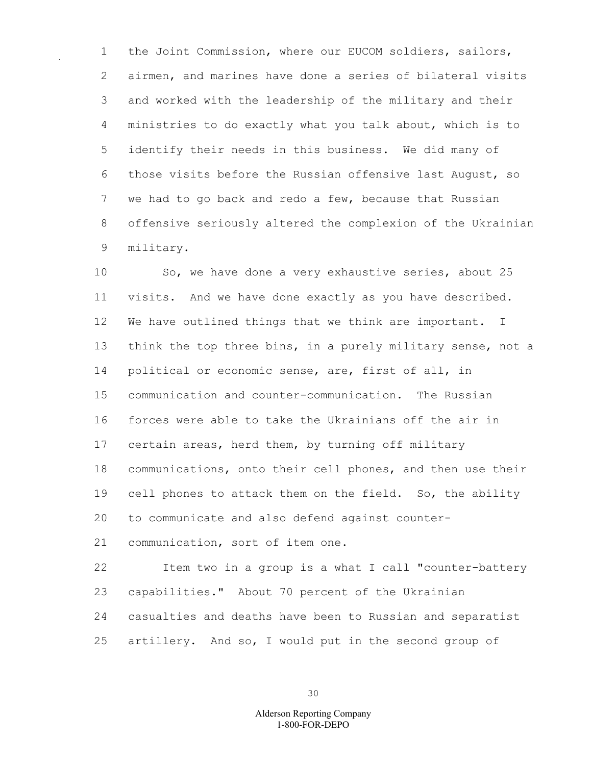the Joint Commission, where our EUCOM soldiers, sailors, airmen, and marines have done a series of bilateral visits and worked with the leadership of the military and their ministries to do exactly what you talk about, which is to identify their needs in this business. We did many of those visits before the Russian offensive last August, so we had to go back and redo a few, because that Russian offensive seriously altered the complexion of the Ukrainian military.

So, we have done a very exhaustive series, about 25 visits. And we have done exactly as you have described. We have outlined things that we think are important. I think the top three bins, in a purely military sense, not a political or economic sense, are, first of all, in communication and counter-communication. The Russian forces were able to take the Ukrainians off the air in certain areas, herd them, by turning off military communications, onto their cell phones, and then use their cell phones to attack them on the field. So, the ability to communicate and also defend against counter-communication, sort of item one.

Item two in a group is a what I call "counter-battery capabilities." About 70 percent of the Ukrainian casualties and deaths have been to Russian and separatist artillery. And so, I would put in the second group of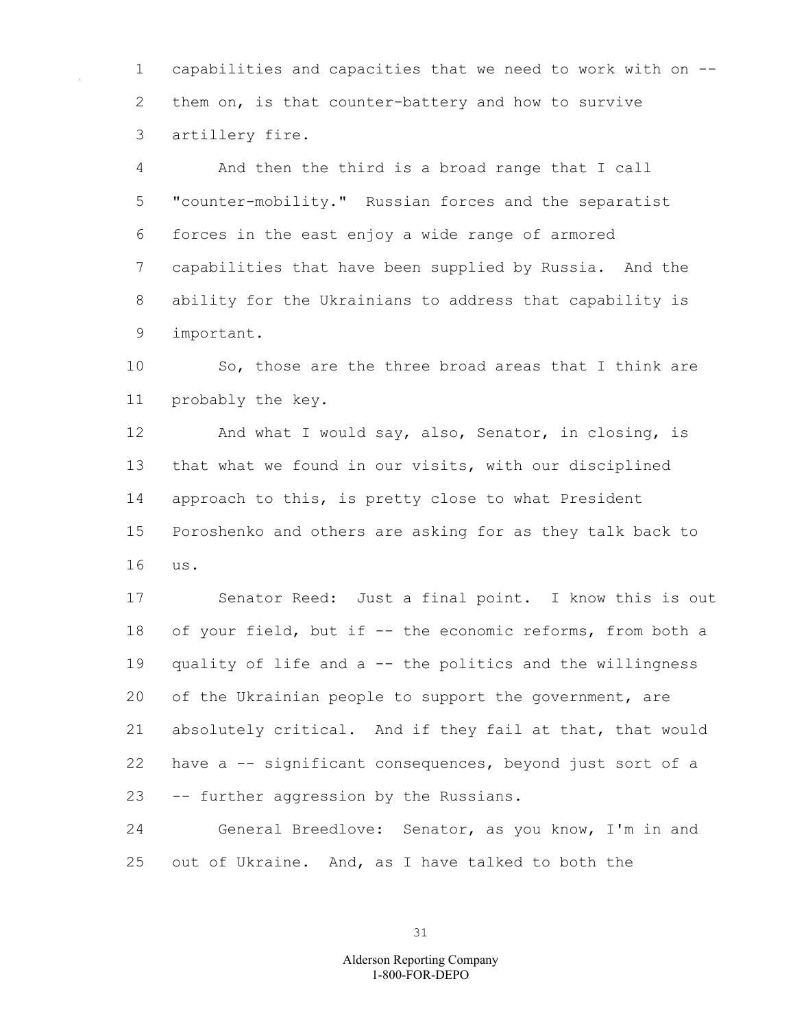capabilities and capacities that we need to work with on -- them on, is that counter-battery and how to survive artillery fire.

And then the third is a broad range that I call "counter-mobility." Russian forces and the separatist forces in the east enjoy a wide range of armored capabilities that have been supplied by Russia. And the ability for the Ukrainians to address that capability is important.

So, those are the three broad areas that I think are probably the key.

And what I would say, also, Senator, in closing, is that what we found in our visits, with our disciplined approach to this, is pretty close to what President Poroshenko and others are asking for as they talk back to us.

Senator Reed: Just a final point. I know this is out of your field, but if -- the economic reforms, from both a quality of life and a -- the politics and the willingness of the Ukrainian people to support the government, are absolutely critical. And if they fail at that, that would have a -- significant consequences, beyond just sort of a -- further aggression by the Russians.

General Breedlove: Senator, as you know, I'm in and out of Ukraine. And, as I have talked to both the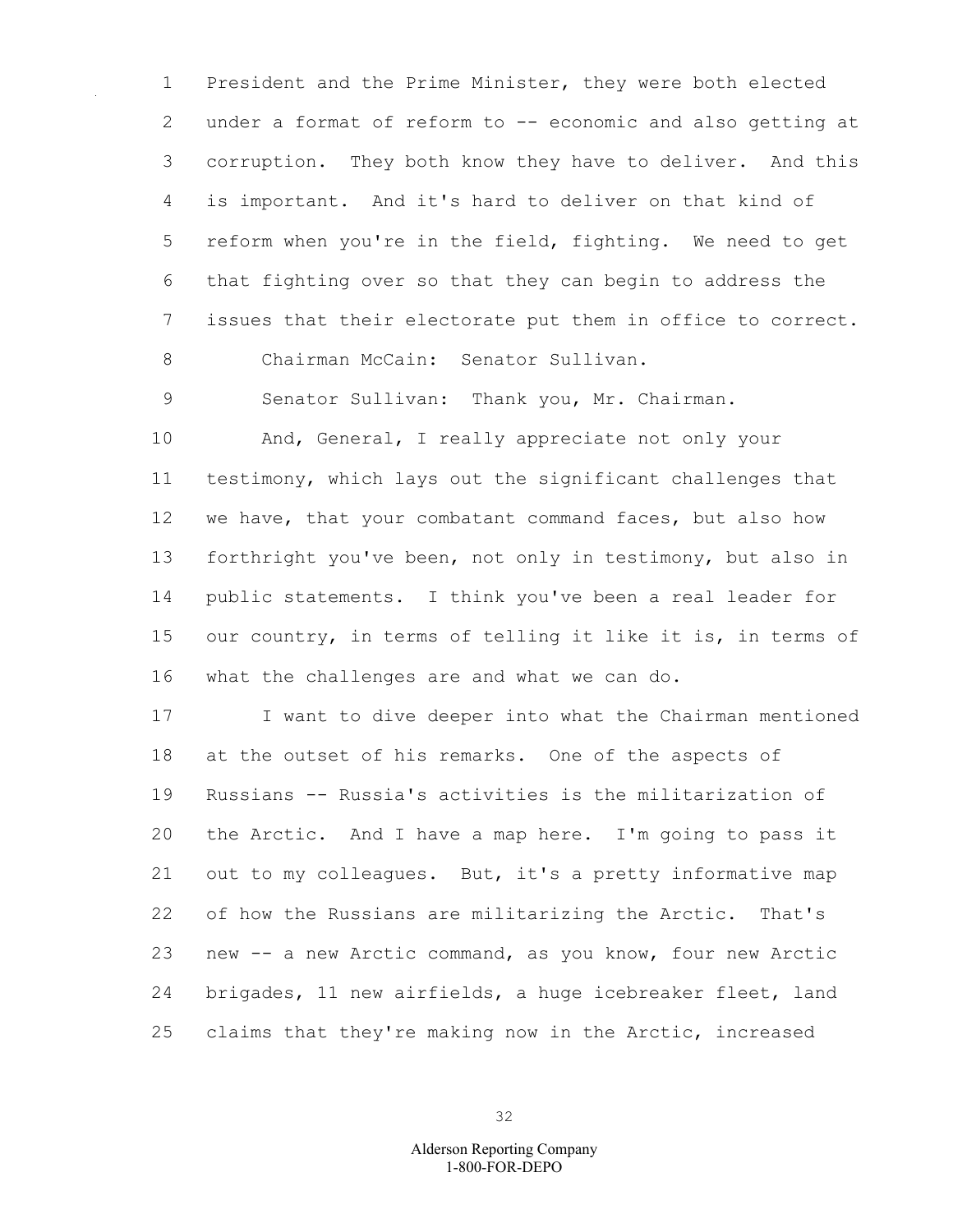President and the Prime Minister, they were both elected under a format of reform to -- economic and also getting at corruption. They both know they have to deliver. And this is important. And it's hard to deliver on that kind of reform when you're in the field, fighting. We need to get that fighting over so that they can begin to address the issues that their electorate put them in office to correct.

Chairman McCain: Senator Sullivan.

Senator Sullivan: Thank you, Mr. Chairman.

And, General, I really appreciate not only your testimony, which lays out the significant challenges that we have, that your combatant command faces, but also how forthright you've been, not only in testimony, but also in public statements. I think you've been a real leader for our country, in terms of telling it like it is, in terms of what the challenges are and what we can do.

I want to dive deeper into what the Chairman mentioned at the outset of his remarks. One of the aspects of Russians -- Russia's activities is the militarization of the Arctic. And I have a map here. I'm going to pass it out to my colleagues. But, it's a pretty informative map of how the Russians are militarizing the Arctic. That's new -- a new Arctic command, as you know, four new Arctic brigades, 11 new airfields, a huge icebreaker fleet, land claims that they're making now in the Arctic, increased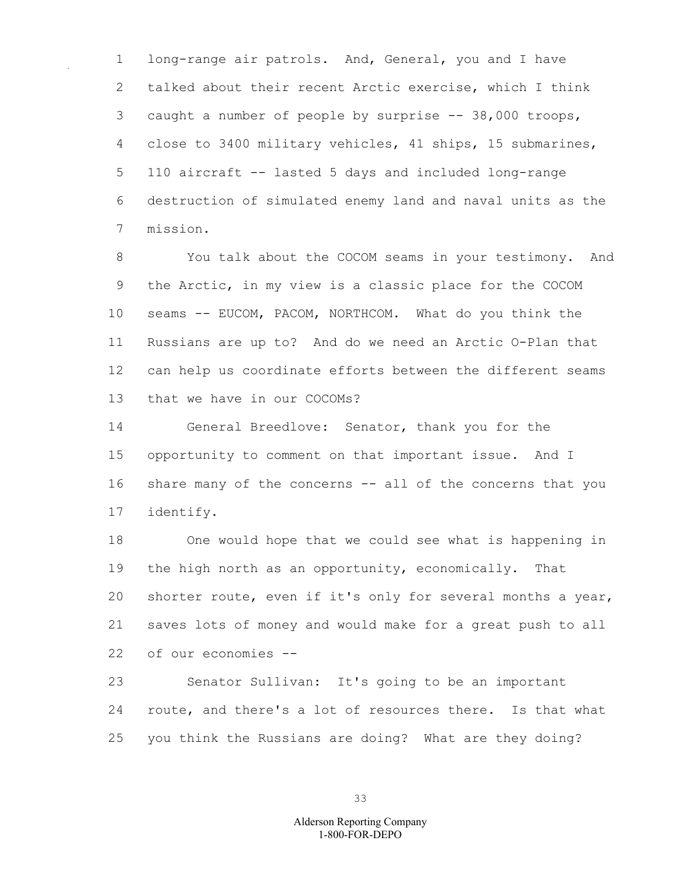long-range air patrols. And, General, you and I have talked about their recent Arctic exercise, which I think caught a number of people by surprise -- 38,000 troops, close to 3400 military vehicles, 41 ships, 15 submarines, 110 aircraft -- lasted 5 days and included long-range destruction of simulated enemy land and naval units as the mission.

You talk about the COCOM seams in your testimony. And the Arctic, in my view is a classic place for the COCOM seams -- EUCOM, PACOM, NORTHCOM. What do you think the Russians are up to? And do we need an Arctic O-Plan that can help us coordinate efforts between the different seams that we have in our COCOMs?

General Breedlove: Senator, thank you for the opportunity to comment on that important issue. And I share many of the concerns -- all of the concerns that you identify.

One would hope that we could see what is happening in the high north as an opportunity, economically. That shorter route, even if it's only for several months a year, saves lots of money and would make for a great push to all of our economies --

Senator Sullivan: It's going to be an important route, and there's a lot of resources there. Is that what you think the Russians are doing? What are they doing?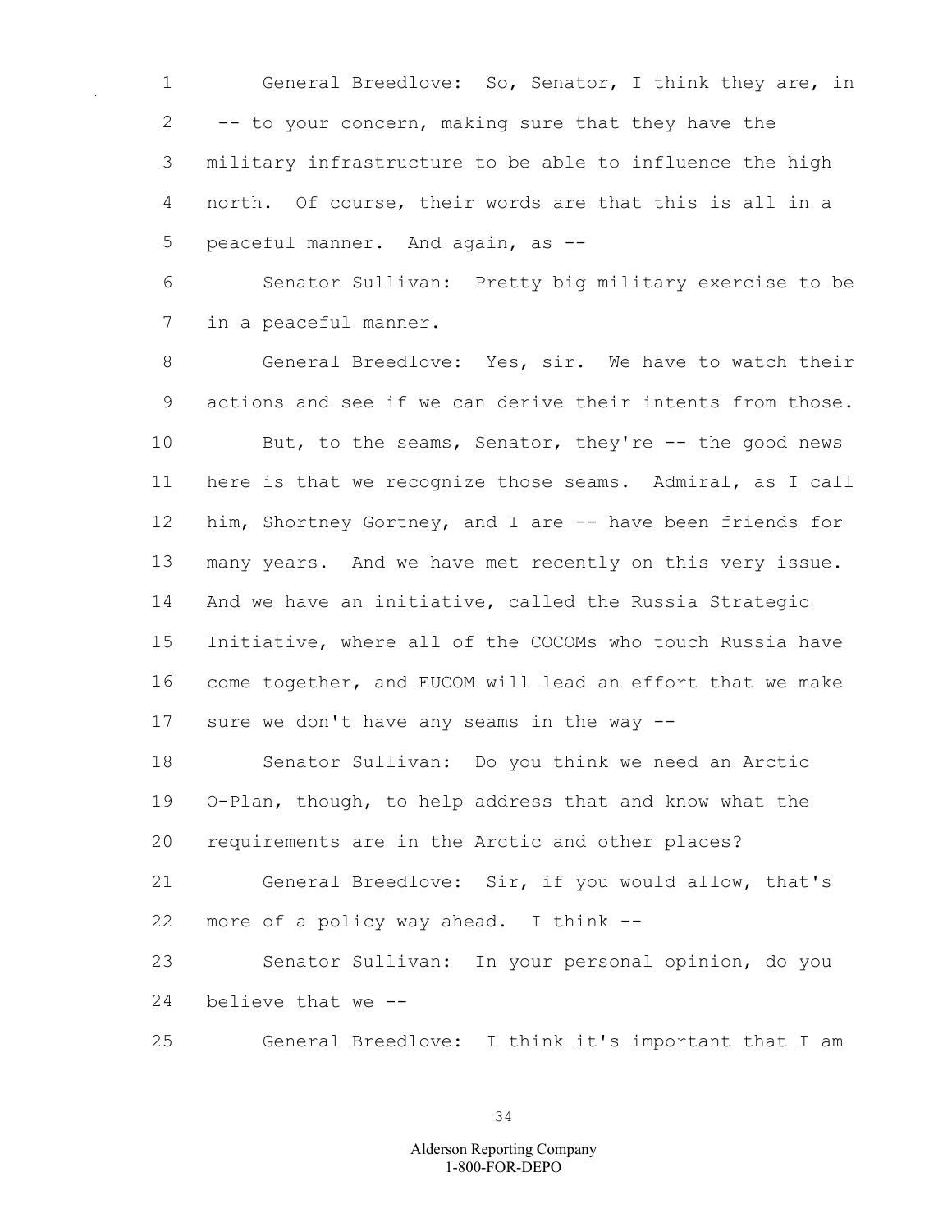General Breedlove: So, Senator, I think they are, in -- to your concern, making sure that they have the military infrastructure to be able to influence the high north. Of course, their words are that this is all in a peaceful manner. And again, as --

Senator Sullivan: Pretty big military exercise to be in a peaceful manner.

General Breedlove: Yes, sir. We have to watch their actions and see if we can derive their intents from those.

But, to the seams, Senator, they're -- the good news here is that we recognize those seams. Admiral, as I call him, Shortney Gortney, and I are -- have been friends for many years. And we have met recently on this very issue. And we have an initiative, called the Russia Strategic Initiative, where all of the COCOMs who touch Russia have come together, and EUCOM will lead an effort that we make sure we don't have any seams in the way --

Senator Sullivan: Do you think we need an Arctic O-Plan, though, to help address that and know what the requirements are in the Arctic and other places?

General Breedlove: Sir, if you would allow, that's more of a policy way ahead. I think --

Senator Sullivan: In your personal opinion, do you believe that we --

General Breedlove: I think it's important that I am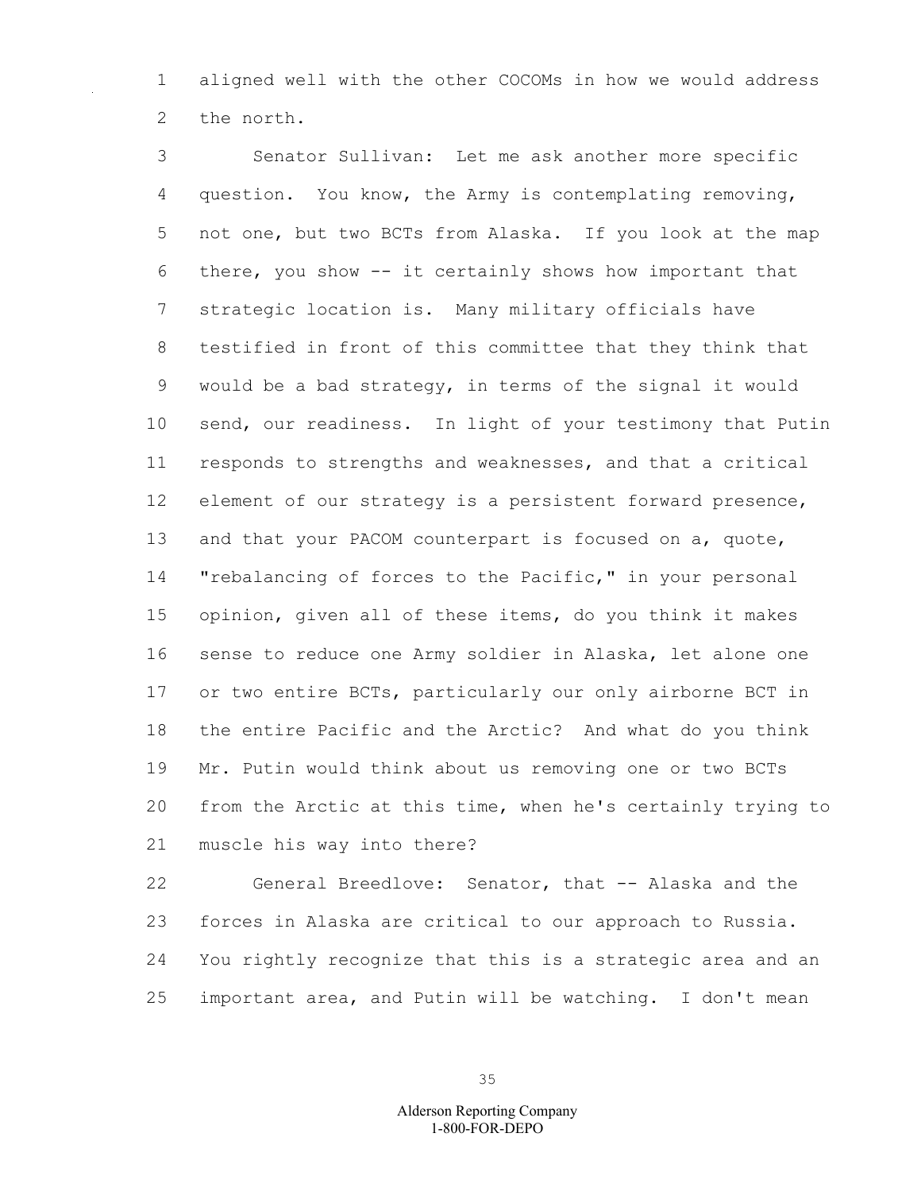aligned well with the other COCOMs in how we would address the north.

Senator Sullivan: Let me ask another more specific question. You know, the Army is contemplating removing, not one, but two BCTs from Alaska. If you look at the map there, you show -- it certainly shows how important that strategic location is. Many military officials have testified in front of this committee that they think that would be a bad strategy, in terms of the signal it would send, our readiness. In light of your testimony that Putin responds to strengths and weaknesses, and that a critical element of our strategy is a persistent forward presence, and that your PACOM counterpart is focused on a, quote, "rebalancing of forces to the Pacific," in your personal opinion, given all of these items, do you think it makes sense to reduce one Army soldier in Alaska, let alone one or two entire BCTs, particularly our only airborne BCT in the entire Pacific and the Arctic? And what do you think Mr. Putin would think about us removing one or two BCTs from the Arctic at this time, when he's certainly trying to muscle his way into there?

General Breedlove: Senator, that -- Alaska and the forces in Alaska are critical to our approach to Russia. You rightly recognize that this is a strategic area and an important area, and Putin will be watching. I don't mean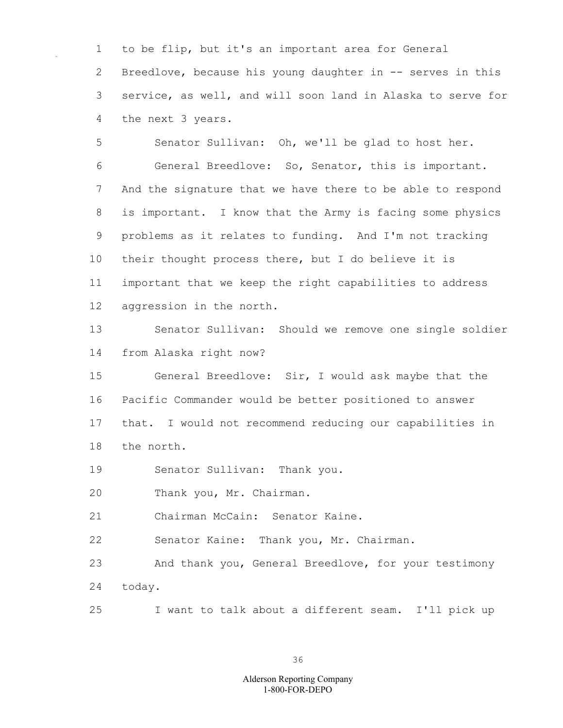to be flip, but it's an important area for General Breedlove, because his young daughter in -- serves in this service, as well, and will soon land in Alaska to serve for the next 3 years.

Senator Sullivan: Oh, we'll be glad to host her.

General Breedlove: So, Senator, this is important. And the signature that we have there to be able to respond is important. I know that the Army is facing some physics problems as it relates to funding. And I'm not tracking their thought process there, but I do believe it is important that we keep the right capabilities to address aggression in the north.

Senator Sullivan: Should we remove one single soldier from Alaska right now?

General Breedlove: Sir, I would ask maybe that the Pacific Commander would be better positioned to answer that. I would not recommend reducing our capabilities in the north.

Senator Sullivan: Thank you.

Thank you, Mr. Chairman.

Chairman McCain: Senator Kaine.

Senator Kaine: Thank you, Mr. Chairman.

And thank you, General Breedlove, for your testimony today.

I want to talk about a different seam. I'll pick up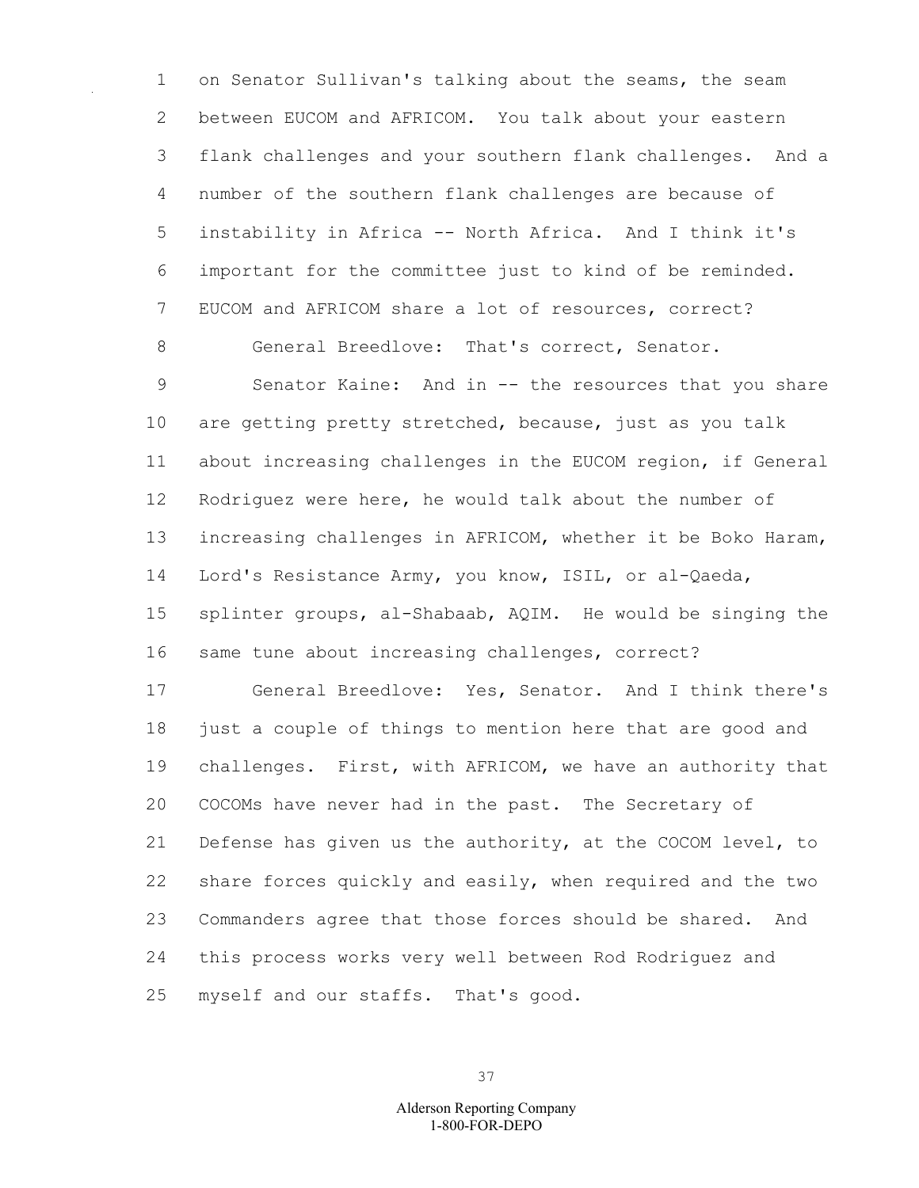on Senator Sullivan's talking about the seams, the seam between EUCOM and AFRICOM. You talk about your eastern flank challenges and your southern flank challenges. And a number of the southern flank challenges are because of instability in Africa -- North Africa. And I think it's important for the committee just to kind of be reminded. EUCOM and AFRICOM share a lot of resources, correct?

General Breedlove: That's correct, Senator.

Senator Kaine: And in -- the resources that you share are getting pretty stretched, because, just as you talk about increasing challenges in the EUCOM region, if General Rodriguez were here, he would talk about the number of increasing challenges in AFRICOM, whether it be Boko Haram, Lord's Resistance Army, you know, ISIL, or al-Qaeda, splinter groups, al-Shabaab, AQIM. He would be singing the same tune about increasing challenges, correct?

General Breedlove: Yes, Senator. And I think there's just a couple of things to mention here that are good and challenges. First, with AFRICOM, we have an authority that COCOMs have never had in the past. The Secretary of Defense has given us the authority, at the COCOM level, to share forces quickly and easily, when required and the two Commanders agree that those forces should be shared. And this process works very well between Rod Rodriguez and myself and our staffs. That's good.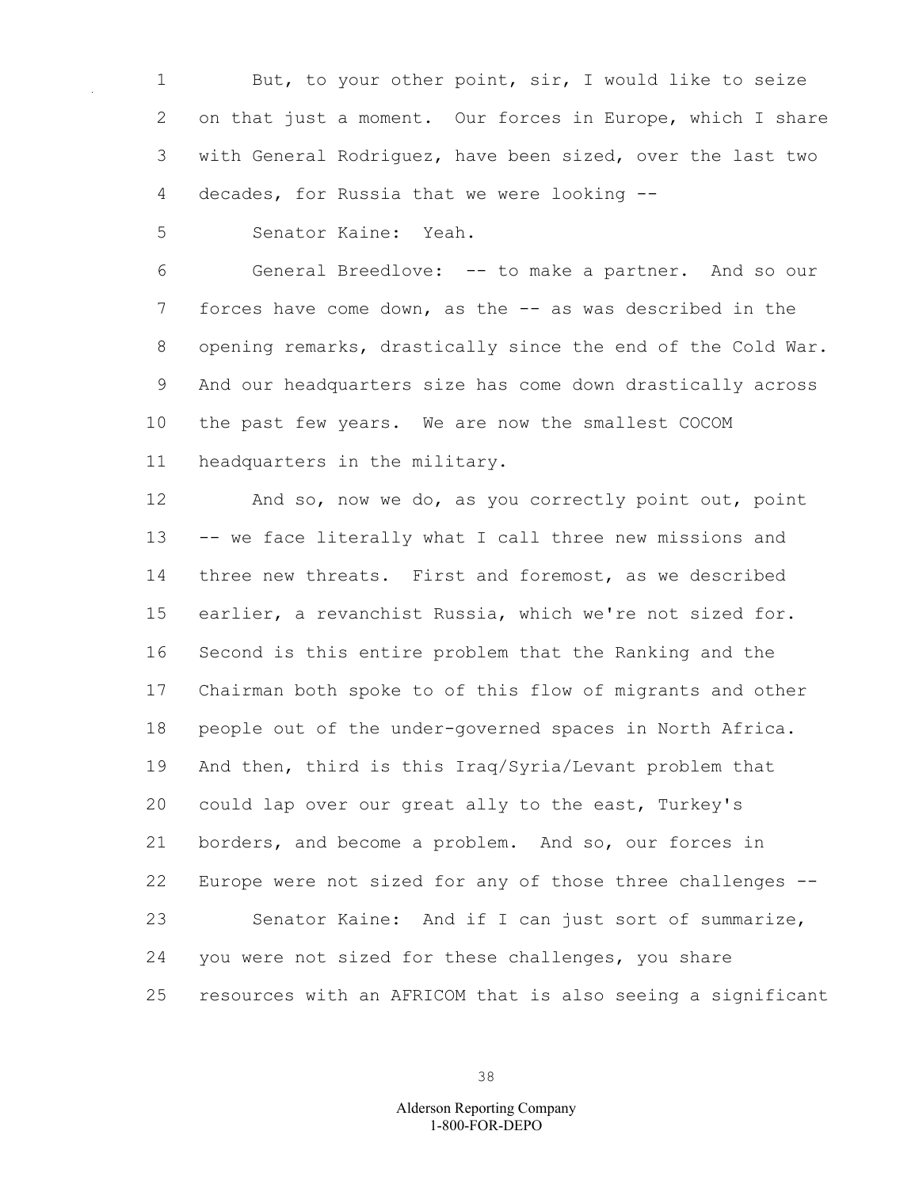But, to your other point, sir, I would like to seize on that just a moment. Our forces in Europe, which I share with General Rodriguez, have been sized, over the last two decades, for Russia that we were looking --

Senator Kaine: Yeah.

General Breedlove: -- to make a partner. And so our forces have come down, as the -- as was described in the opening remarks, drastically since the end of the Cold War. And our headquarters size has come down drastically across the past few years. We are now the smallest COCOM headquarters in the military.

And so, now we do, as you correctly point out, point -- we face literally what I call three new missions and three new threats. First and foremost, as we described earlier, a revanchist Russia, which we're not sized for. Second is this entire problem that the Ranking and the Chairman both spoke to of this flow of migrants and other people out of the under-governed spaces in North Africa. And then, third is this Iraq/Syria/Levant problem that could lap over our great ally to the east, Turkey's borders, and become a problem. And so, our forces in Europe were not sized for any of those three challenges --

Senator Kaine: And if I can just sort of summarize, you were not sized for these challenges, you share resources with an AFRICOM that is also seeing a significant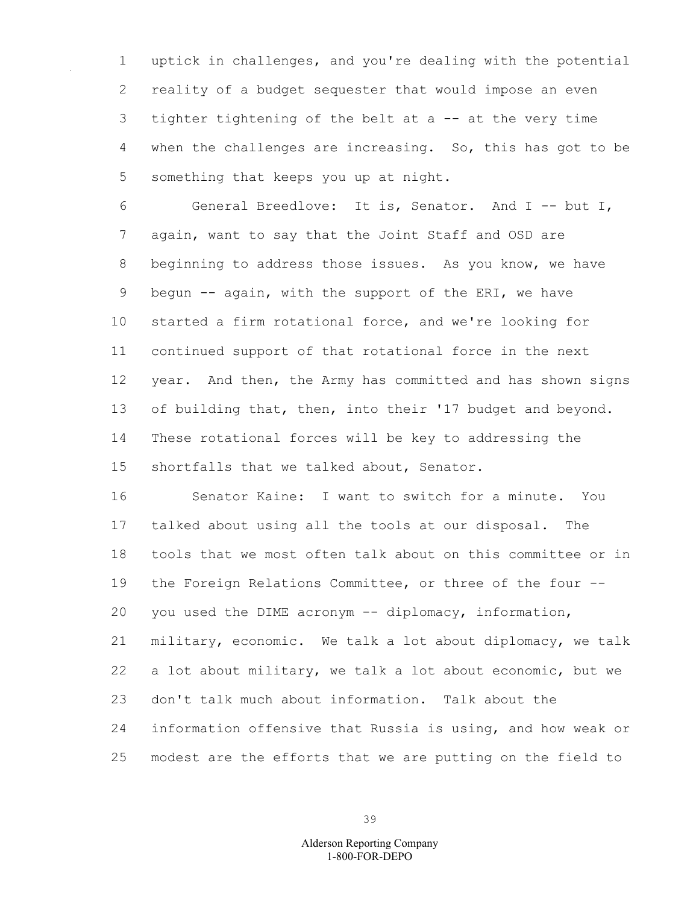uptick in challenges, and you're dealing with the potential reality of a budget sequester that would impose an even tighter tightening of the belt at a -- at the very time when the challenges are increasing. So, this has got to be something that keeps you up at night.

General Breedlove: It is, Senator. And I -- but I, again, want to say that the Joint Staff and OSD are beginning to address those issues. As you know, we have begun -- again, with the support of the ERI, we have started a firm rotational force, and we're looking for continued support of that rotational force in the next year. And then, the Army has committed and has shown signs of building that, then, into their '17 budget and beyond. These rotational forces will be key to addressing the shortfalls that we talked about, Senator.

Senator Kaine: I want to switch for a minute. You talked about using all the tools at our disposal. The tools that we most often talk about on this committee or in the Foreign Relations Committee, or three of the four -- you used the DIME acronym -- diplomacy, information, military, economic. We talk a lot about diplomacy, we talk a lot about military, we talk a lot about economic, but we don't talk much about information. Talk about the information offensive that Russia is using, and how weak or modest are the efforts that we are putting on the field to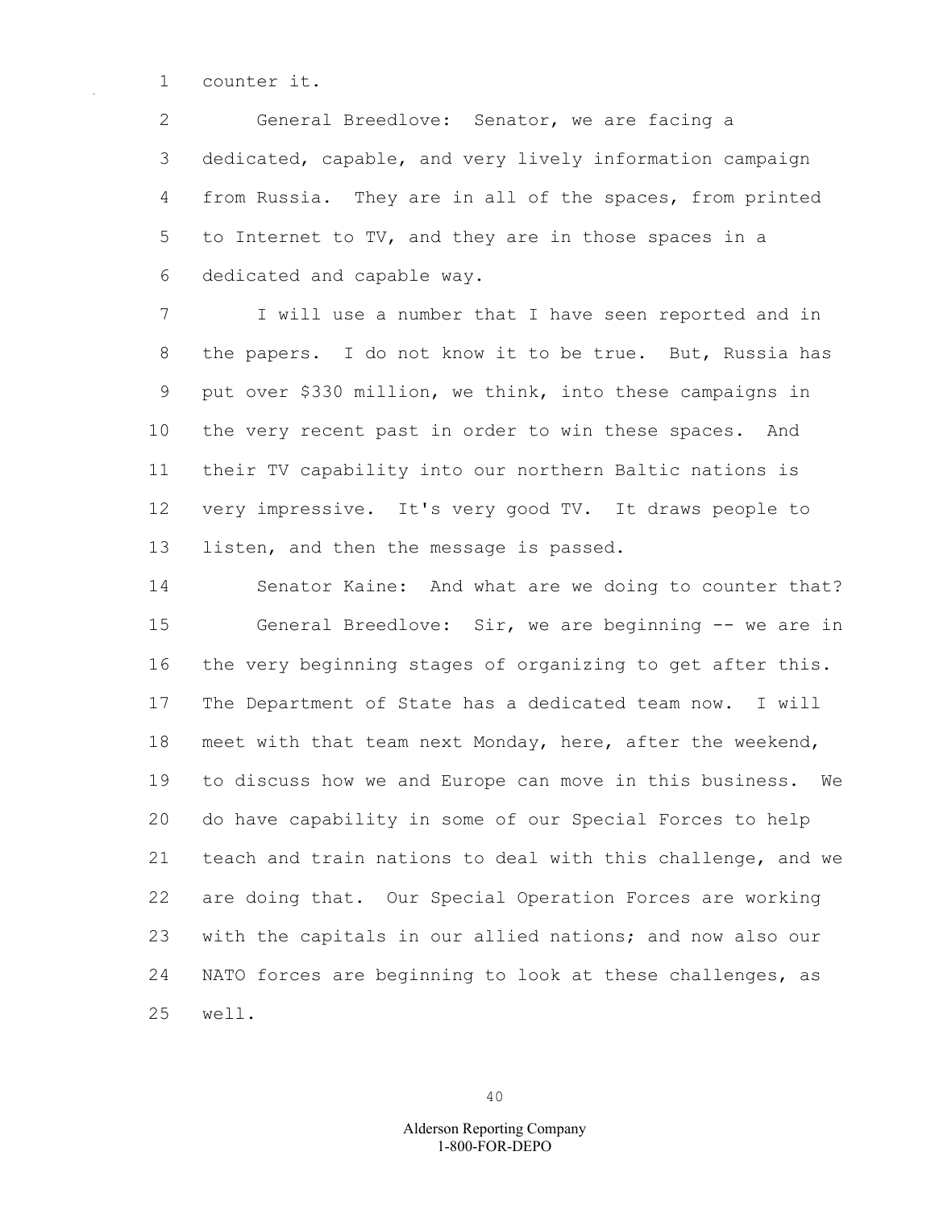counter it.

General Breedlove: Senator, we are facing a dedicated, capable, and very lively information campaign from Russia. They are in all of the spaces, from printed to Internet to TV, and they are in those spaces in a dedicated and capable way.

I will use a number that I have seen reported and in the papers. I do not know it to be true. But, Russia has put over $330 million, we think, into these campaigns in the very recent past in order to win these spaces. And their TV capability into our northern Baltic nations is very impressive. It's very good TV. It draws people to listen, and then the message is passed.

Senator Kaine: And what are we doing to counter that?

General Breedlove: Sir, we are beginning -- we are in the very beginning stages of organizing to get after this. The Department of State has a dedicated team now. I will meet with that team next Monday, here, after the weekend, to discuss how we and Europe can move in this business. We do have capability in some of our Special Forces to help teach and train nations to deal with this challenge, and we are doing that. Our Special Operation Forces are working with the capitals in our allied nations; and now also our NATO forces are beginning to look at these challenges, as well.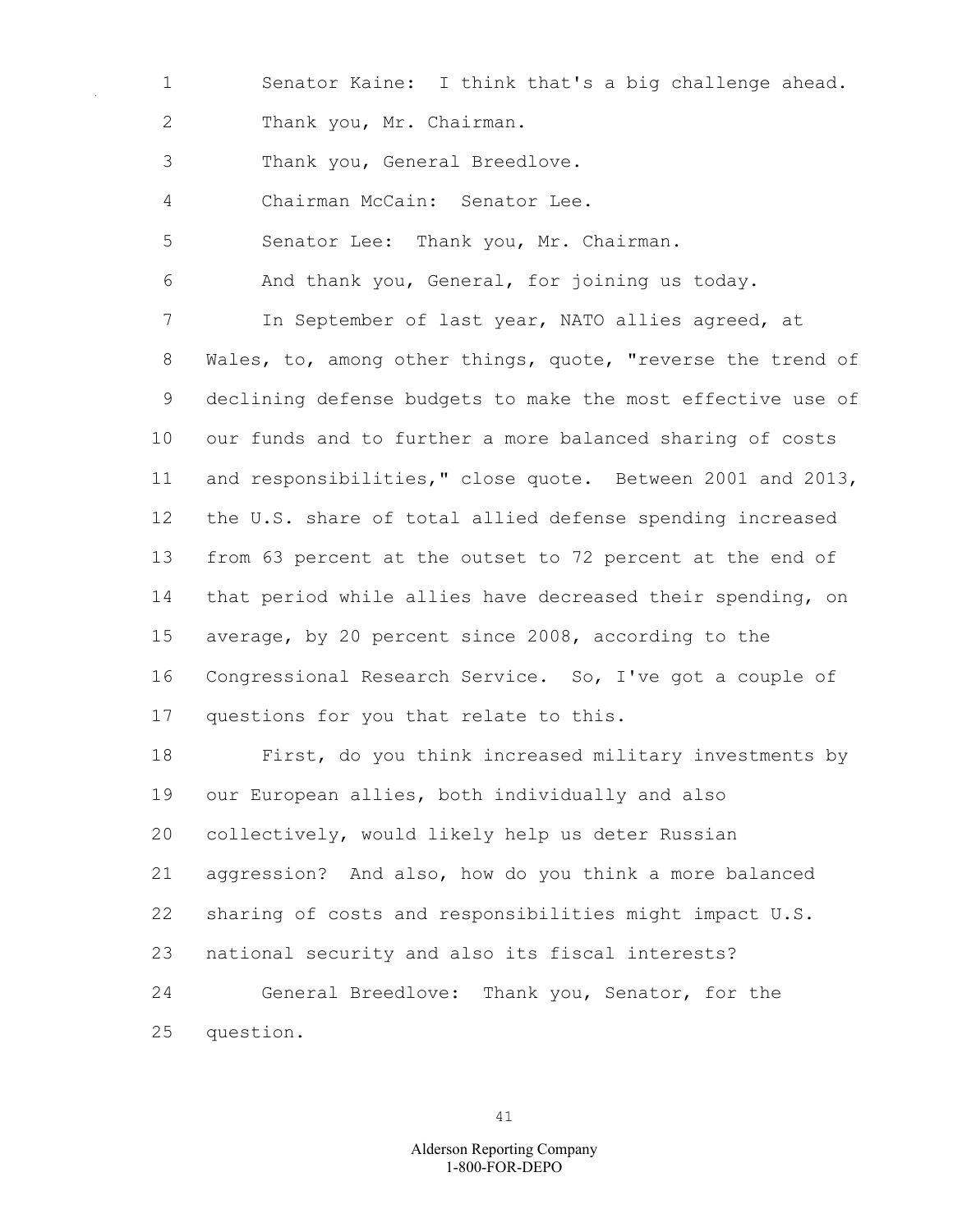Senator Kaine: I think that's a big challenge ahead.

Thank you, Mr. Chairman.

Thank you, General Breedlove.

Chairman McCain: Senator Lee.

Senator Lee: Thank you, Mr. Chairman.

And thank you, General, for joining us today.

In September of last year, NATO allies agreed, at Wales, to, among other things, quote, "reverse the trend of declining defense budgets to make the most effective use of our funds and to further a more balanced sharing of costs and responsibilities," close quote. Between 2001 and 2013, the U.S. share of total allied defense spending increased from 63 percent at the outset to 72 percent at the end of that period while allies have decreased their spending, on average, by 20 percent since 2008, according to the Congressional Research Service. So, I've got a couple of questions for you that relate to this.

First, do you think increased military investments by our European allies, both individually and also collectively, would likely help us deter Russian aggression? And also, how do you think a more balanced sharing of costs and responsibilities might impact U.S. national security and also its fiscal interests?

General Breedlove: Thank you, Senator, for the question.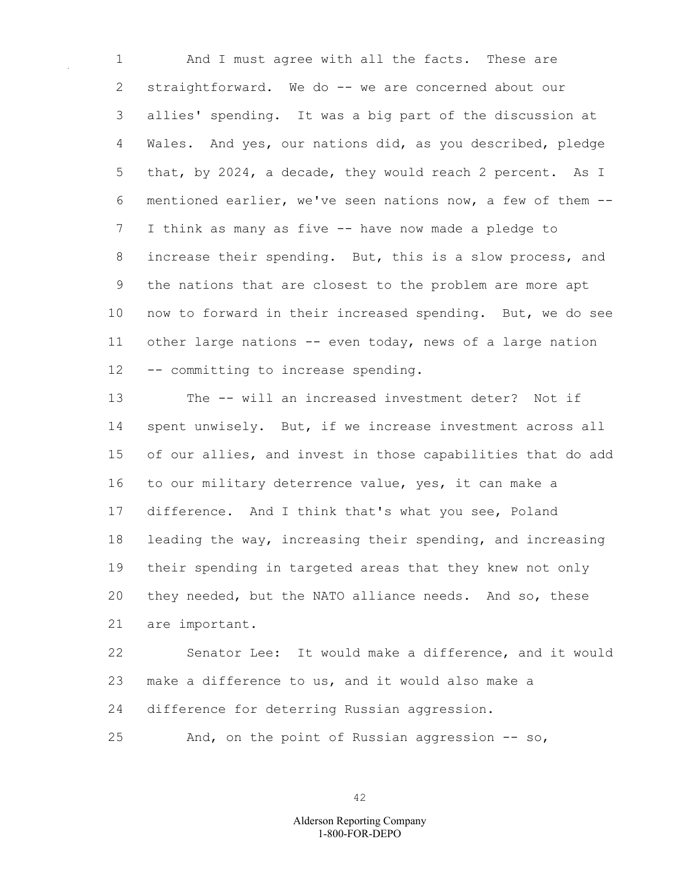And I must agree with all the facts. These are straightforward. We do -- we are concerned about our allies' spending. It was a big part of the discussion at Wales. And yes, our nations did, as you described, pledge that, by 2024, a decade, they would reach 2 percent. As I mentioned earlier, we've seen nations now, a few of them -- I think as many as five -- have now made a pledge to increase their spending. But, this is a slow process, and the nations that are closest to the problem are more apt now to forward in their increased spending. But, we do see other large nations -- even today, news of a large nation -- committing to increase spending.

The -- will an increased investment deter? Not if spent unwisely. But, if we increase investment across all of our allies, and invest in those capabilities that do add to our military deterrence value, yes, it can make a difference. And I think that's what you see, Poland leading the way, increasing their spending, and increasing their spending in targeted areas that they knew not only they needed, but the NATO alliance needs. And so, these are important.

Senator Lee: It would make a difference, and it would make a difference to us, and it would also make a difference for deterring Russian aggression.

And, on the point of Russian aggression -- so,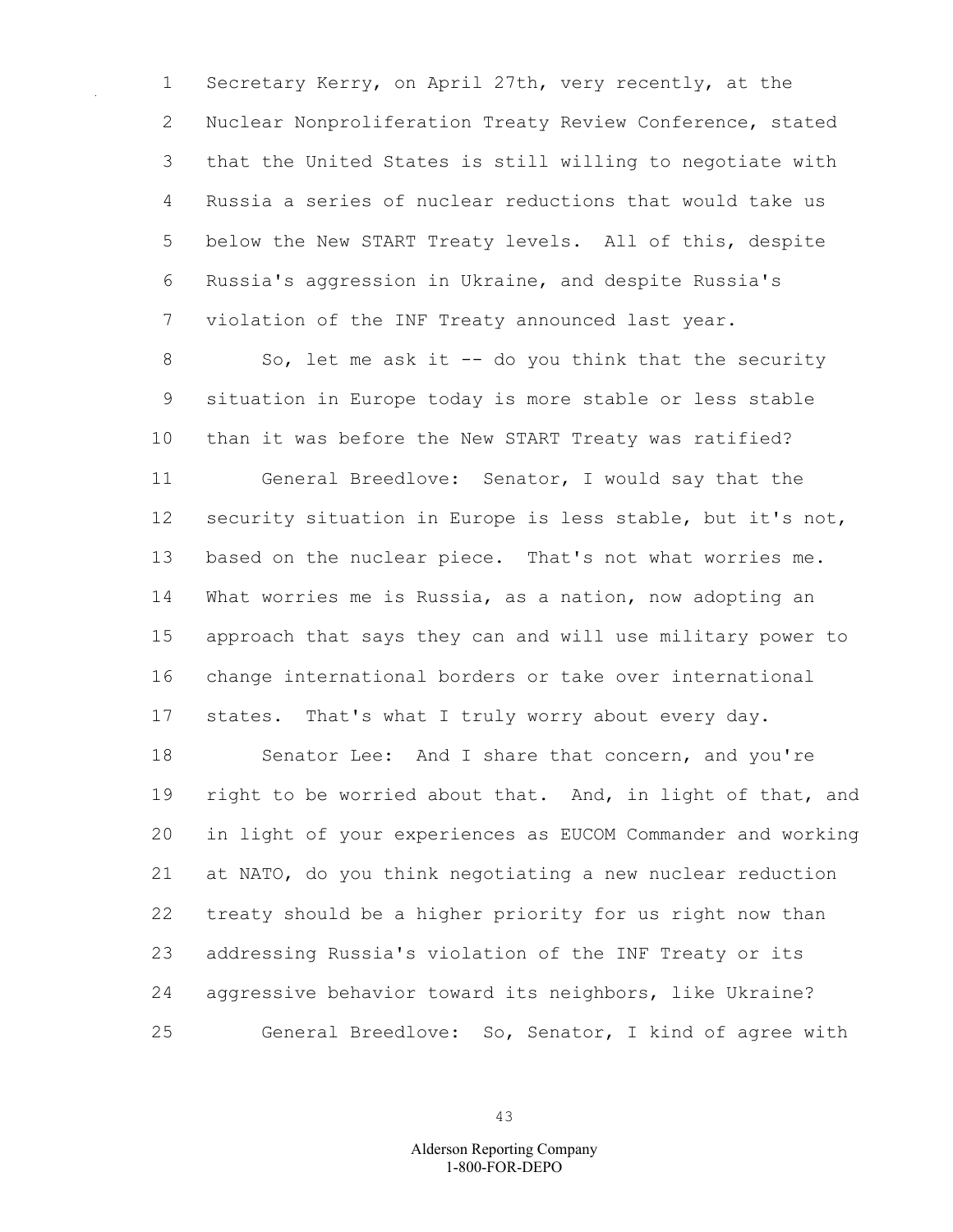Secretary Kerry, on April 27th, very recently, at the Nuclear Nonproliferation Treaty Review Conference, stated that the United States is still willing to negotiate with Russia a series of nuclear reductions that would take us below the New START Treaty levels. All of this, despite Russia's aggression in Ukraine, and despite Russia's violation of the INF Treaty announced last year.

So, let me ask it -- do you think that the security situation in Europe today is more stable or less stable than it was before the New START Treaty was ratified?

General Breedlove: Senator, I would say that the security situation in Europe is less stable, but it's not, based on the nuclear piece. That's not what worries me. What worries me is Russia, as a nation, now adopting an approach that says they can and will use military power to change international borders or take over international states. That's what I truly worry about every day.

Senator Lee: And I share that concern, and you're right to be worried about that. And, in light of that, and in light of your experiences as EUCOM Commander and working at NATO, do you think negotiating a new nuclear reduction treaty should be a higher priority for us right now than addressing Russia's violation of the INF Treaty or its aggressive behavior toward its neighbors, like Ukraine?

General Breedlove: So, Senator, I kind of agree with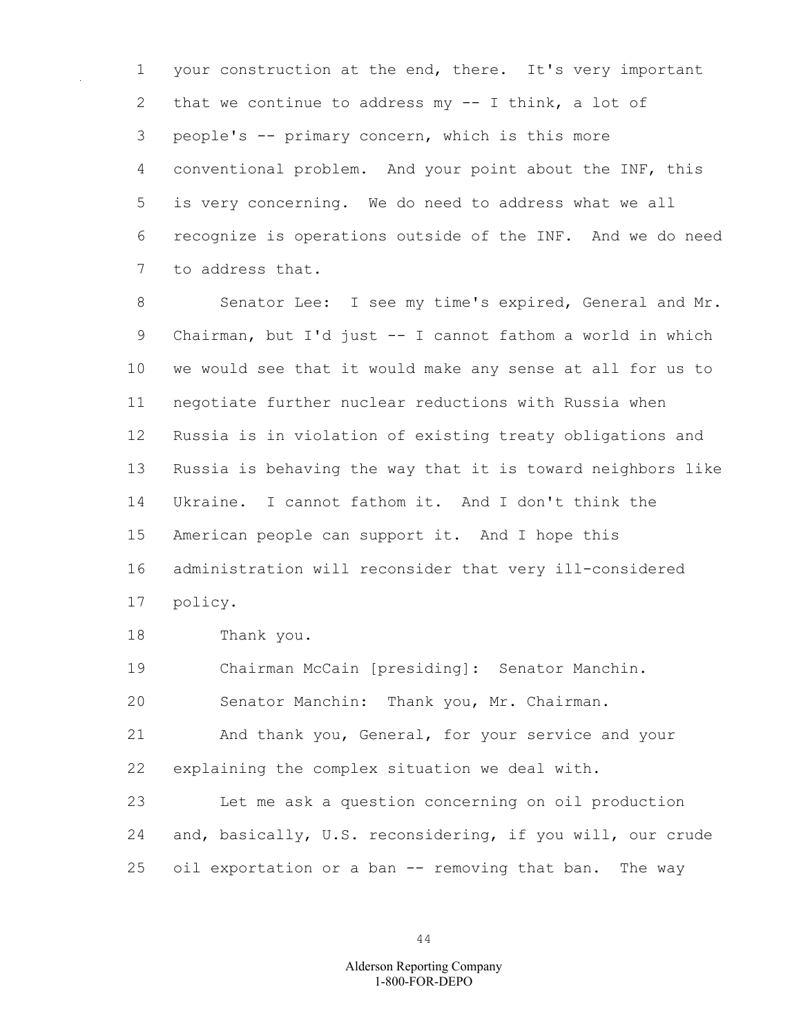your construction at the end, there. It's very important that we continue to address my -- I think, a lot of people's -- primary concern, which is this more conventional problem. And your point about the INF, this is very concerning. We do need to address what we all recognize is operations outside of the INF. And we do need to address that.

Senator Lee: I see my time's expired, General and Mr. Chairman, but I'd just -- I cannot fathom a world in which we would see that it would make any sense at all for us to negotiate further nuclear reductions with Russia when Russia is in violation of existing treaty obligations and Russia is behaving the way that it is toward neighbors like Ukraine. I cannot fathom it. And I don't think the American people can support it. And I hope this administration will reconsider that very ill-considered policy.

Thank you.

Chairman McCain [presiding]: Senator Manchin.

Senator Manchin: Thank you, Mr. Chairman.

And thank you, General, for your service and your explaining the complex situation we deal with.

Let me ask a question concerning on oil production and, basically, U.S. reconsidering, if you will, our crude oil exportation or a ban -- removing that ban. The way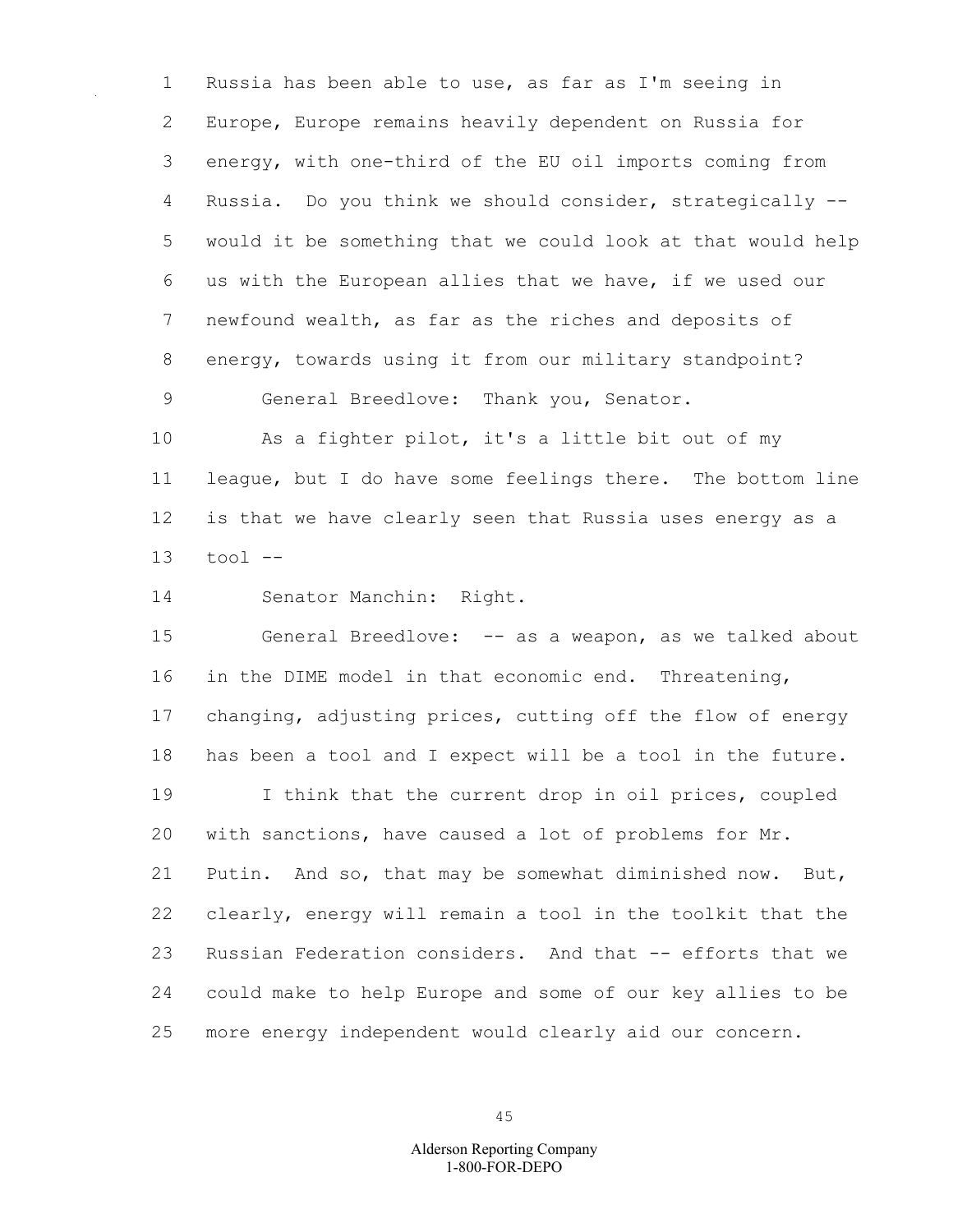Russia has been able to use, as far as I'm seeing in Europe, Europe remains heavily dependent on Russia for energy, with one-third of the EU oil imports coming from Russia. Do you think we should consider, strategically -- would it be something that we could look at that would help us with the European allies that we have, if we used our newfound wealth, as far as the riches and deposits of energy, towards using it from our military standpoint?

General Breedlove: Thank you, Senator.

As a fighter pilot, it's a little bit out of my league, but I do have some feelings there. The bottom line is that we have clearly seen that Russia uses energy as a tool --

Senator Manchin: Right.

General Breedlove: -- as a weapon, as we talked about in the DIME model in that economic end. Threatening, changing, adjusting prices, cutting off the flow of energy has been a tool and I expect will be a tool in the future.

I think that the current drop in oil prices, coupled with sanctions, have caused a lot of problems for Mr. Putin. And so, that may be somewhat diminished now. But, clearly, energy will remain a tool in the toolkit that the Russian Federation considers. And that -- efforts that we could make to help Europe and some of our key allies to be more energy independent would clearly aid our concern.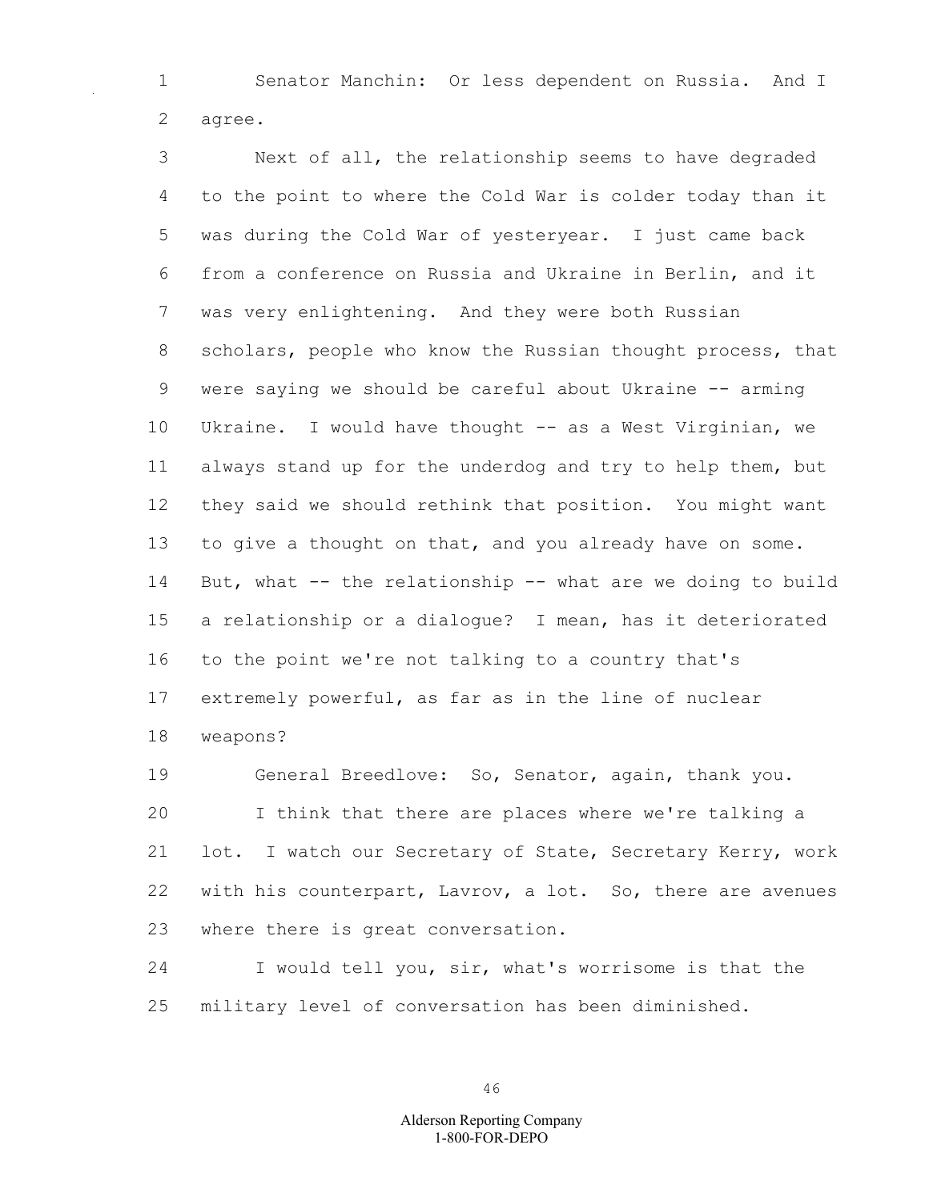Senator Manchin: Or less dependent on Russia. And I agree.

Next of all, the relationship seems to have degraded to the point to where the Cold War is colder today than it was during the Cold War of yesteryear. I just came back from a conference on Russia and Ukraine in Berlin, and it was very enlightening. And they were both Russian scholars, people who know the Russian thought process, that were saying we should be careful about Ukraine -- arming Ukraine. I would have thought -- as a West Virginian, we always stand up for the underdog and try to help them, but they said we should rethink that position. You might want to give a thought on that, and you already have on some. But, what -- the relationship -- what are we doing to build a relationship or a dialogue? I mean, has it deteriorated to the point we're not talking to a country that's extremely powerful, as far as in the line of nuclear weapons?

General Breedlove: So, Senator, again, thank you.

I think that there are places where we're talking a lot. I watch our Secretary of State, Secretary Kerry, work with his counterpart, Lavrov, a lot. So, there are avenues where there is great conversation.

I would tell you, sir, what's worrisome is that the military level of conversation has been diminished.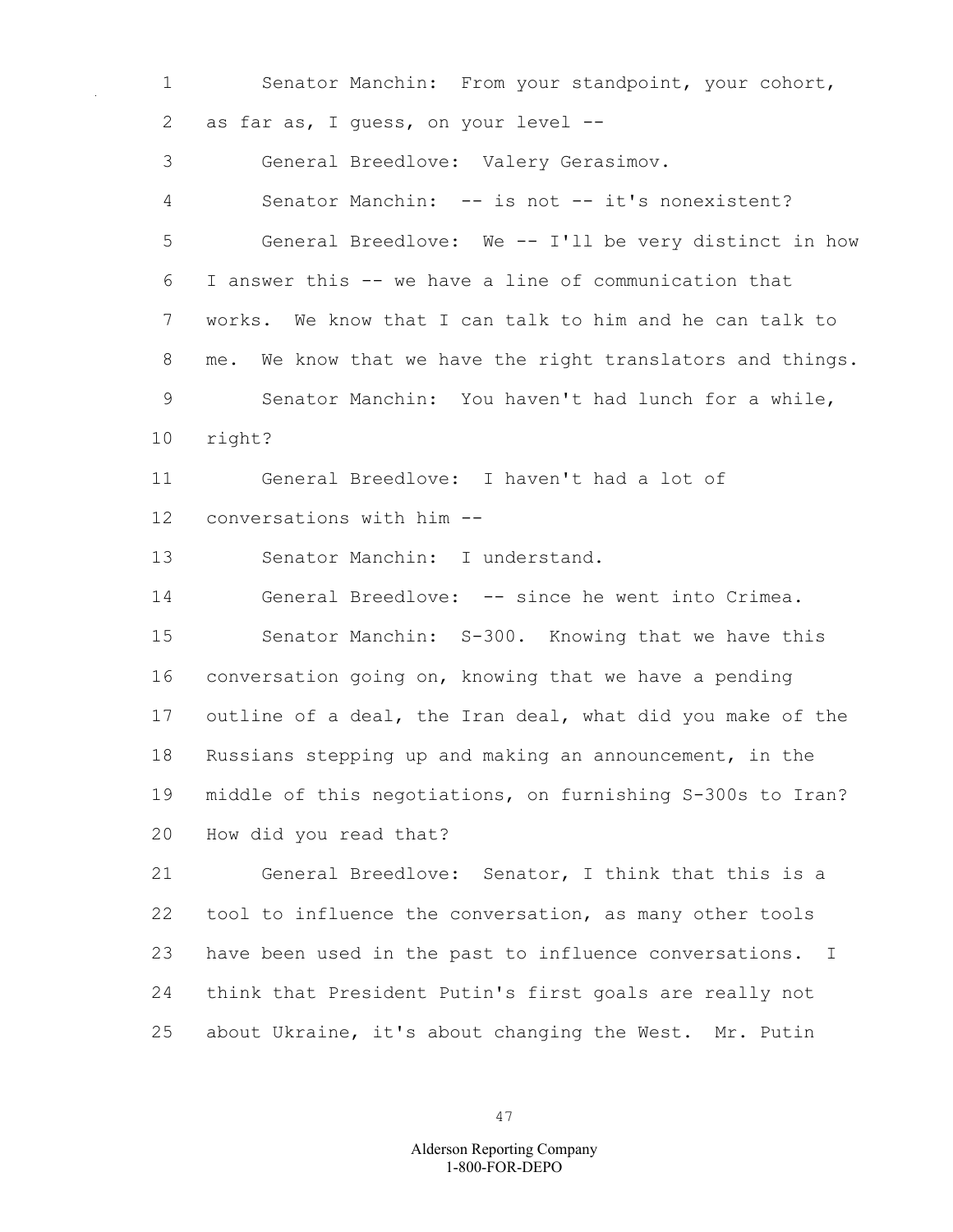Senator Manchin: From your standpoint, your cohort, as far as, I guess, on your level --

General Breedlove: Valery Gerasimov.

Senator Manchin: -- is not -- it's nonexistent?

General Breedlove: We -- I'll be very distinct in how I answer this -- we have a line of communication that works. We know that I can talk to him and he can talk to me. We know that we have the right translators and things.

Senator Manchin: You haven't had lunch for a while, right?

General Breedlove: I haven't had a lot of conversations with him --

Senator Manchin: I understand.

General Breedlove: -- since he went into Crimea.

Senator Manchin: S-300. Knowing that we have this conversation going on, knowing that we have a pending outline of a deal, the Iran deal, what did you make of the Russians stepping up and making an announcement, in the middle of this negotiations, on furnishing S-300s to Iran? How did you read that?

General Breedlove: Senator, I think that this is a tool to influence the conversation, as many other tools have been used in the past to influence conversations. I think that President Putin's first goals are really not about Ukraine, it's about changing the West. Mr. Putin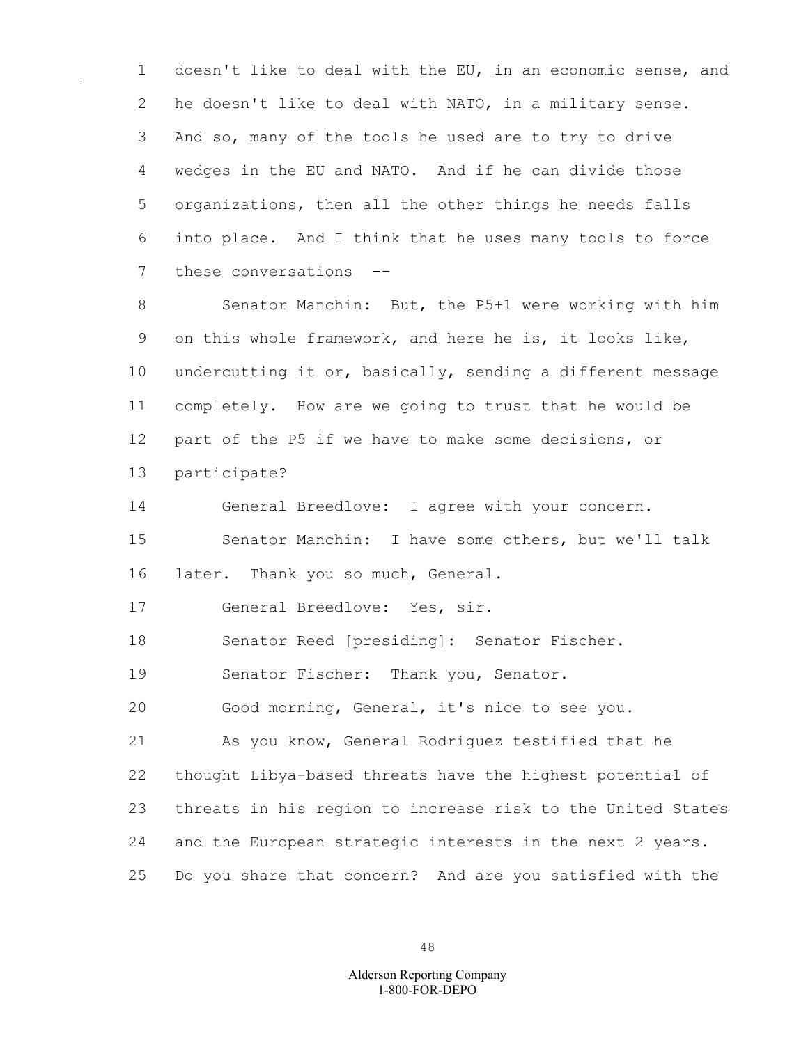doesn't like to deal with the EU, in an economic sense, and he doesn't like to deal with NATO, in a military sense. And so, many of the tools he used are to try to drive wedges in the EU and NATO. And if he can divide those organizations, then all the other things he needs falls into place. And I think that he uses many tools to force these conversations --

Senator Manchin: But, the P5+1 were working with him on this whole framework, and here he is, it looks like, undercutting it or, basically, sending a different message completely. How are we going to trust that he would be part of the P5 if we have to make some decisions, or participate?

General Breedlove: I agree with your concern.

Senator Manchin: I have some others, but we'll talk later. Thank you so much, General.

General Breedlove: Yes, sir.

Senator Reed [presiding]: Senator Fischer.

Senator Fischer: Thank you, Senator.

Good morning, General, it's nice to see you.

As you know, General Rodriguez testified that he thought Libya-based threats have the highest potential of threats in his region to increase risk to the United States and the European strategic interests in the next 2 years. Do you share that concern? And are you satisfied with the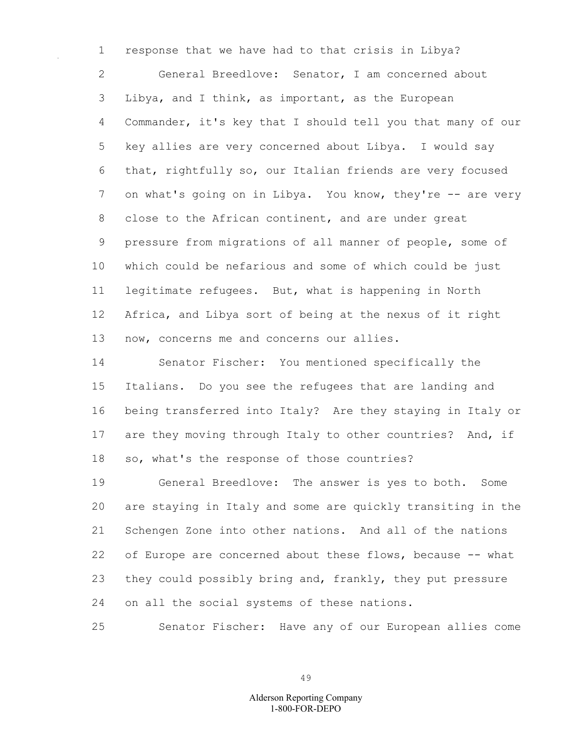response that we have had to that crisis in Libya?

General Breedlove: Senator, I am concerned about Libya, and I think, as important, as the European Commander, it's key that I should tell you that many of our key allies are very concerned about Libya. I would say that, rightfully so, our Italian friends are very focused on what's going on in Libya. You know, they're -- are very close to the African continent, and are under great pressure from migrations of all manner of people, some of which could be nefarious and some of which could be just legitimate refugees. But, what is happening in North Africa, and Libya sort of being at the nexus of it right now, concerns me and concerns our allies.

Senator Fischer: You mentioned specifically the Italians. Do you see the refugees that are landing and being transferred into Italy? Are they staying in Italy or are they moving through Italy to other countries? And, if so, what's the response of those countries?

General Breedlove: The answer is yes to both. Some are staying in Italy and some are quickly transiting in the Schengen Zone into other nations. And all of the nations of Europe are concerned about these flows, because -- what they could possibly bring and, frankly, they put pressure on all the social systems of these nations.

Senator Fischer: Have any of our European allies come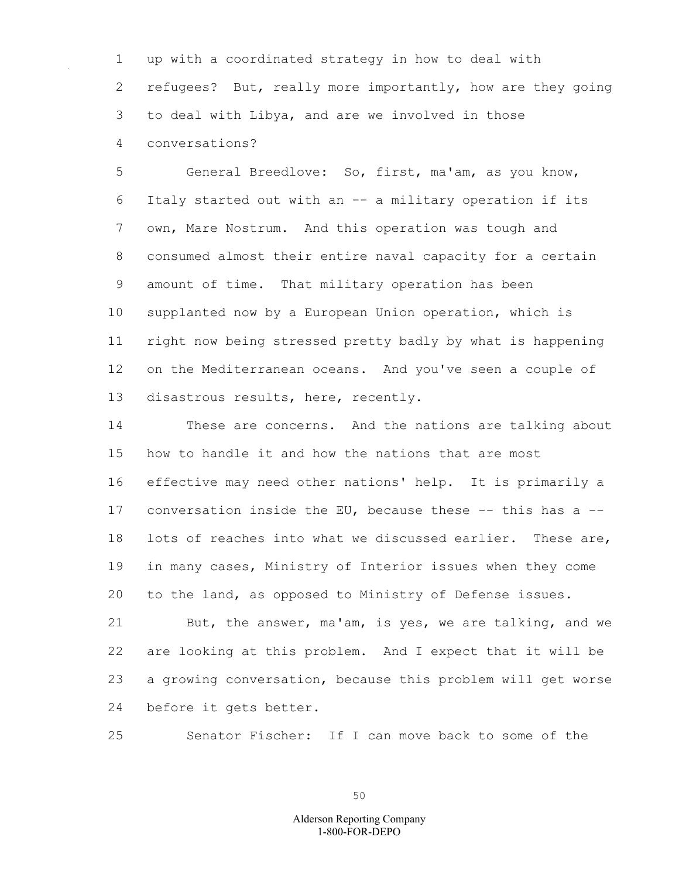up with a coordinated strategy in how to deal with refugees? But, really more importantly, how are they going to deal with Libya, and are we involved in those conversations?

General Breedlove: So, first, ma'am, as you know, Italy started out with an -- a military operation if its own, Mare Nostrum. And this operation was tough and consumed almost their entire naval capacity for a certain amount of time. That military operation has been supplanted now by a European Union operation, which is right now being stressed pretty badly by what is happening on the Mediterranean oceans. And you've seen a couple of disastrous results, here, recently.

These are concerns. And the nations are talking about how to handle it and how the nations that are most effective may need other nations' help. It is primarily a conversation inside the EU, because these -- this has a -- lots of reaches into what we discussed earlier. These are, in many cases, Ministry of Interior issues when they come to the land, as opposed to Ministry of Defense issues.

But, the answer, ma'am, is yes, we are talking, and we are looking at this problem. And I expect that it will be a growing conversation, because this problem will get worse before it gets better.

Senator Fischer: If I can move back to some of the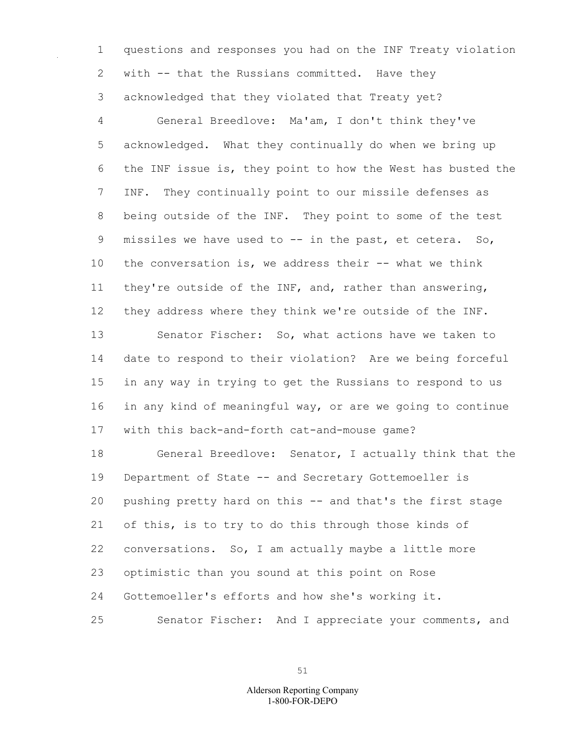questions and responses you had on the INF Treaty violation with -- that the Russians committed. Have they acknowledged that they violated that Treaty yet?

General Breedlove: Ma'am, I don't think they've acknowledged. What they continually do when we bring up the INF issue is, they point to how the West has busted the INF. They continually point to our missile defenses as being outside of the INF. They point to some of the test missiles we have used to -- in the past, et cetera. So, the conversation is, we address their -- what we think they're outside of the INF, and, rather than answering, they address where they think we're outside of the INF.

Senator Fischer: So, what actions have we taken to date to respond to their violation? Are we being forceful in any way in trying to get the Russians to respond to us in any kind of meaningful way, or are we going to continue with this back-and-forth cat-and-mouse game?

General Breedlove: Senator, I actually think that the Department of State -- and Secretary Gottemoeller is pushing pretty hard on this -- and that's the first stage of this, is to try to do this through those kinds of conversations. So, I am actually maybe a little more optimistic than you sound at this point on Rose Gottemoeller's efforts and how she's working it.

Senator Fischer: And I appreciate your comments, and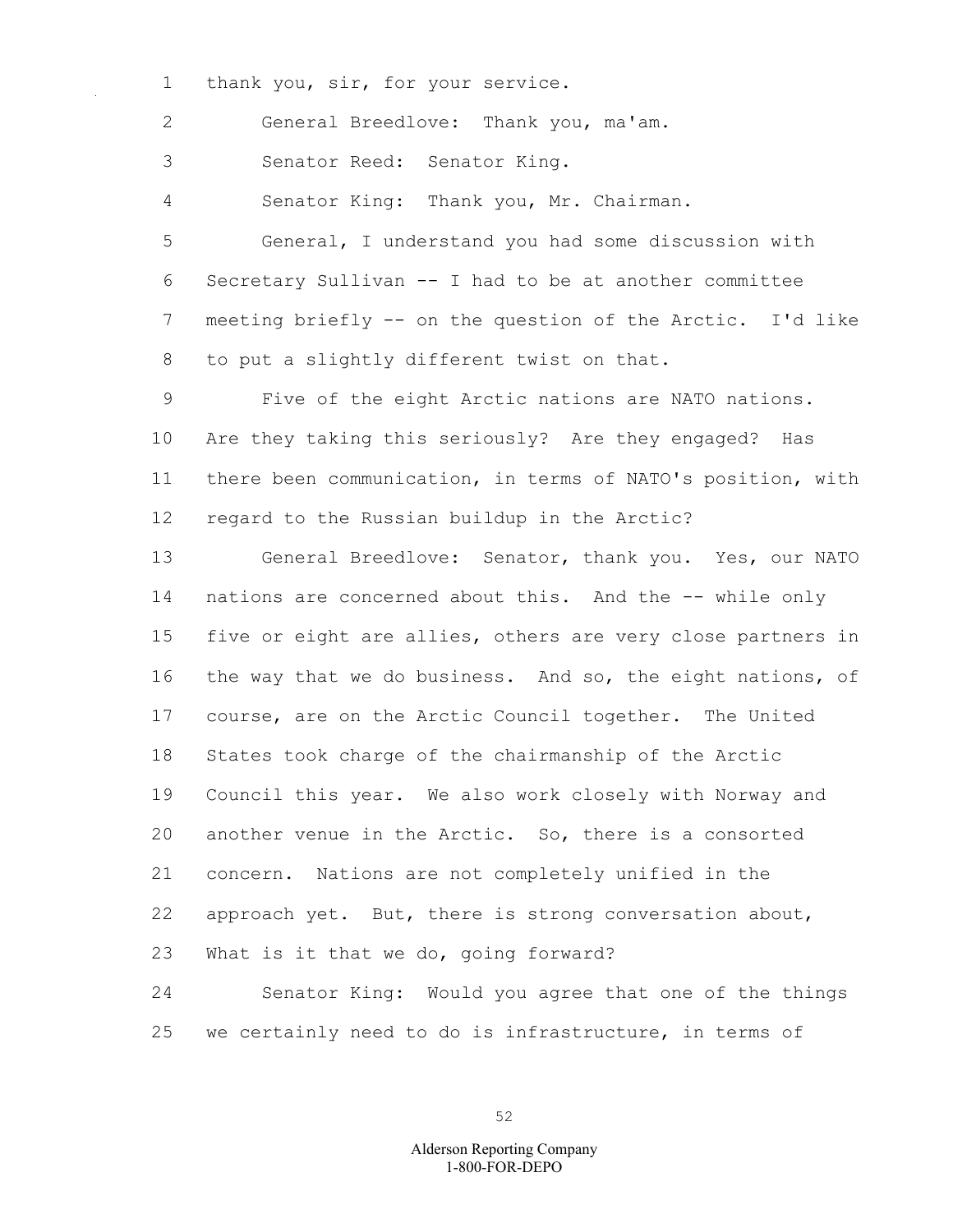thank you, sir, for your service.

General Breedlove: Thank you, ma'am.

Senator Reed: Senator King.

Senator King: Thank you, Mr. Chairman.

General, I understand you had some discussion with Secretary Sullivan -- I had to be at another committee meeting briefly -- on the question of the Arctic. I'd like to put a slightly different twist on that.

Five of the eight Arctic nations are NATO nations. Are they taking this seriously? Are they engaged? Has there been communication, in terms of NATO's position, with regard to the Russian buildup in the Arctic?

General Breedlove: Senator, thank you. Yes, our NATO nations are concerned about this. And the -- while only five or eight are allies, others are very close partners in the way that we do business. And so, the eight nations, of course, are on the Arctic Council together. The United States took charge of the chairmanship of the Arctic Council this year. We also work closely with Norway and another venue in the Arctic. So, there is a consorted concern. Nations are not completely unified in the approach yet. But, there is strong conversation about, What is it that we do, going forward?

Senator King: Would you agree that one of the things we certainly need to do is infrastructure, in terms of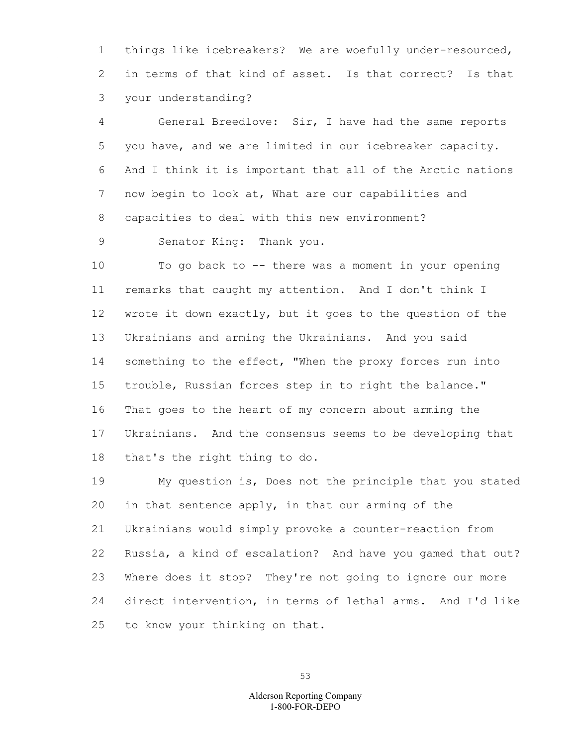things like icebreakers? We are woefully under-resourced, in terms of that kind of asset. Is that correct? Is that your understanding?

General Breedlove: Sir, I have had the same reports you have, and we are limited in our icebreaker capacity. And I think it is important that all of the Arctic nations now begin to look at, What are our capabilities and capacities to deal with this new environment?

Senator King: Thank you.

To go back to -- there was a moment in your opening remarks that caught my attention. And I don't think I wrote it down exactly, but it goes to the question of the Ukrainians and arming the Ukrainians. And you said something to the effect, "When the proxy forces run into trouble, Russian forces step in to right the balance." That goes to the heart of my concern about arming the Ukrainians. And the consensus seems to be developing that that's the right thing to do.

My question is, Does not the principle that you stated in that sentence apply, in that our arming of the Ukrainians would simply provoke a counter-reaction from Russia, a kind of escalation? And have you gamed that out? Where does it stop? They're not going to ignore our more direct intervention, in terms of lethal arms. And I'd like to know your thinking on that.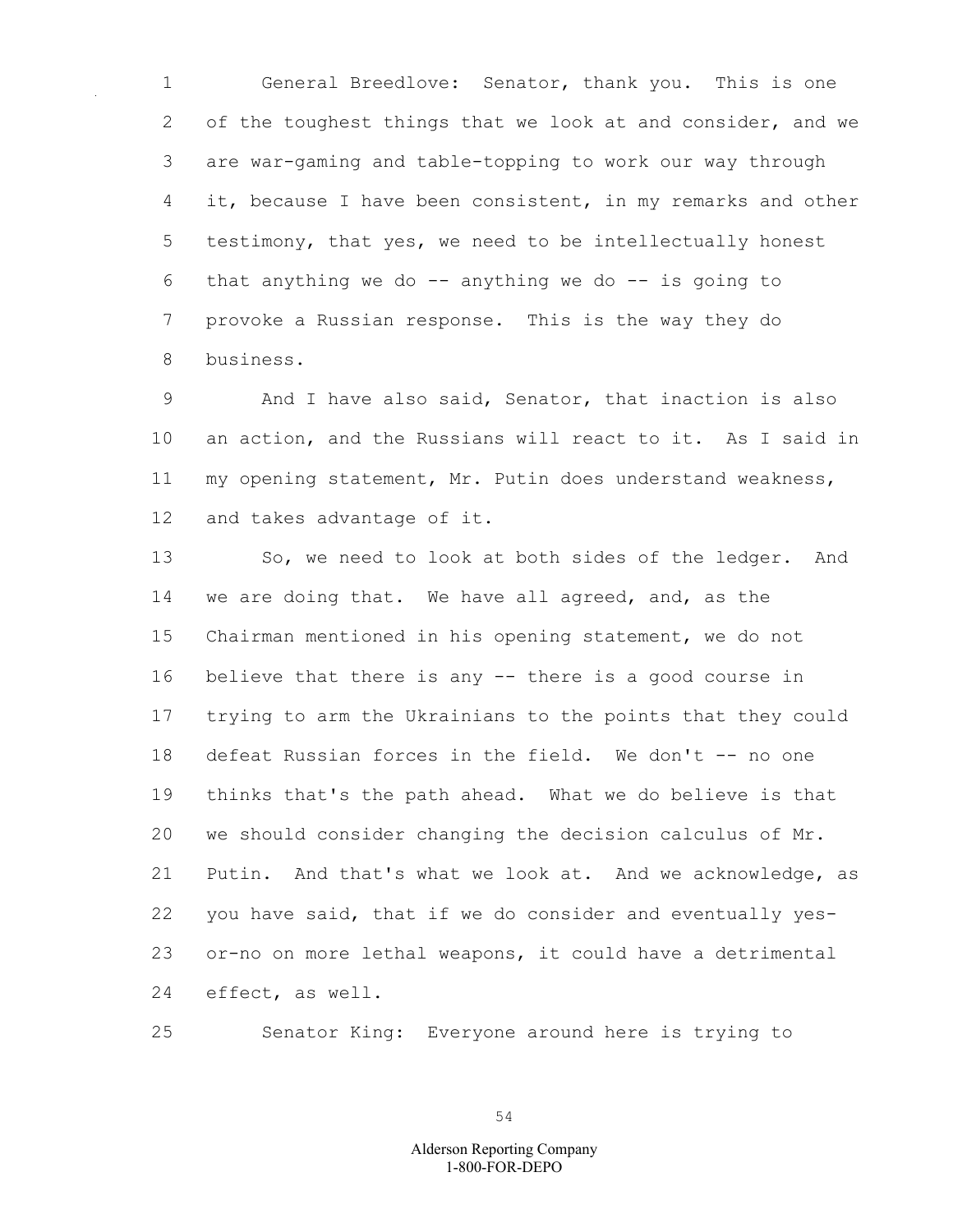General Breedlove: Senator, thank you. This is one of the toughest things that we look at and consider, and we are war-gaming and table-topping to work our way through it, because I have been consistent, in my remarks and other testimony, that yes, we need to be intellectually honest that anything we do -- anything we do -- is going to provoke a Russian response. This is the way they do business.

And I have also said, Senator, that inaction is also an action, and the Russians will react to it. As I said in my opening statement, Mr. Putin does understand weakness, and takes advantage of it.

So, we need to look at both sides of the ledger. And we are doing that. We have all agreed, and, as the Chairman mentioned in his opening statement, we do not believe that there is any -- there is a good course in trying to arm the Ukrainians to the points that they could defeat Russian forces in the field. We don't -- no one thinks that's the path ahead. What we do believe is that we should consider changing the decision calculus of Mr. Putin. And that's what we look at. And we acknowledge, as you have said, that if we do consider and eventually yes-or-no on more lethal weapons, it could have a detrimental effect, as well.

Senator King: Everyone around here is trying to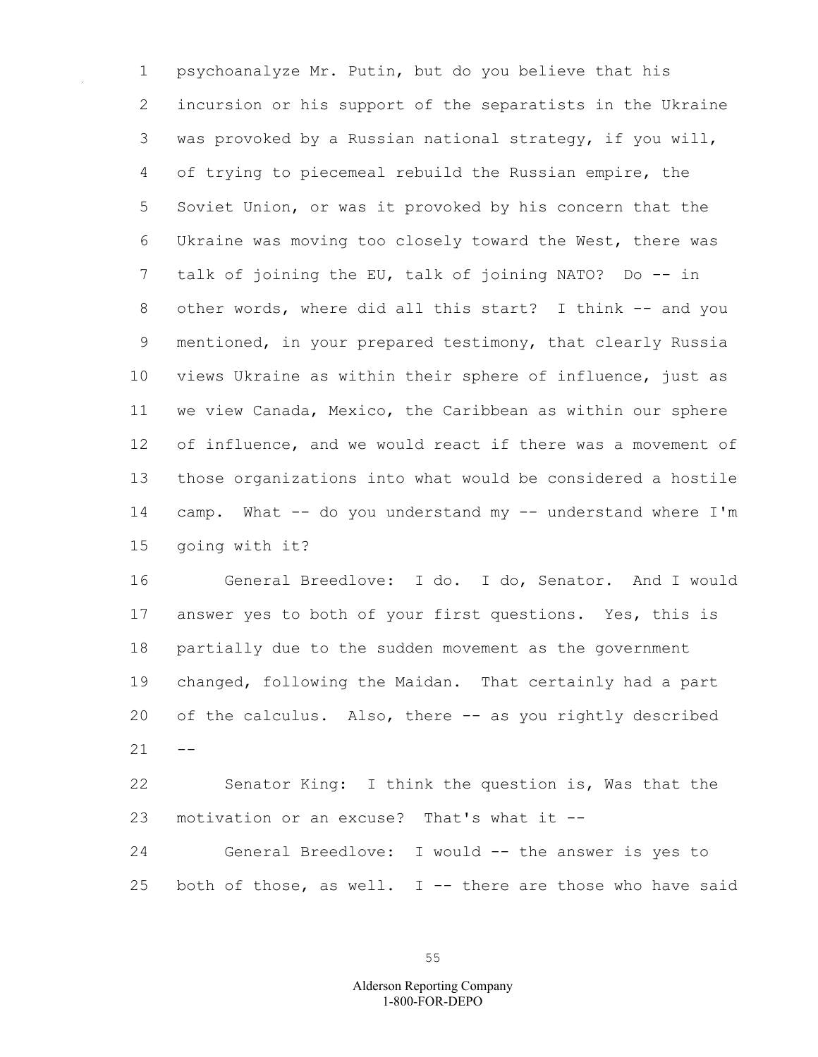psychoanalyze Mr. Putin, but do you believe that his incursion or his support of the separatists in the Ukraine was provoked by a Russian national strategy, if you will, of trying to piecemeal rebuild the Russian empire, the Soviet Union, or was it provoked by his concern that the Ukraine was moving too closely toward the West, there was talk of joining the EU, talk of joining NATO? Do -- in other words, where did all this start? I think -- and you mentioned, in your prepared testimony, that clearly Russia views Ukraine as within their sphere of influence, just as we view Canada, Mexico, the Caribbean as within our sphere of influence, and we would react if there was a movement of those organizations into what would be considered a hostile camp. What -- do you understand my -- understand where I'm going with it?

General Breedlove: I do. I do, Senator. And I would answer yes to both of your first questions. Yes, this is partially due to the sudden movement as the government changed, following the Maidan. That certainly had a part of the calculus. Also, there -- as you rightly described --

Senator King: I think the question is, Was that the motivation or an excuse? That's what it --

General Breedlove: I would -- the answer is yes to both of those, as well. I -- there are those who have said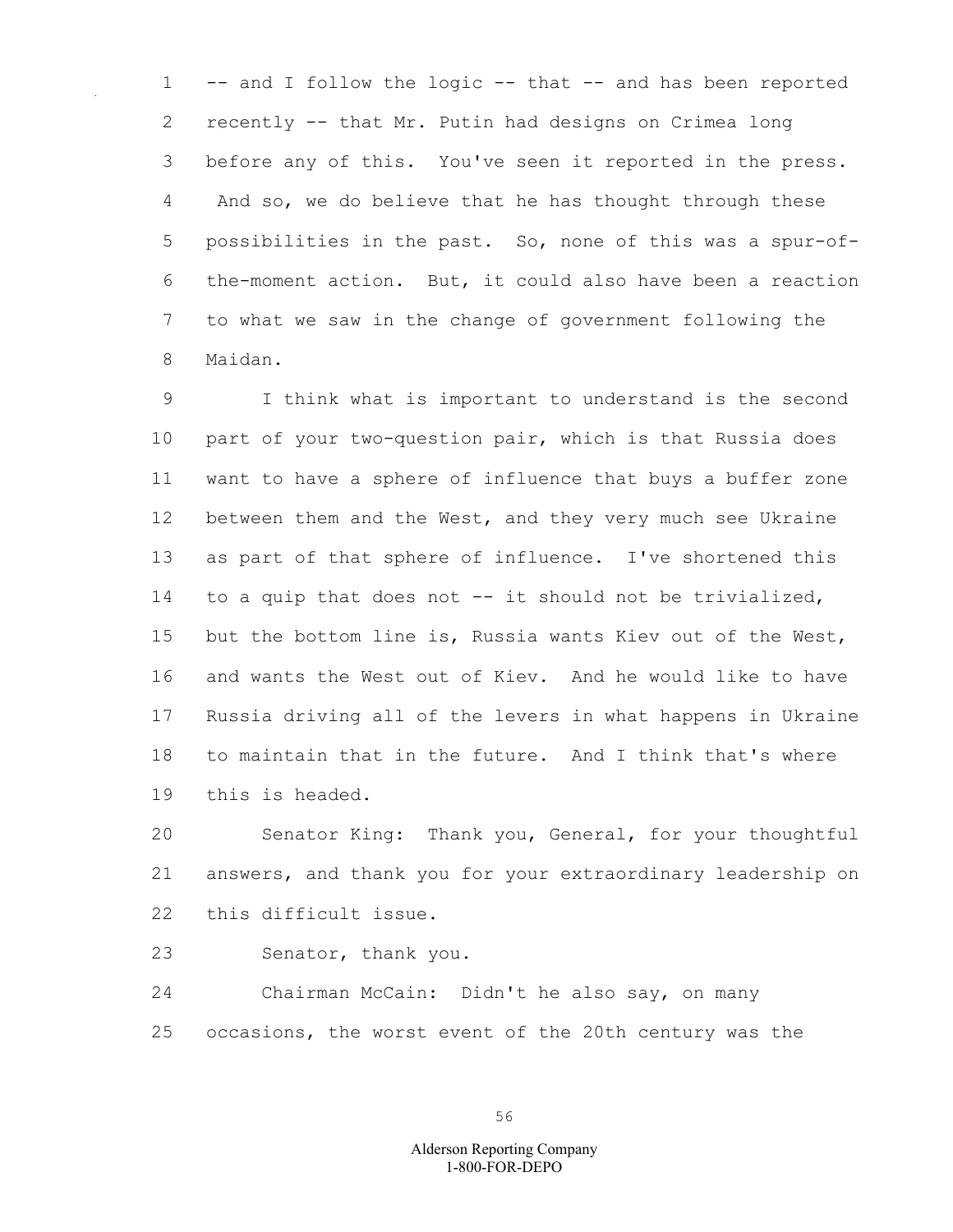-- and I follow the logic -- that -- and has been reported recently -- that Mr. Putin had designs on Crimea long before any of this. You've seen it reported in the press. And so, we do believe that he has thought through these possibilities in the past. So, none of this was a spur-of-the-moment action. But, it could also have been a reaction to what we saw in the change of government following the Maidan.

I think what is important to understand is the second part of your two-question pair, which is that Russia does want to have a sphere of influence that buys a buffer zone between them and the West, and they very much see Ukraine as part of that sphere of influence. I've shortened this to a quip that does not -- it should not be trivialized, but the bottom line is, Russia wants Kiev out of the West, and wants the West out of Kiev. And he would like to have Russia driving all of the levers in what happens in Ukraine to maintain that in the future. And I think that's where this is headed.

Senator King: Thank you, General, for your thoughtful answers, and thank you for your extraordinary leadership on this difficult issue.

Senator, thank you.

Chairman McCain: Didn't he also say, on many occasions, the worst event of the 20th century was the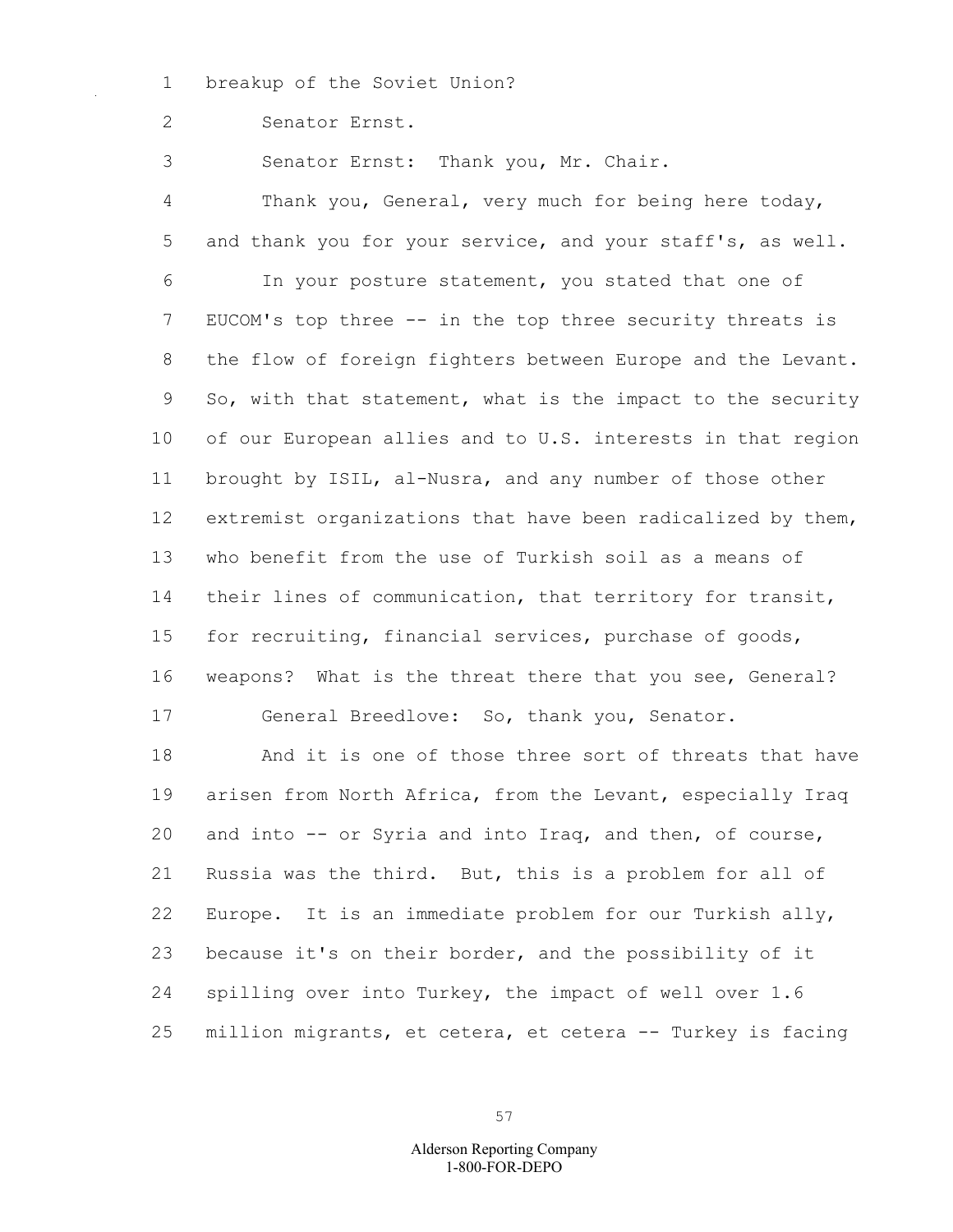breakup of the Soviet Union?

Senator Ernst.

Senator Ernst: Thank you, Mr. Chair.

Thank you, General, very much for being here today, and thank you for your service, and your staff's, as well.

In your posture statement, you stated that one of EUCOM's top three -- in the top three security threats is the flow of foreign fighters between Europe and the Levant. So, with that statement, what is the impact to the security of our European allies and to U.S. interests in that region brought by ISIL, al-Nusra, and any number of those other extremist organizations that have been radicalized by them, who benefit from the use of Turkish soil as a means of their lines of communication, that territory for transit, for recruiting, financial services, purchase of goods, weapons? What is the threat there that you see, General?

General Breedlove: So, thank you, Senator.

And it is one of those three sort of threats that have arisen from North Africa, from the Levant, especially Iraq and into -- or Syria and into Iraq, and then, of course, Russia was the third. But, this is a problem for all of Europe. It is an immediate problem for our Turkish ally, because it's on their border, and the possibility of it spilling over into Turkey, the impact of well over 1.6 million migrants, et cetera, et cetera -- Turkey is facing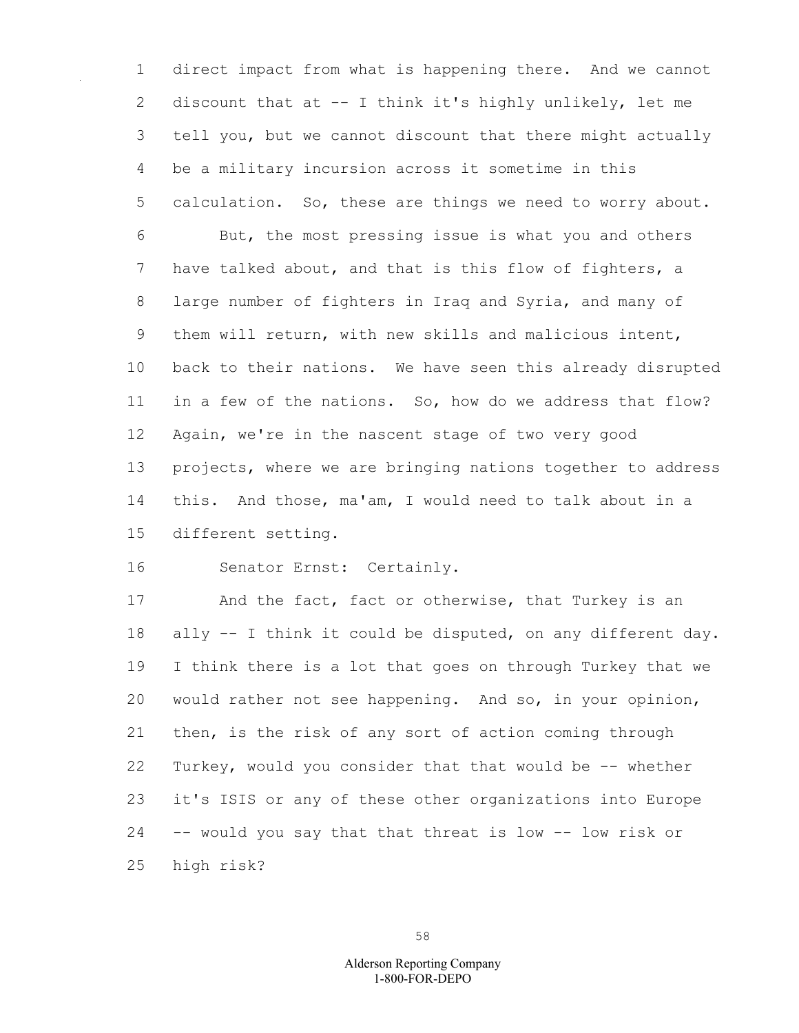direct impact from what is happening there. And we cannot discount that at -- I think it's highly unlikely, let me tell you, but we cannot discount that there might actually be a military incursion across it sometime in this calculation. So, these are things we need to worry about.

But, the most pressing issue is what you and others have talked about, and that is this flow of fighters, a large number of fighters in Iraq and Syria, and many of them will return, with new skills and malicious intent, back to their nations. We have seen this already disrupted in a few of the nations. So, how do we address that flow? Again, we're in the nascent stage of two very good projects, where we are bringing nations together to address this. And those, ma'am, I would need to talk about in a different setting.

Senator Ernst: Certainly.

And the fact, fact or otherwise, that Turkey is an ally -- I think it could be disputed, on any different day. I think there is a lot that goes on through Turkey that we would rather not see happening. And so, in your opinion, then, is the risk of any sort of action coming through Turkey, would you consider that that would be -- whether it's ISIS or any of these other organizations into Europe -- would you say that that threat is low -- low risk or high risk?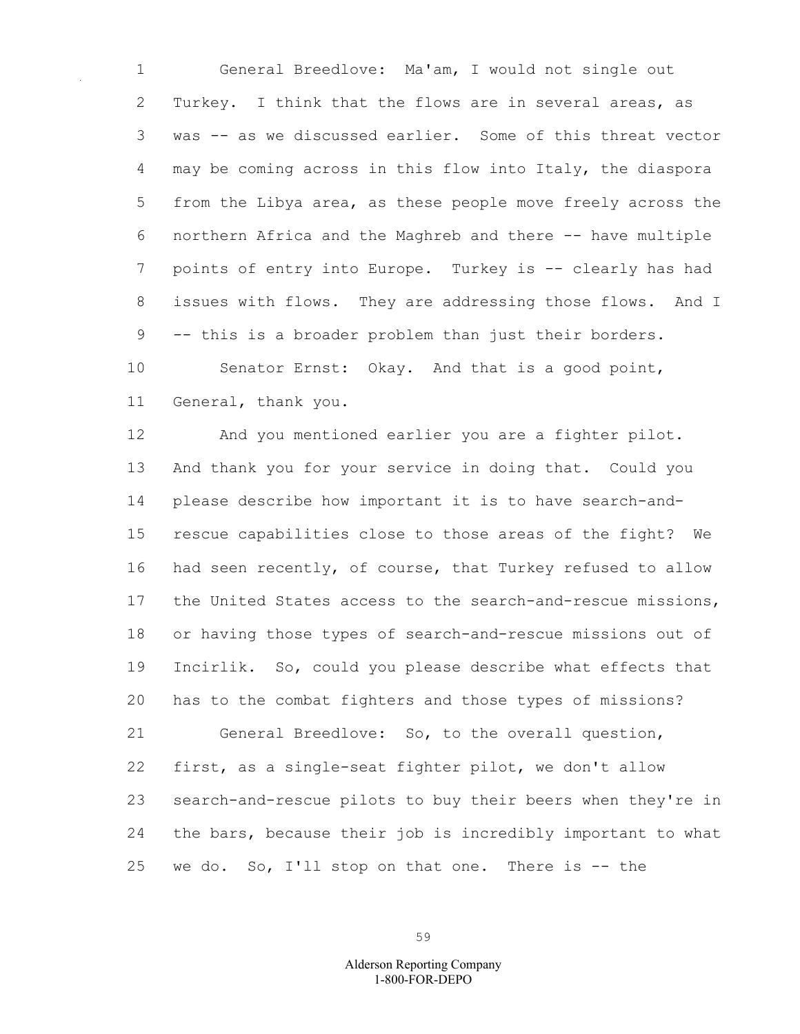General Breedlove: Ma'am, I would not single out Turkey. I think that the flows are in several areas, as was -- as we discussed earlier. Some of this threat vector may be coming across in this flow into Italy, the diaspora from the Libya area, as these people move freely across the northern Africa and the Maghreb and there -- have multiple points of entry into Europe. Turkey is -- clearly has had issues with flows. They are addressing those flows. And I -- this is a broader problem than just their borders.

Senator Ernst: Okay. And that is a good point, General, thank you.

And you mentioned earlier you are a fighter pilot. And thank you for your service in doing that. Could you please describe how important it is to have search-and-rescue capabilities close to those areas of the fight? We had seen recently, of course, that Turkey refused to allow the United States access to the search-and-rescue missions, or having those types of search-and-rescue missions out of Incirlik. So, could you please describe what effects that has to the combat fighters and those types of missions?

General Breedlove: So, to the overall question, first, as a single-seat fighter pilot, we don't allow search-and-rescue pilots to buy their beers when they're in the bars, because their job is incredibly important to what we do. So, I'll stop on that one. There is -- the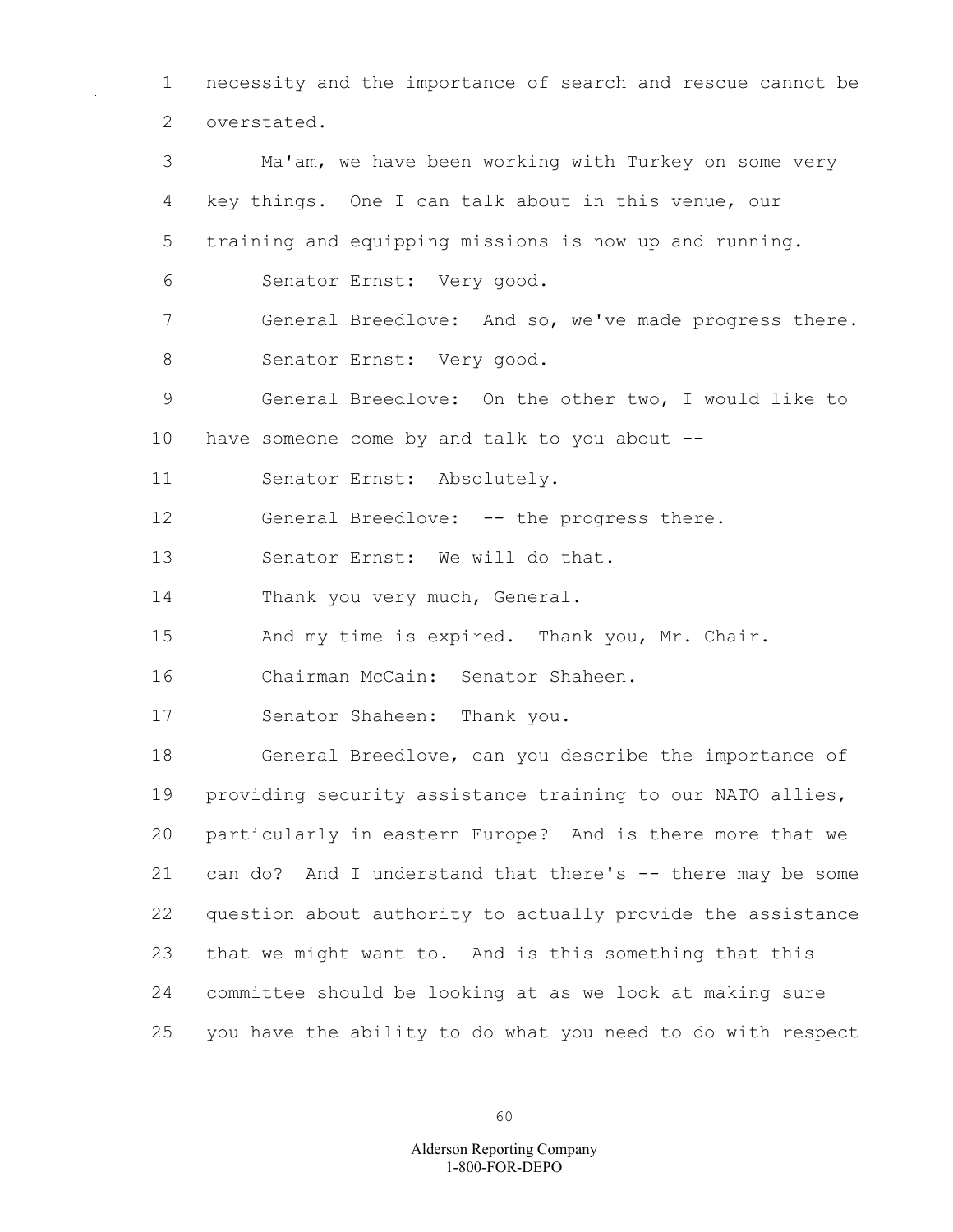necessity and the importance of search and rescue cannot be overstated.

Ma'am, we have been working with Turkey on some very key things. One I can talk about in this venue, our training and equipping missions is now up and running.

Senator Ernst: Very good.

General Breedlove: And so, we've made progress there.

Senator Ernst: Very good.

General Breedlove: On the other two, I would like to have someone come by and talk to you about --

Senator Ernst: Absolutely.

General Breedlove: -- the progress there.

Senator Ernst: We will do that.

Thank you very much, General.

And my time is expired. Thank you, Mr. Chair.

Chairman McCain: Senator Shaheen.

Senator Shaheen: Thank you.

General Breedlove, can you describe the importance of providing security assistance training to our NATO allies, particularly in eastern Europe? And is there more that we can do? And I understand that there's -- there may be some question about authority to actually provide the assistance that we might want to. And is this something that this committee should be looking at as we look at making sure you have the ability to do what you need to do with respect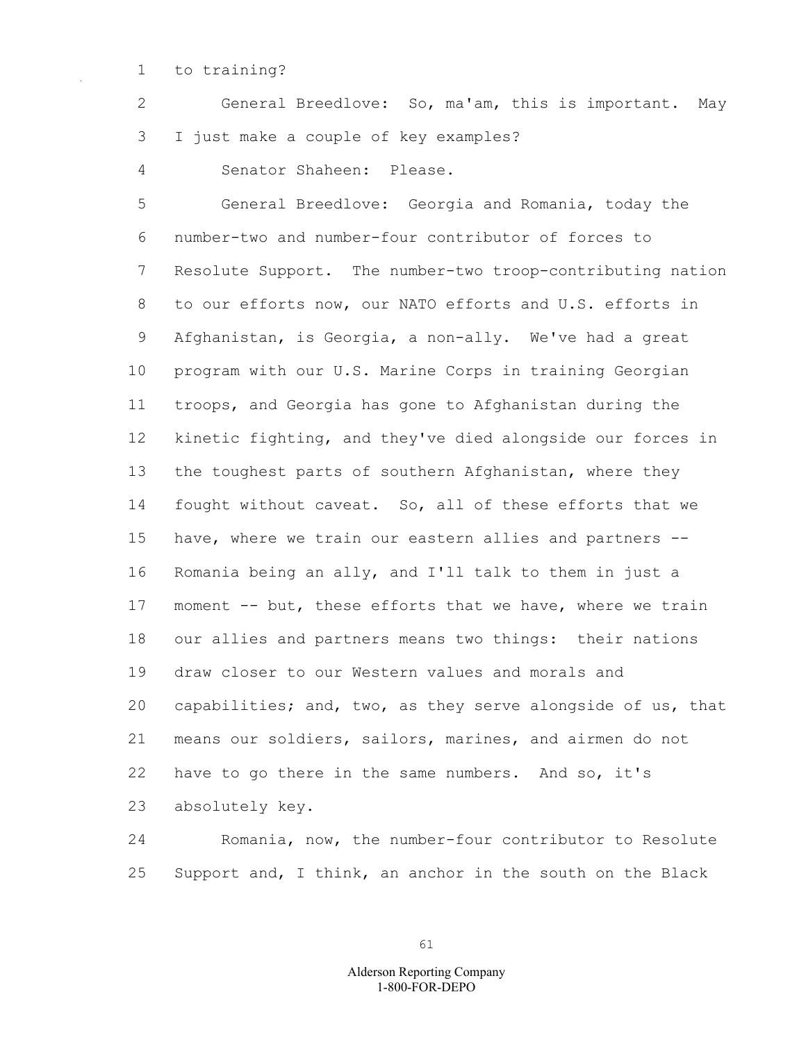to training?

General Breedlove: So, ma'am, this is important. May I just make a couple of key examples?

Senator Shaheen: Please.

General Breedlove: Georgia and Romania, today the number-two and number-four contributor of forces to Resolute Support. The number-two troop-contributing nation to our efforts now, our NATO efforts and U.S. efforts in Afghanistan, is Georgia, a non-ally. We've had a great program with our U.S. Marine Corps in training Georgian troops, and Georgia has gone to Afghanistan during the kinetic fighting, and they've died alongside our forces in the toughest parts of southern Afghanistan, where they fought without caveat. So, all of these efforts that we have, where we train our eastern allies and partners -- Romania being an ally, and I'll talk to them in just a moment -- but, these efforts that we have, where we train our allies and partners means two things: their nations draw closer to our Western values and morals and capabilities; and, two, as they serve alongside of us, that means our soldiers, sailors, marines, and airmen do not have to go there in the same numbers. And so, it's absolutely key.

Romania, now, the number-four contributor to Resolute Support and, I think, an anchor in the south on the Black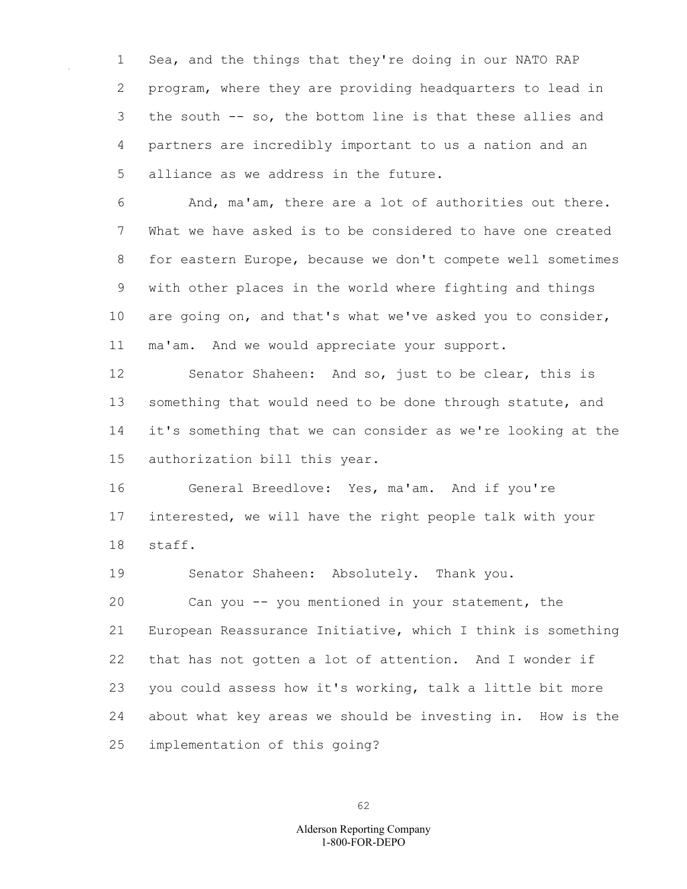Sea, and the things that they're doing in our NATO RAP program, where they are providing headquarters to lead in the south -- so, the bottom line is that these allies and partners are incredibly important to us a nation and an alliance as we address in the future.

And, ma'am, there are a lot of authorities out there. What we have asked is to be considered to have one created for eastern Europe, because we don't compete well sometimes with other places in the world where fighting and things are going on, and that's what we've asked you to consider, ma'am. And we would appreciate your support.

Senator Shaheen: And so, just to be clear, this is something that would need to be done through statute, and it's something that we can consider as we're looking at the authorization bill this year.

General Breedlove: Yes, ma'am. And if you're interested, we will have the right people talk with your staff.

Senator Shaheen: Absolutely. Thank you.

Can you -- you mentioned in your statement, the European Reassurance Initiative, which I think is something that has not gotten a lot of attention. And I wonder if you could assess how it's working, talk a little bit more about what key areas we should be investing in. How is the implementation of this going?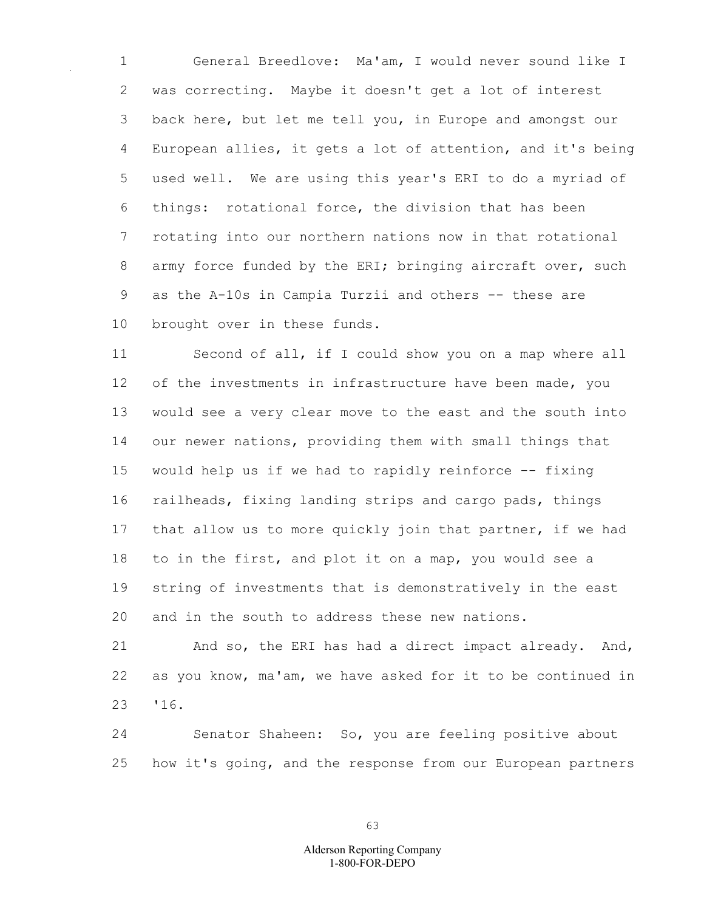General Breedlove: Ma'am, I would never sound like I was correcting. Maybe it doesn't get a lot of interest back here, but let me tell you, in Europe and amongst our European allies, it gets a lot of attention, and it's being used well. We are using this year's ERI to do a myriad of things: rotational force, the division that has been rotating into our northern nations now in that rotational army force funded by the ERI; bringing aircraft over, such as the A-10s in Campia Turzii and others -- these are brought over in these funds.

Second of all, if I could show you on a map where all of the investments in infrastructure have been made, you would see a very clear move to the east and the south into our newer nations, providing them with small things that would help us if we had to rapidly reinforce -- fixing railheads, fixing landing strips and cargo pads, things that allow us to more quickly join that partner, if we had to in the first, and plot it on a map, you would see a string of investments that is demonstratively in the east and in the south to address these new nations.

And so, the ERI has had a direct impact already. And, as you know, ma'am, we have asked for it to be continued in '16.

Senator Shaheen: So, you are feeling positive about how it's going, and the response from our European partners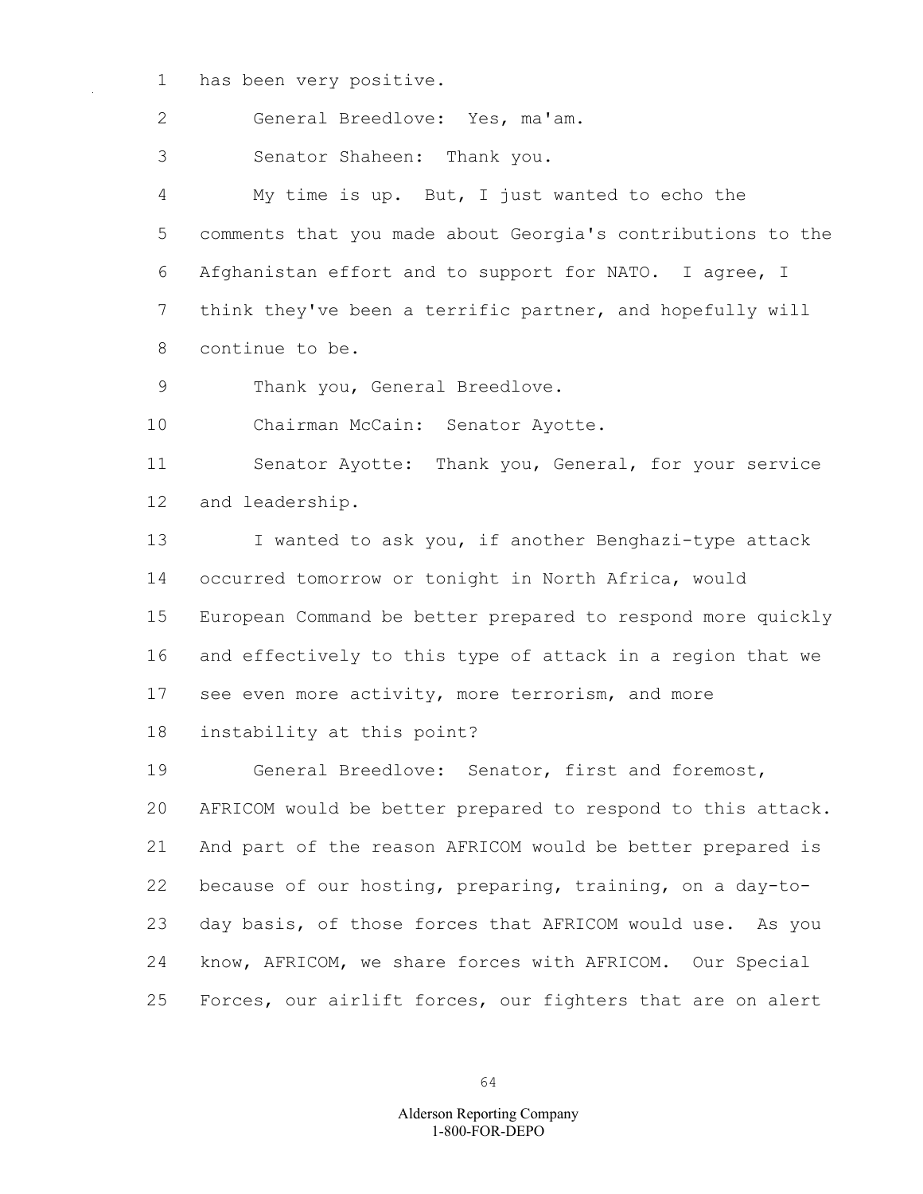has been very positive.

General Breedlove: Yes, ma'am.

Senator Shaheen: Thank you.

My time is up. But, I just wanted to echo the comments that you made about Georgia's contributions to the Afghanistan effort and to support for NATO. I agree, I think they've been a terrific partner, and hopefully will continue to be.

Thank you, General Breedlove.

Chairman McCain: Senator Ayotte.

Senator Ayotte: Thank you, General, for your service and leadership.

I wanted to ask you, if another Benghazi-type attack occurred tomorrow or tonight in North Africa, would European Command be better prepared to respond more quickly and effectively to this type of attack in a region that we see even more activity, more terrorism, and more instability at this point?

General Breedlove: Senator, first and foremost, AFRICOM would be better prepared to respond to this attack. And part of the reason AFRICOM would be better prepared is because of our hosting, preparing, training, on a day-to-day basis, of those forces that AFRICOM would use. As you know, AFRICOM, we share forces with AFRICOM. Our Special Forces, our airlift forces, our fighters that are on alert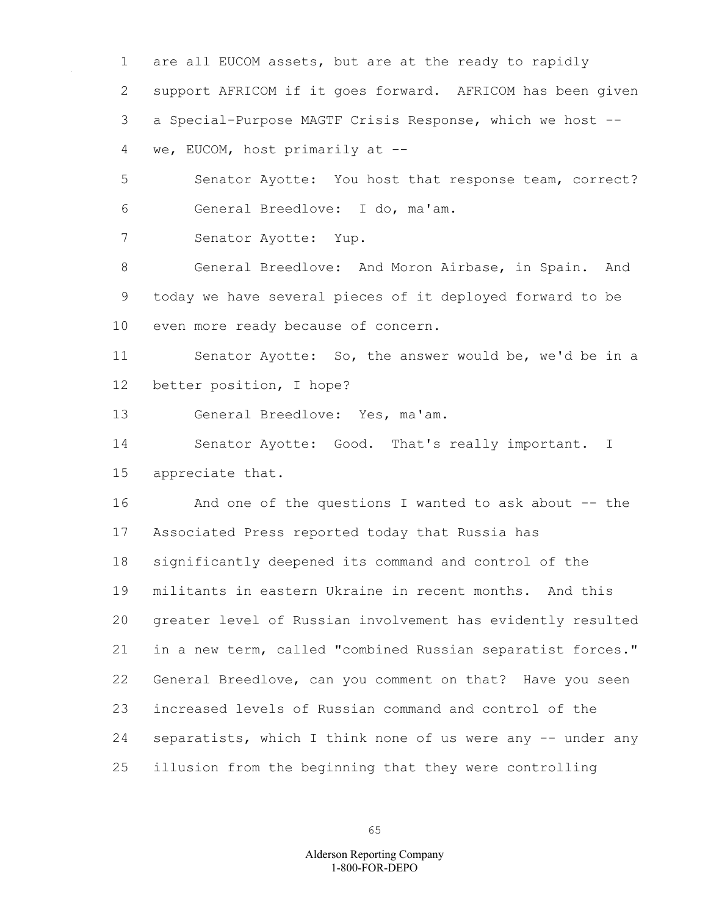are all EUCOM assets, but are at the ready to rapidly support AFRICOM if it goes forward. AFRICOM has been given a Special-Purpose MAGTF Crisis Response, which we host -- we, EUCOM, host primarily at --

Senator Ayotte: You host that response team, correct?

General Breedlove: I do, ma'am.

Senator Ayotte: Yup.

General Breedlove: And Moron Airbase, in Spain. And today we have several pieces of it deployed forward to be even more ready because of concern.

Senator Ayotte: So, the answer would be, we'd be in a better position, I hope?

General Breedlove: Yes, ma'am.

Senator Ayotte: Good. That's really important. I appreciate that.

And one of the questions I wanted to ask about -- the Associated Press reported today that Russia has significantly deepened its command and control of the militants in eastern Ukraine in recent months. And this greater level of Russian involvement has evidently resulted in a new term, called "combined Russian separatist forces." General Breedlove, can you comment on that? Have you seen increased levels of Russian command and control of the separatists, which I think none of us were any -- under any illusion from the beginning that they were controlling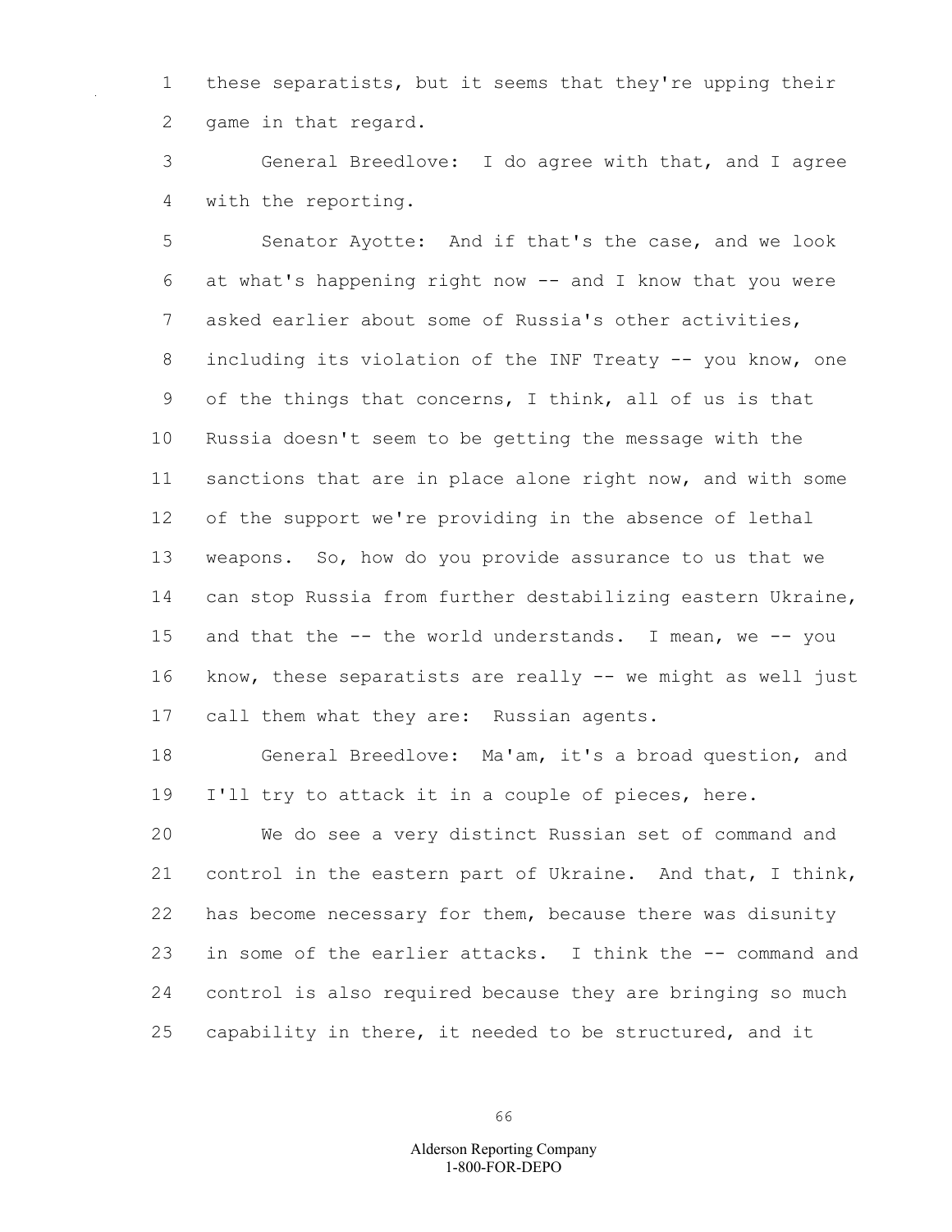these separatists, but it seems that they're upping their game in that regard.

General Breedlove: I do agree with that, and I agree with the reporting.

Senator Ayotte: And if that's the case, and we look at what's happening right now -- and I know that you were asked earlier about some of Russia's other activities, including its violation of the INF Treaty -- you know, one of the things that concerns, I think, all of us is that Russia doesn't seem to be getting the message with the sanctions that are in place alone right now, and with some of the support we're providing in the absence of lethal weapons. So, how do you provide assurance to us that we can stop Russia from further destabilizing eastern Ukraine, and that the -- the world understands. I mean, we -- you know, these separatists are really -- we might as well just call them what they are: Russian agents.

General Breedlove: Ma'am, it's a broad question, and I'll try to attack it in a couple of pieces, here.

We do see a very distinct Russian set of command and control in the eastern part of Ukraine. And that, I think, has become necessary for them, because there was disunity in some of the earlier attacks. I think the -- command and control is also required because they are bringing so much capability in there, it needed to be structured, and it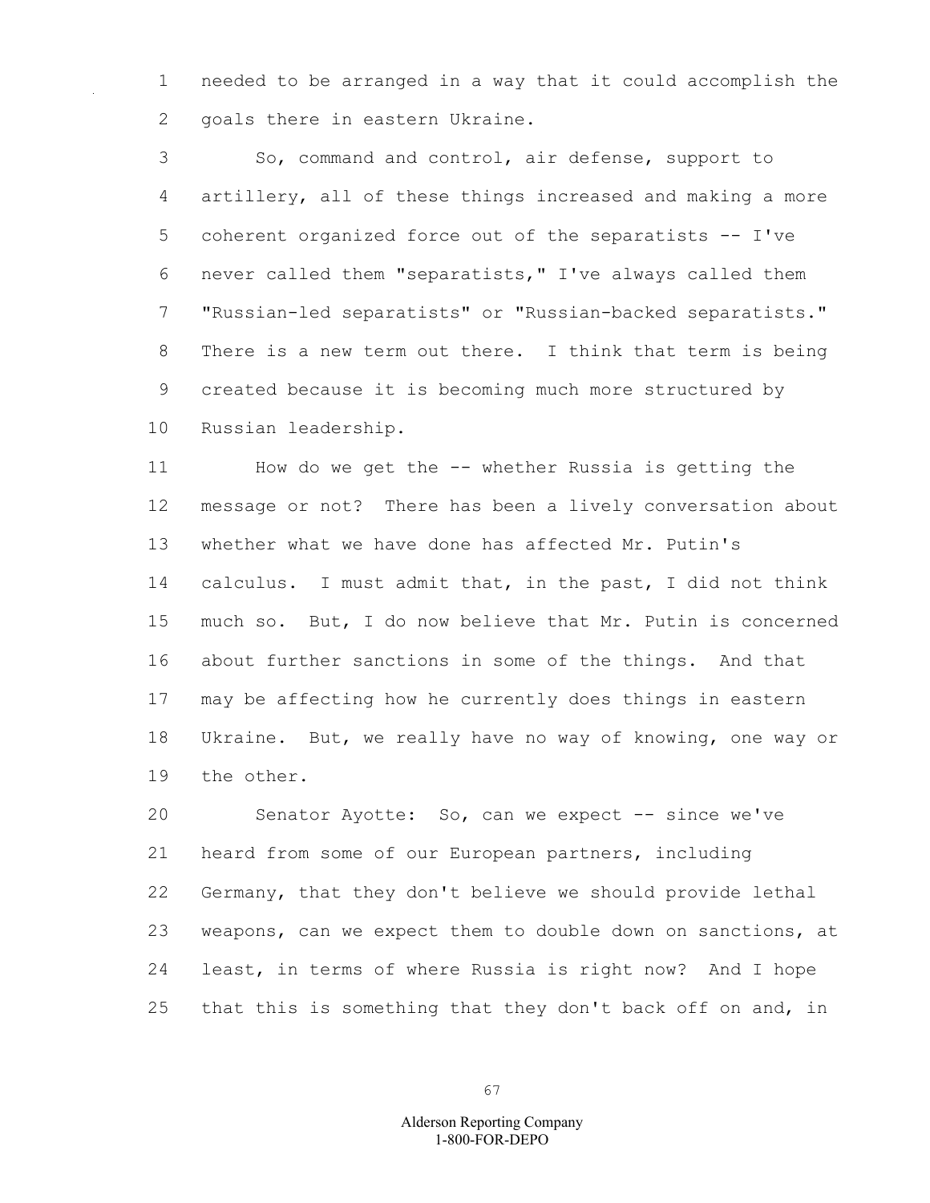needed to be arranged in a way that it could accomplish the goals there in eastern Ukraine.

So, command and control, air defense, support to artillery, all of these things increased and making a more coherent organized force out of the separatists -- I've never called them "separatists," I've always called them "Russian-led separatists" or "Russian-backed separatists." There is a new term out there. I think that term is being created because it is becoming much more structured by Russian leadership.

How do we get the -- whether Russia is getting the message or not? There has been a lively conversation about whether what we have done has affected Mr. Putin's calculus. I must admit that, in the past, I did not think much so. But, I do now believe that Mr. Putin is concerned about further sanctions in some of the things. And that may be affecting how he currently does things in eastern Ukraine. But, we really have no way of knowing, one way or the other.

Senator Ayotte: So, can we expect -- since we've heard from some of our European partners, including Germany, that they don't believe we should provide lethal weapons, can we expect them to double down on sanctions, at least, in terms of where Russia is right now? And I hope that this is something that they don't back off on and, in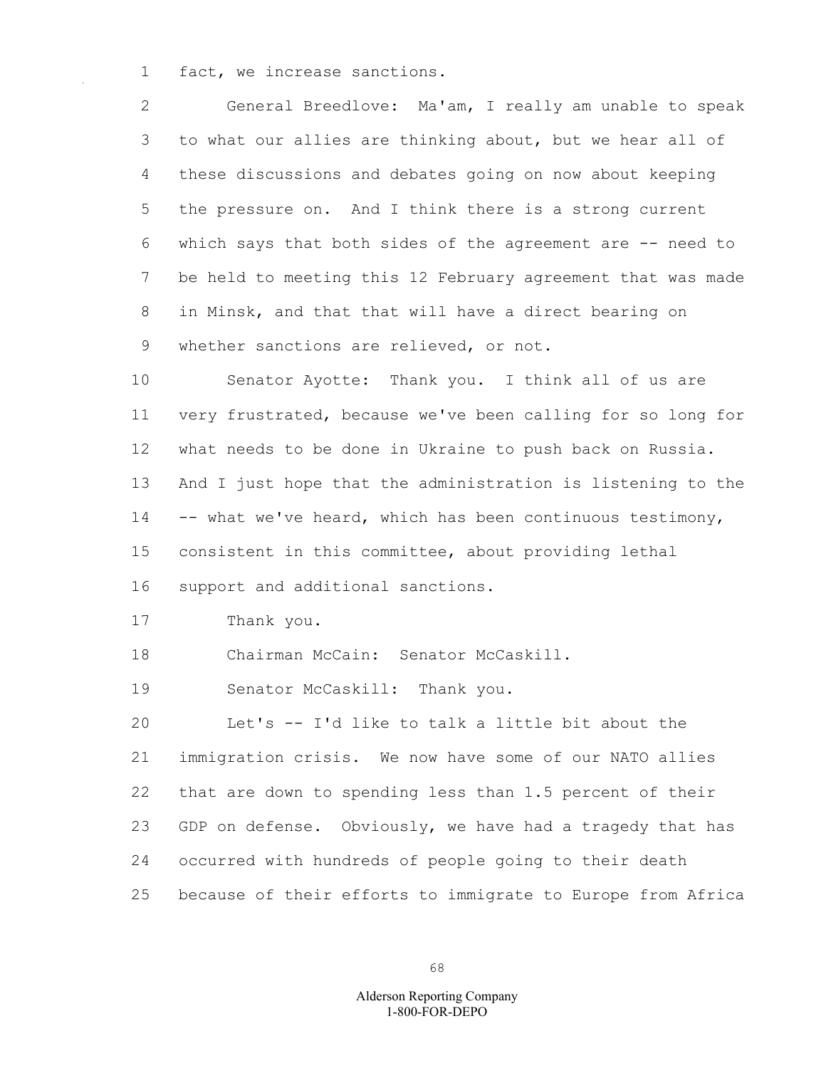fact, we increase sanctions.

General Breedlove: Ma'am, I really am unable to speak to what our allies are thinking about, but we hear all of these discussions and debates going on now about keeping the pressure on. And I think there is a strong current which says that both sides of the agreement are -- need to be held to meeting this 12 February agreement that was made in Minsk, and that that will have a direct bearing on whether sanctions are relieved, or not.

Senator Ayotte: Thank you. I think all of us are very frustrated, because we've been calling for so long for what needs to be done in Ukraine to push back on Russia. And I just hope that the administration is listening to the -- what we've heard, which has been continuous testimony, consistent in this committee, about providing lethal support and additional sanctions.

Thank you.

Chairman McCain: Senator McCaskill.

Senator McCaskill: Thank you.

Let's -- I'd like to talk a little bit about the immigration crisis. We now have some of our NATO allies that are down to spending less than 1.5 percent of their GDP on defense. Obviously, we have had a tragedy that has occurred with hundreds of people going to their death because of their efforts to immigrate to Europe from Africa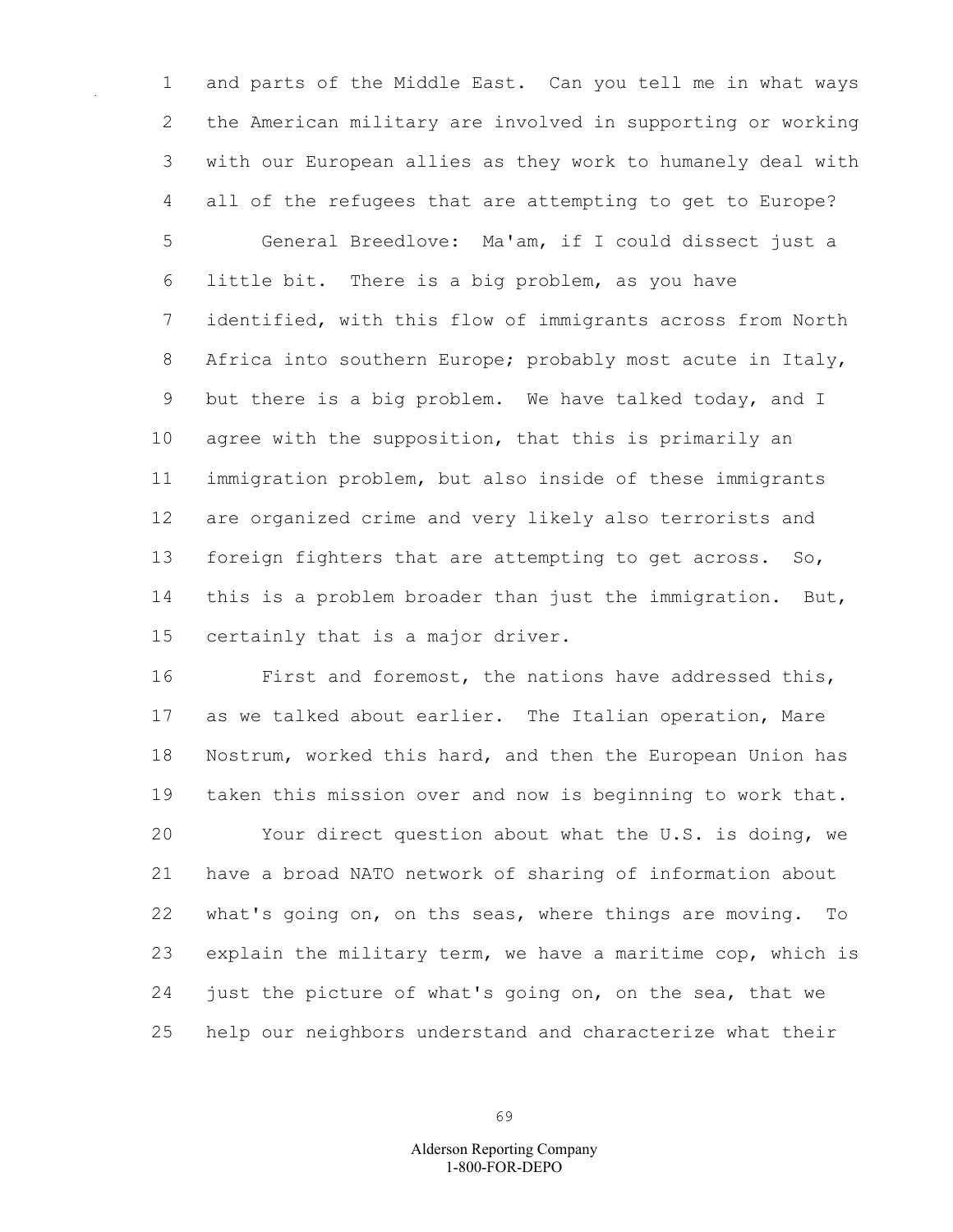and parts of the Middle East. Can you tell me in what ways the American military are involved in supporting or working with our European allies as they work to humanely deal with all of the refugees that are attempting to get to Europe?

General Breedlove: Ma'am, if I could dissect just a little bit. There is a big problem, as you have identified, with this flow of immigrants across from North Africa into southern Europe; probably most acute in Italy, but there is a big problem. We have talked today, and I agree with the supposition, that this is primarily an immigration problem, but also inside of these immigrants are organized crime and very likely also terrorists and foreign fighters that are attempting to get across. So, this is a problem broader than just the immigration. But, certainly that is a major driver.

First and foremost, the nations have addressed this, as we talked about earlier. The Italian operation, Mare Nostrum, worked this hard, and then the European Union has taken this mission over and now is beginning to work that.

Your direct question about what the U.S. is doing, we have a broad NATO network of sharing of information about what's going on, on ths seas, where things are moving. To explain the military term, we have a maritime cop, which is just the picture of what's going on, on the sea, that we help our neighbors understand and characterize what their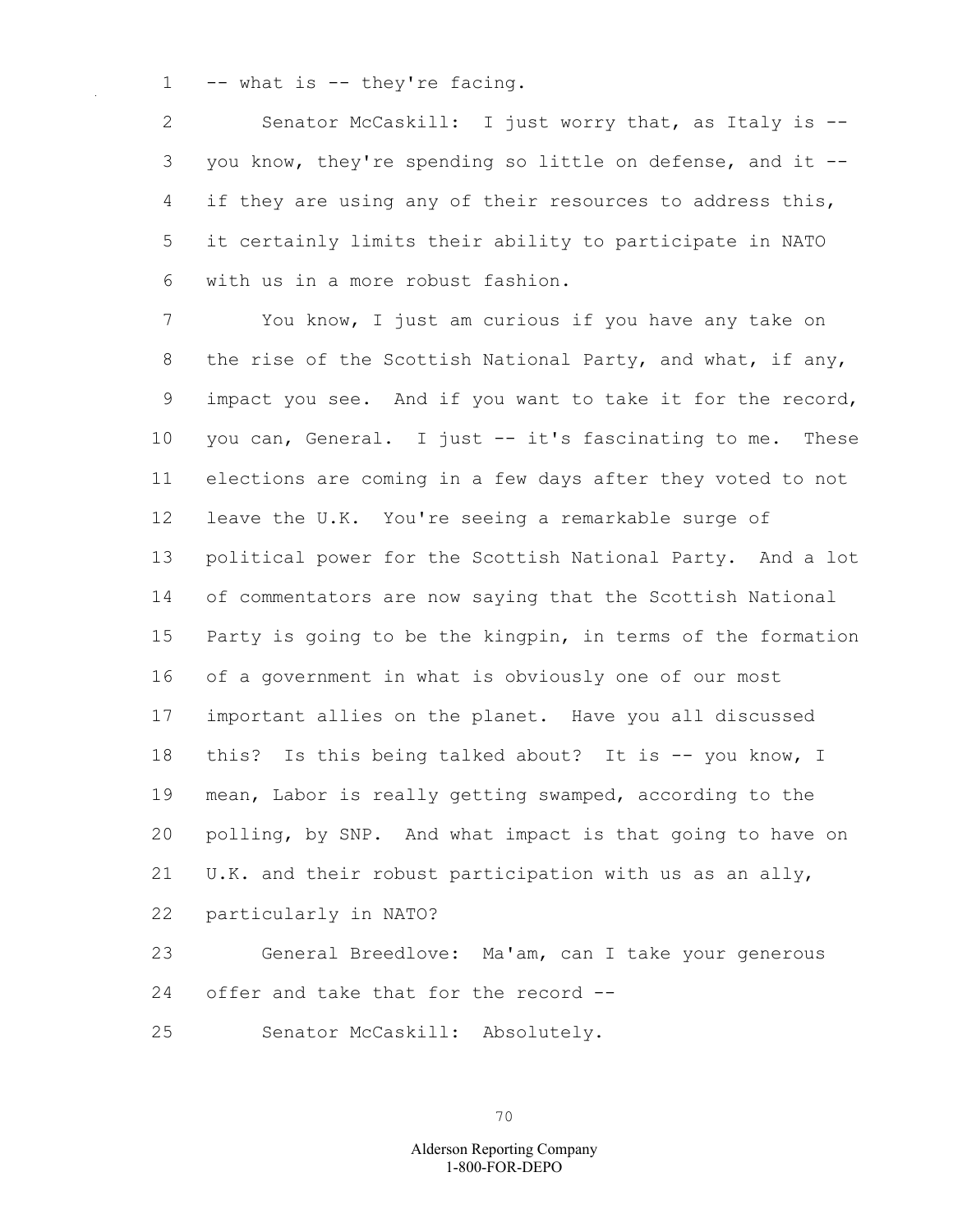-- what is -- they're facing.

Senator McCaskill: I just worry that, as Italy is -- you know, they're spending so little on defense, and it -- if they are using any of their resources to address this, it certainly limits their ability to participate in NATO with us in a more robust fashion.

You know, I just am curious if you have any take on the rise of the Scottish National Party, and what, if any, impact you see. And if you want to take it for the record, you can, General. I just -- it's fascinating to me. These elections are coming in a few days after they voted to not leave the U.K. You're seeing a remarkable surge of political power for the Scottish National Party. And a lot of commentators are now saying that the Scottish National Party is going to be the kingpin, in terms of the formation of a government in what is obviously one of our most important allies on the planet. Have you all discussed this? Is this being talked about? It is -- you know, I mean, Labor is really getting swamped, according to the polling, by SNP. And what impact is that going to have on U.K. and their robust participation with us as an ally, particularly in NATO?

General Breedlove: Ma'am, can I take your generous offer and take that for the record --

Senator McCaskill: Absolutely.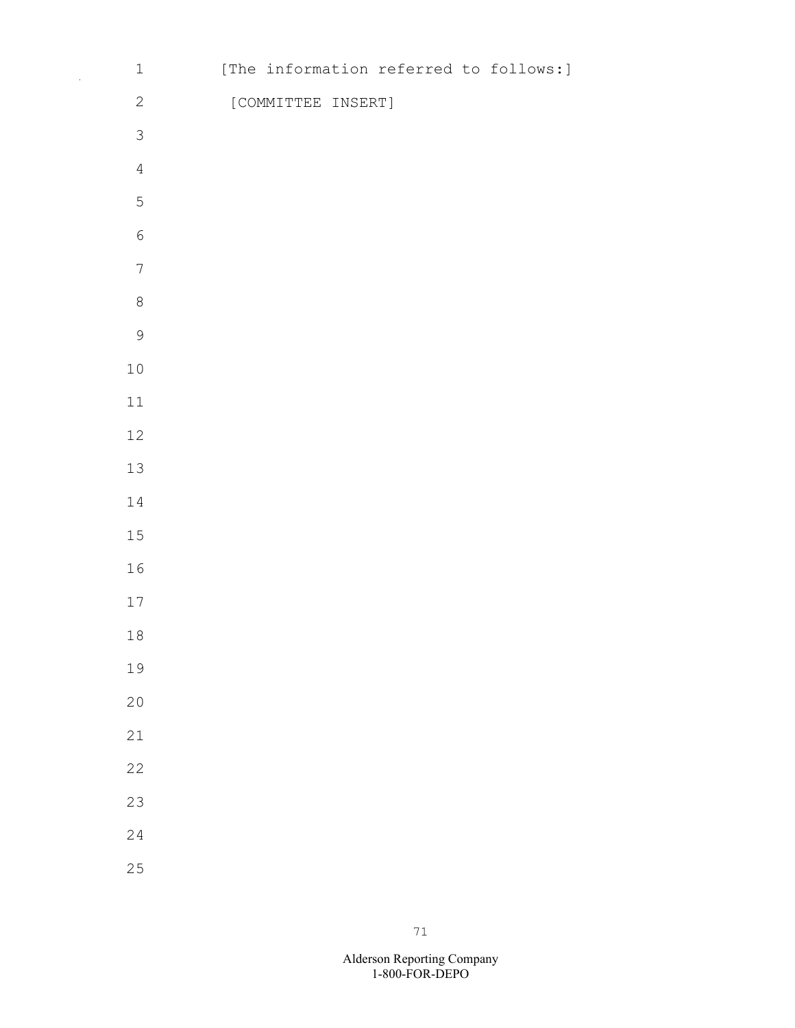[The information referred to follows:]

[COMMITTEE INSERT]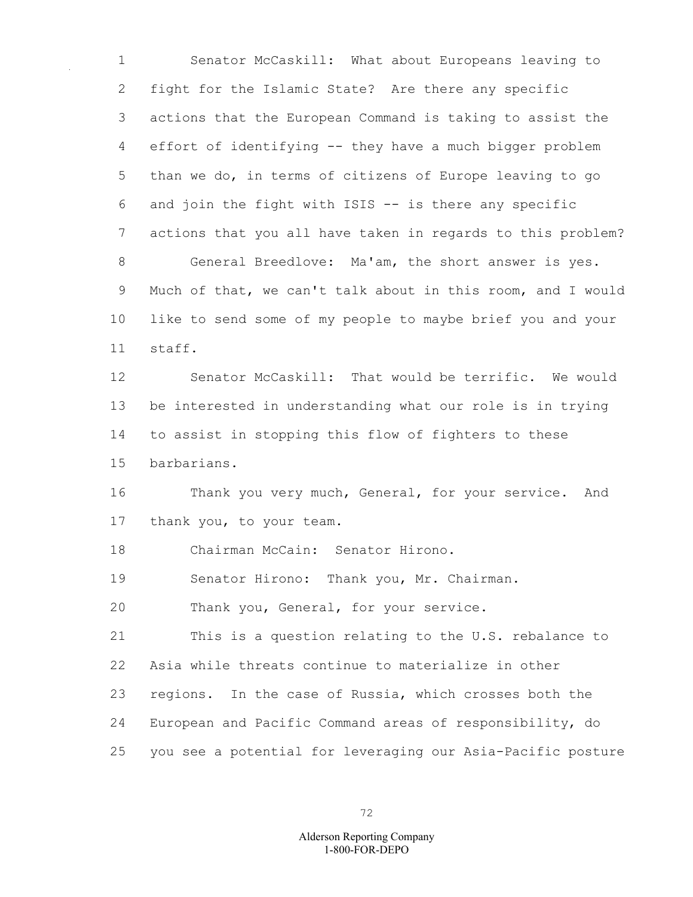Senator McCaskill: What about Europeans leaving to fight for the Islamic State? Are there any specific actions that the European Command is taking to assist the effort of identifying -- they have a much bigger problem than we do, in terms of citizens of Europe leaving to go and join the fight with ISIS -- is there any specific actions that you all have taken in regards to this problem?

General Breedlove: Ma'am, the short answer is yes. Much of that, we can't talk about in this room, and I would like to send some of my people to maybe brief you and your staff.

Senator McCaskill: That would be terrific. We would be interested in understanding what our role is in trying to assist in stopping this flow of fighters to these barbarians.

Thank you very much, General, for your service. And thank you, to your team.

Chairman McCain: Senator Hirono.

Senator Hirono: Thank you, Mr. Chairman.

Thank you, General, for your service.

This is a question relating to the U.S. rebalance to Asia while threats continue to materialize in other regions. In the case of Russia, which crosses both the European and Pacific Command areas of responsibility, do you see a potential for leveraging our Asia-Pacific posture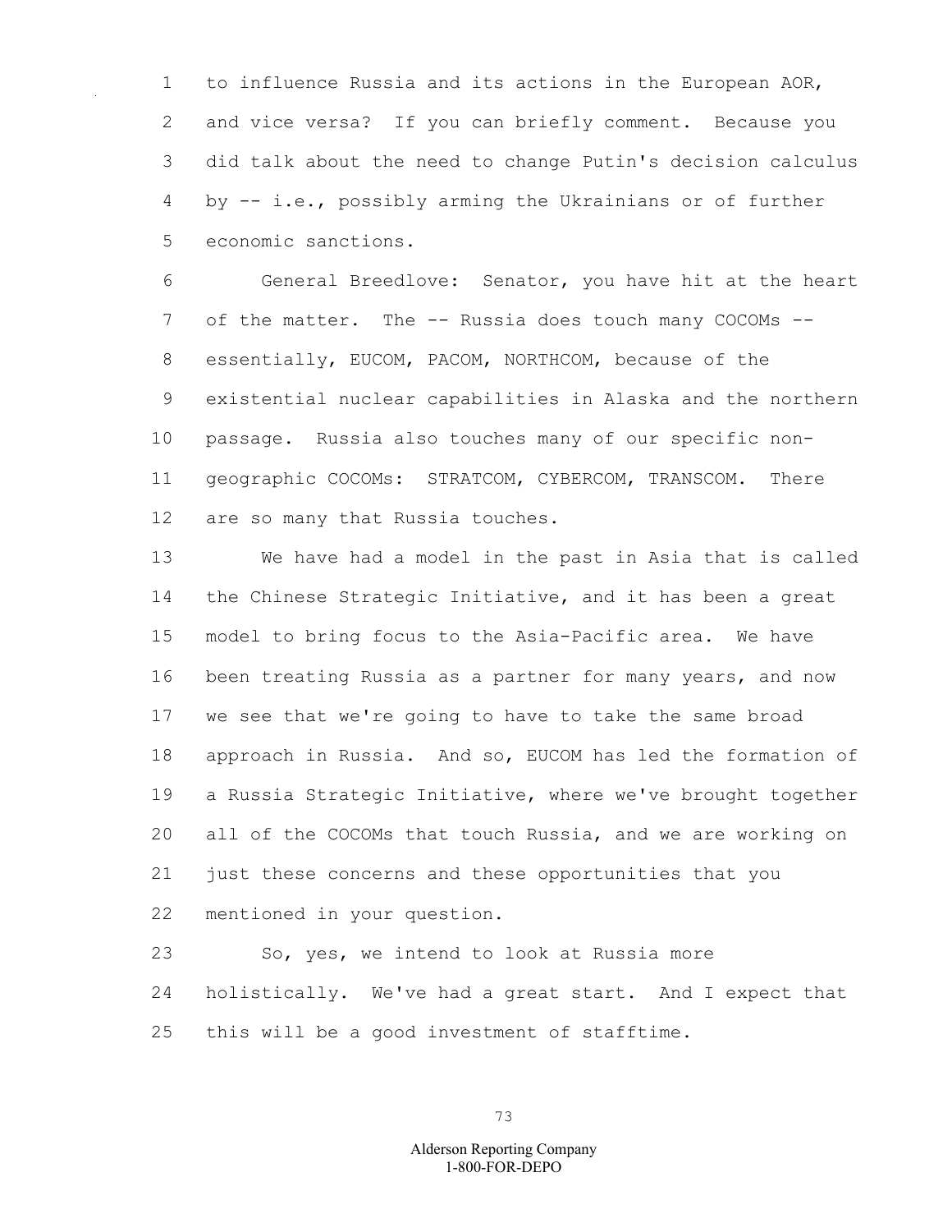to influence Russia and its actions in the European AOR, and vice versa? If you can briefly comment. Because you did talk about the need to change Putin's decision calculus by -- i.e., possibly arming the Ukrainians or of further economic sanctions.

General Breedlove: Senator, you have hit at the heart of the matter. The -- Russia does touch many COCOMs -- essentially, EUCOM, PACOM, NORTHCOM, because of the existential nuclear capabilities in Alaska and the northern passage. Russia also touches many of our specific non-geographic COCOMs: STRATCOM, CYBERCOM, TRANSCOM. There are so many that Russia touches.

We have had a model in the past in Asia that is called the Chinese Strategic Initiative, and it has been a great model to bring focus to the Asia-Pacific area. We have been treating Russia as a partner for many years, and now we see that we're going to have to take the same broad approach in Russia. And so, EUCOM has led the formation of a Russia Strategic Initiative, where we've brought together all of the COCOMs that touch Russia, and we are working on just these concerns and these opportunities that you mentioned in your question.

So, yes, we intend to look at Russia more holistically. We've had a great start. And I expect that this will be a good investment of stafftime.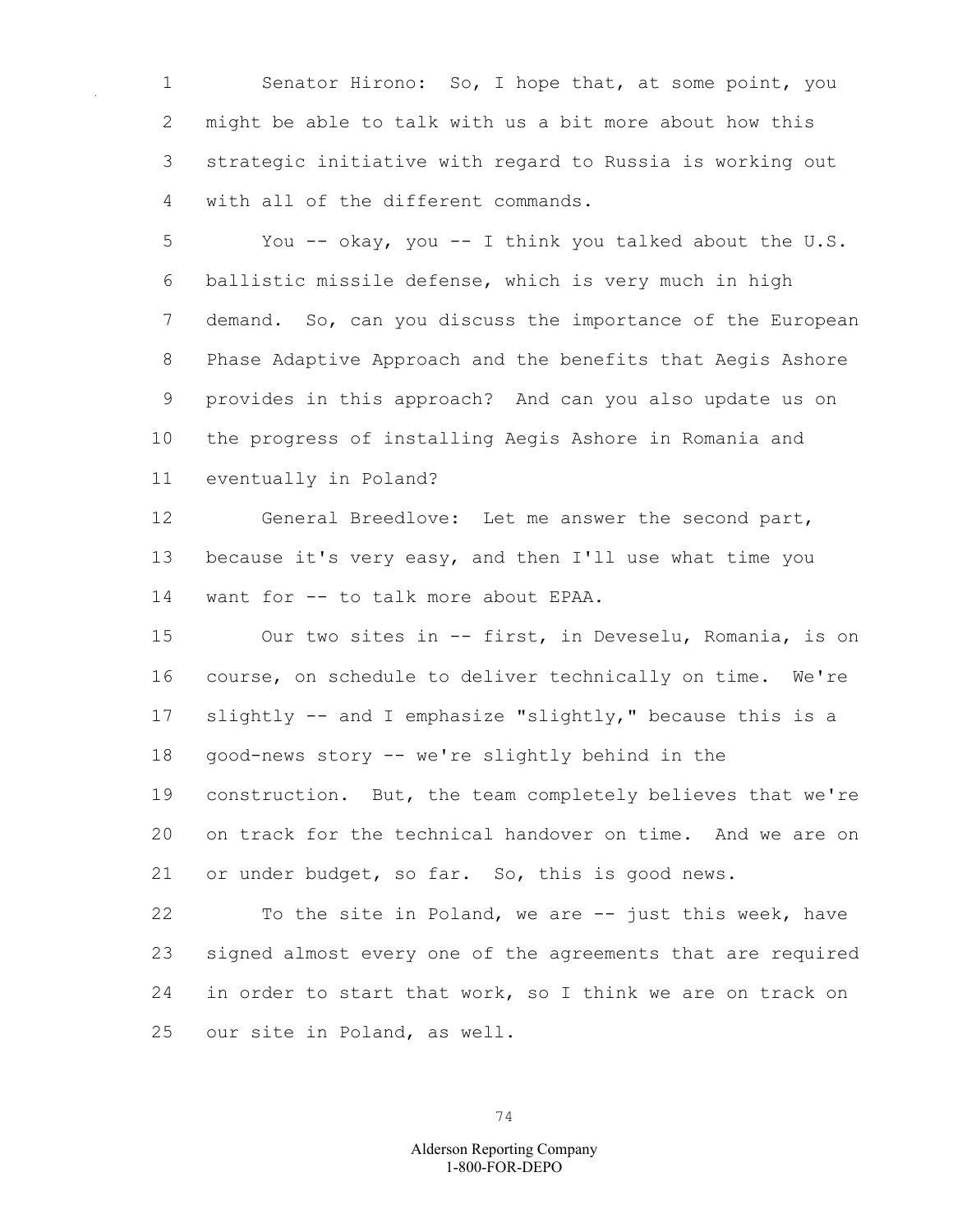Senator Hirono: So, I hope that, at some point, you might be able to talk with us a bit more about how this strategic initiative with regard to Russia is working out with all of the different commands.

You -- okay, you -- I think you talked about the U.S. ballistic missile defense, which is very much in high demand. So, can you discuss the importance of the European Phase Adaptive Approach and the benefits that Aegis Ashore provides in this approach? And can you also update us on the progress of installing Aegis Ashore in Romania and eventually in Poland?

General Breedlove: Let me answer the second part, because it's very easy, and then I'll use what time you want for -- to talk more about EPAA.

Our two sites in -- first, in Deveselu, Romania, is on course, on schedule to deliver technically on time. We're slightly -- and I emphasize "slightly," because this is a good-news story -- we're slightly behind in the construction. But, the team completely believes that we're on track for the technical handover on time. And we are on or under budget, so far. So, this is good news.

To the site in Poland, we are -- just this week, have signed almost every one of the agreements that are required in order to start that work, so I think we are on track on our site in Poland, as well.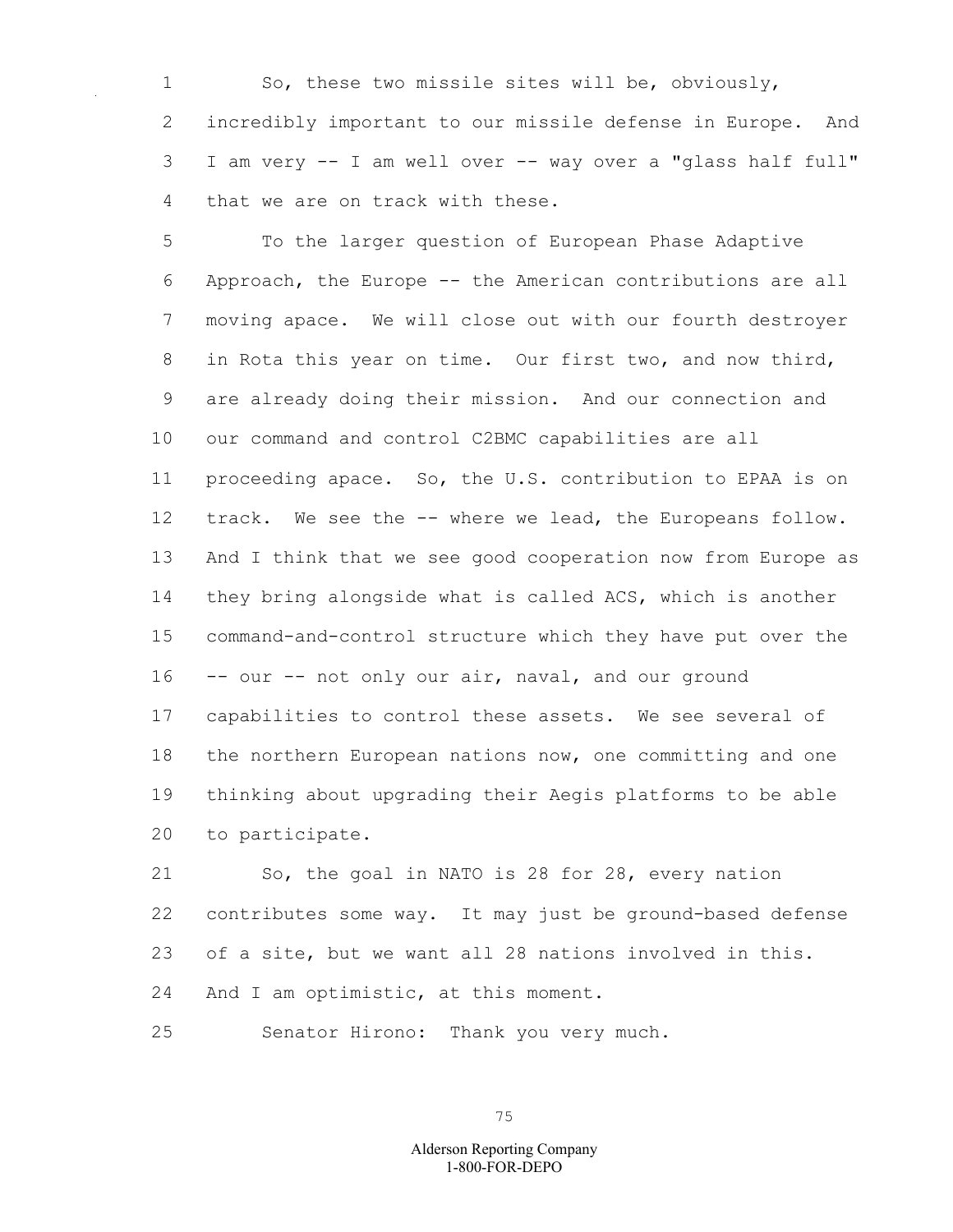So, these two missile sites will be, obviously, incredibly important to our missile defense in Europe. And I am very -- I am well over -- way over a "glass half full" that we are on track with these.

To the larger question of European Phase Adaptive Approach, the Europe -- the American contributions are all moving apace. We will close out with our fourth destroyer in Rota this year on time. Our first two, and now third, are already doing their mission. And our connection and our command and control C2BMC capabilities are all proceeding apace. So, the U.S. contribution to EPAA is on track. We see the -- where we lead, the Europeans follow. And I think that we see good cooperation now from Europe as they bring alongside what is called ACS, which is another command-and-control structure which they have put over the -- our -- not only our air, naval, and our ground capabilities to control these assets. We see several of the northern European nations now, one committing and one thinking about upgrading their Aegis platforms to be able to participate.

So, the goal in NATO is 28 for 28, every nation contributes some way. It may just be ground-based defense of a site, but we want all 28 nations involved in this. And I am optimistic, at this moment.

Senator Hirono: Thank you very much.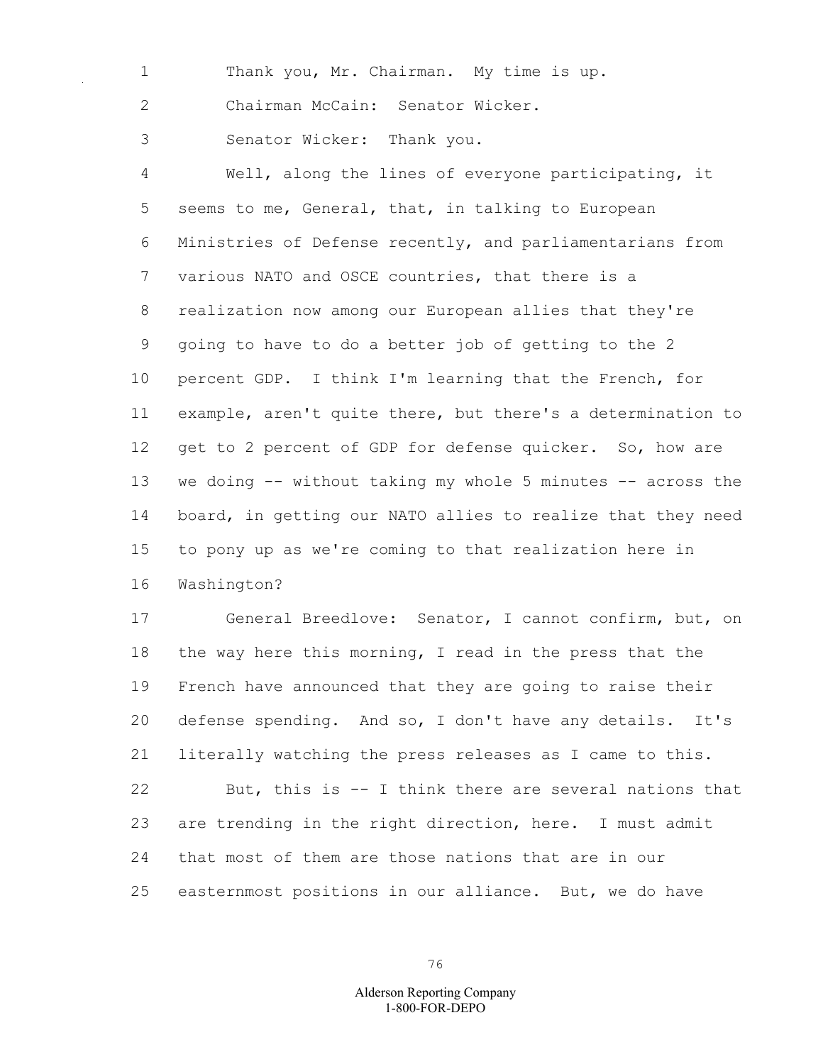Thank you, Mr. Chairman. My time is up.

Chairman McCain: Senator Wicker.

Senator Wicker: Thank you.

Well, along the lines of everyone participating, it seems to me, General, that, in talking to European Ministries of Defense recently, and parliamentarians from various NATO and OSCE countries, that there is a realization now among our European allies that they're going to have to do a better job of getting to the 2 percent GDP. I think I'm learning that the French, for example, aren't quite there, but there's a determination to get to 2 percent of GDP for defense quicker. So, how are we doing -- without taking my whole 5 minutes -- across the board, in getting our NATO allies to realize that they need to pony up as we're coming to that realization here in Washington?

General Breedlove: Senator, I cannot confirm, but, on the way here this morning, I read in the press that the French have announced that they are going to raise their defense spending. And so, I don't have any details. It's literally watching the press releases as I came to this.

But, this is -- I think there are several nations that are trending in the right direction, here. I must admit that most of them are those nations that are in our easternmost positions in our alliance. But, we do have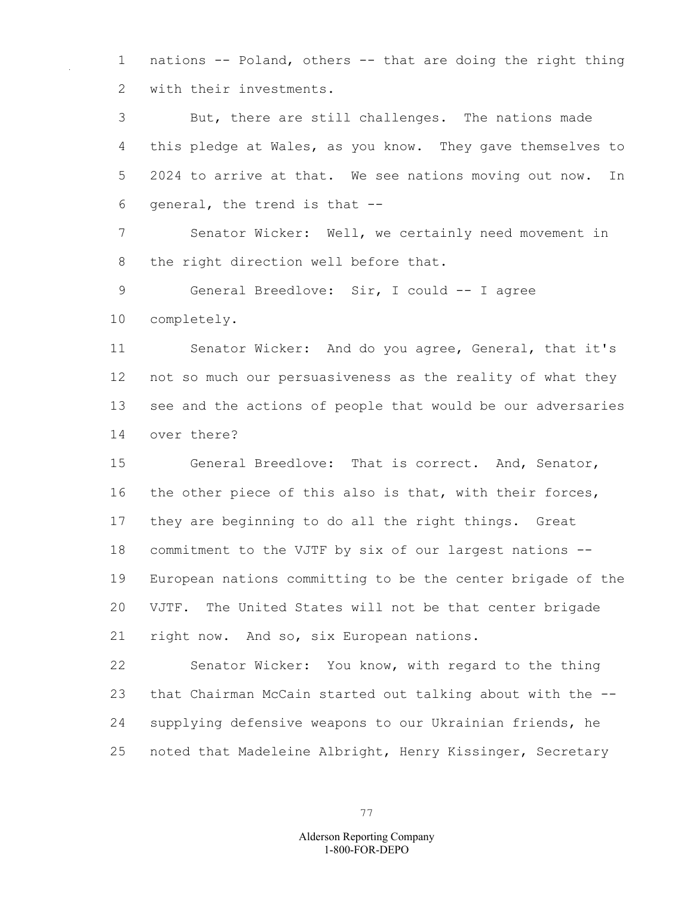nations -- Poland, others -- that are doing the right thing with their investments.

But, there are still challenges. The nations made this pledge at Wales, as you know. They gave themselves to 2024 to arrive at that. We see nations moving out now. In general, the trend is that --

Senator Wicker: Well, we certainly need movement in the right direction well before that.

General Breedlove: Sir, I could -- I agree completely.

Senator Wicker: And do you agree, General, that it's not so much our persuasiveness as the reality of what they see and the actions of people that would be our adversaries over there?

General Breedlove: That is correct. And, Senator, the other piece of this also is that, with their forces, they are beginning to do all the right things. Great commitment to the VJTF by six of our largest nations -- European nations committing to be the center brigade of the VJTF. The United States will not be that center brigade right now. And so, six European nations.

Senator Wicker: You know, with regard to the thing that Chairman McCain started out talking about with the -- supplying defensive weapons to our Ukrainian friends, he noted that Madeleine Albright, Henry Kissinger, Secretary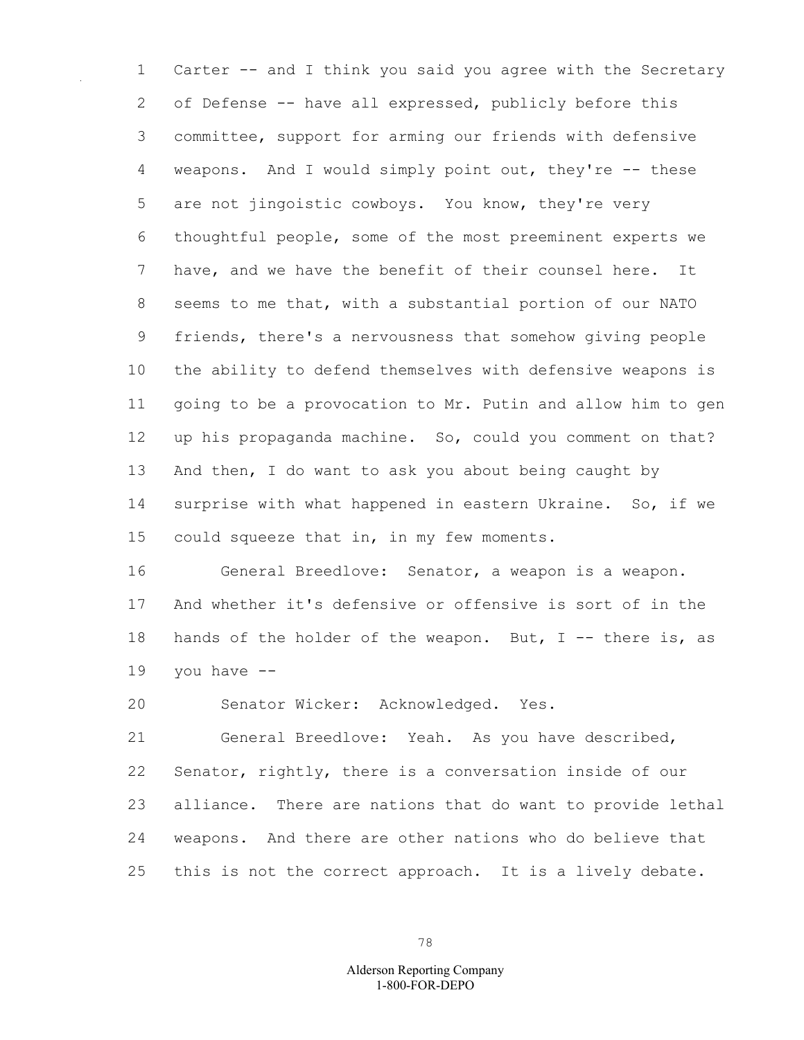Carter -- and I think you said you agree with the Secretary of Defense -- have all expressed, publicly before this committee, support for arming our friends with defensive weapons. And I would simply point out, they're -- these are not jingoistic cowboys. You know, they're very thoughtful people, some of the most preeminent experts we have, and we have the benefit of their counsel here. It seems to me that, with a substantial portion of our NATO friends, there's a nervousness that somehow giving people the ability to defend themselves with defensive weapons is going to be a provocation to Mr. Putin and allow him to gen up his propaganda machine. So, could you comment on that? And then, I do want to ask you about being caught by surprise with what happened in eastern Ukraine. So, if we could squeeze that in, in my few moments.

General Breedlove: Senator, a weapon is a weapon. And whether it's defensive or offensive is sort of in the hands of the holder of the weapon. But, I -- there is, as you have --

Senator Wicker: Acknowledged. Yes.

General Breedlove: Yeah. As you have described, Senator, rightly, there is a conversation inside of our alliance. There are nations that do want to provide lethal weapons. And there are other nations who do believe that this is not the correct approach. It is a lively debate.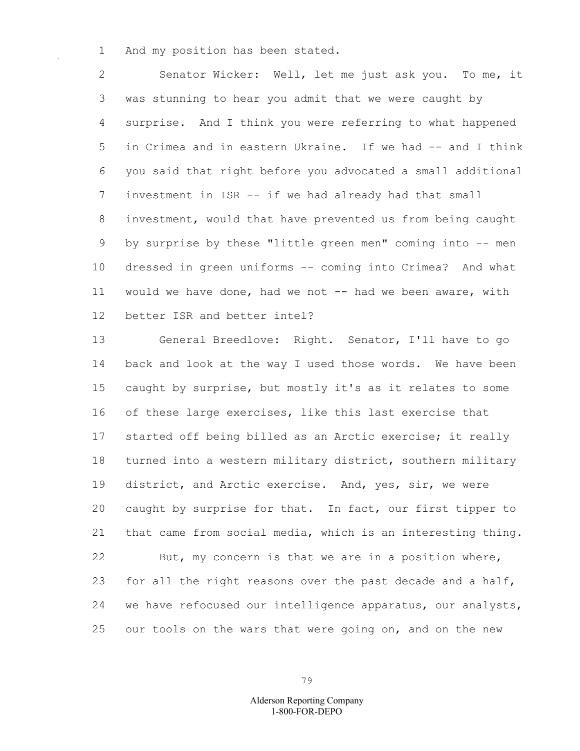And my position has been stated.

Senator Wicker: Well, let me just ask you. To me, it was stunning to hear you admit that we were caught by surprise. And I think you were referring to what happened in Crimea and in eastern Ukraine. If we had -- and I think you said that right before you advocated a small additional investment in ISR -- if we had already had that small investment, would that have prevented us from being caught by surprise by these "little green men" coming into -- men dressed in green uniforms -- coming into Crimea? And what would we have done, had we not -- had we been aware, with better ISR and better intel?

General Breedlove: Right. Senator, I'll have to go back and look at the way I used those words. We have been caught by surprise, but mostly it's as it relates to some of these large exercises, like this last exercise that started off being billed as an Arctic exercise; it really turned into a western military district, southern military district, and Arctic exercise. And, yes, sir, we were caught by surprise for that. In fact, our first tipper to that came from social media, which is an interesting thing.

But, my concern is that we are in a position where, for all the right reasons over the past decade and a half, we have refocused our intelligence apparatus, our analysts, our tools on the wars that were going on, and on the new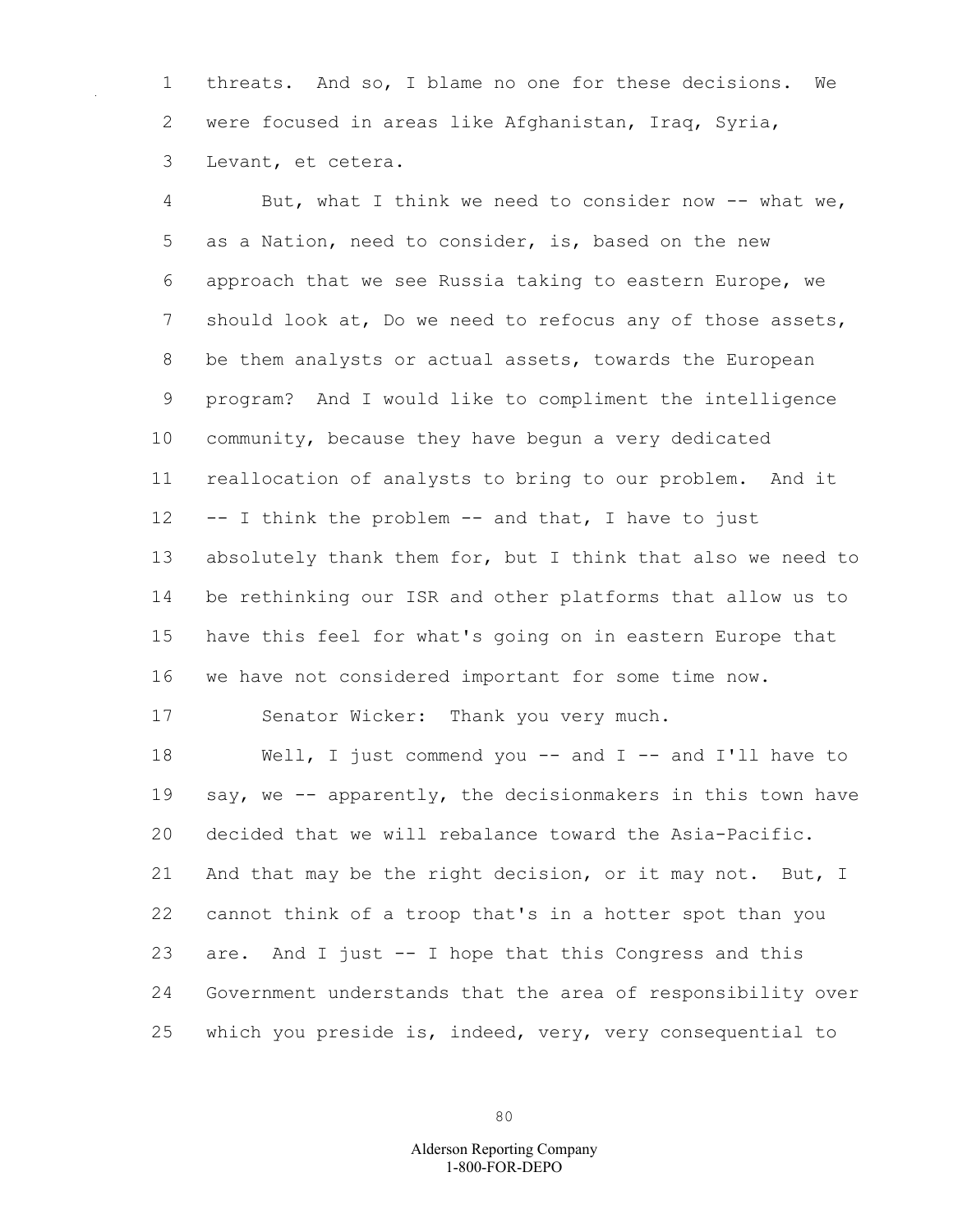threats. And so, I blame no one for these decisions. We were focused in areas like Afghanistan, Iraq, Syria, Levant, et cetera.

But, what I think we need to consider now -- what we, as a Nation, need to consider, is, based on the new approach that we see Russia taking to eastern Europe, we should look at, Do we need to refocus any of those assets, be them analysts or actual assets, towards the European program? And I would like to compliment the intelligence community, because they have begun a very dedicated reallocation of analysts to bring to our problem. And it -- I think the problem -- and that, I have to just absolutely thank them for, but I think that also we need to be rethinking our ISR and other platforms that allow us to have this feel for what's going on in eastern Europe that we have not considered important for some time now.

Senator Wicker: Thank you very much.

Well, I just commend you -- and I -- and I'll have to say, we -- apparently, the decisionmakers in this town have decided that we will rebalance toward the Asia-Pacific. And that may be the right decision, or it may not. But, I cannot think of a troop that's in a hotter spot than you are. And I just -- I hope that this Congress and this Government understands that the area of responsibility over which you preside is, indeed, very, very consequential to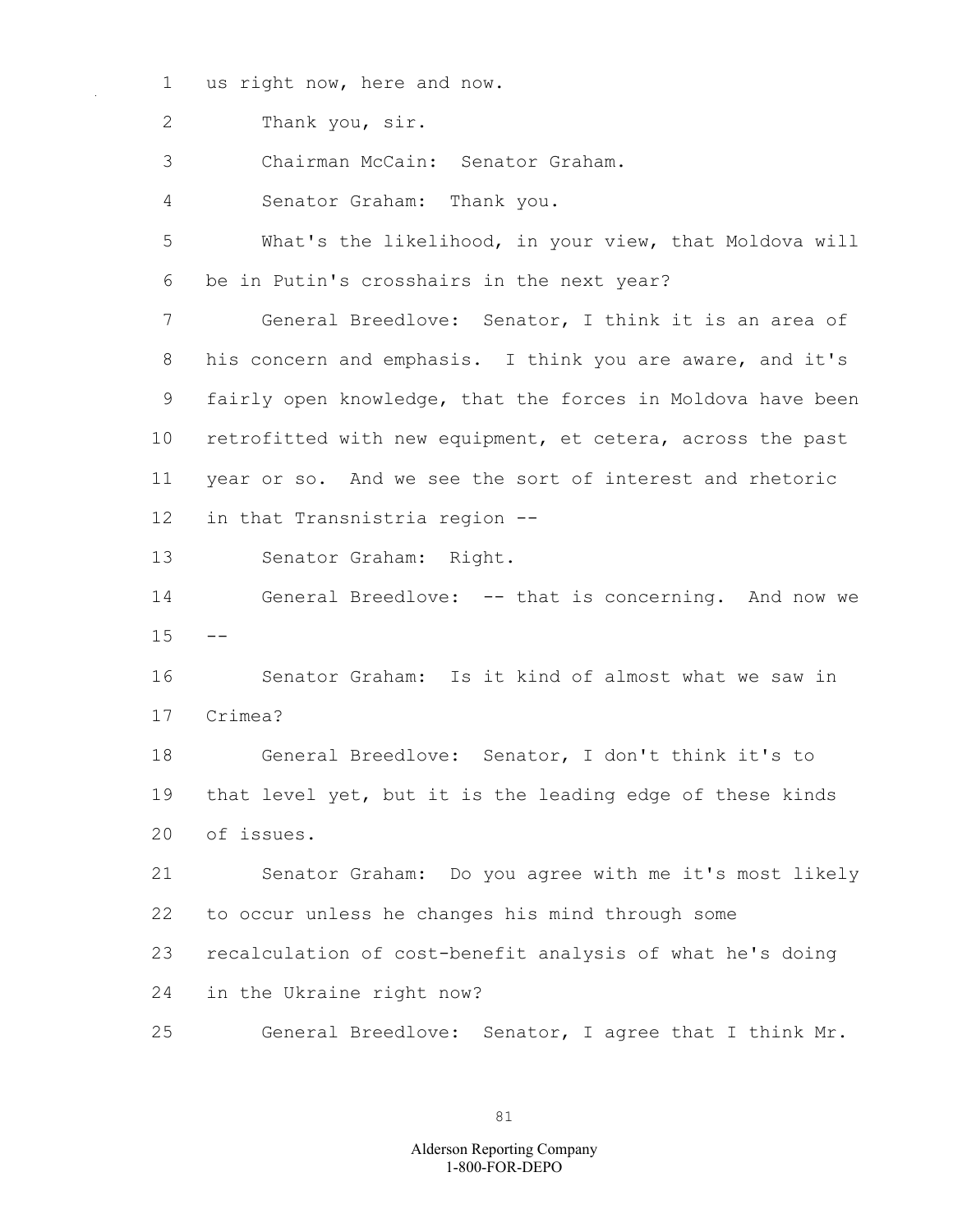us right now, here and now.

Thank you, sir.

Chairman McCain: Senator Graham.

Senator Graham: Thank you.

What's the likelihood, in your view, that Moldova will be in Putin's crosshairs in the next year?

General Breedlove: Senator, I think it is an area of his concern and emphasis. I think you are aware, and it's fairly open knowledge, that the forces in Moldova have been retrofitted with new equipment, et cetera, across the past year or so. And we see the sort of interest and rhetoric in that Transnistria region --

Senator Graham: Right.

General Breedlove: -- that is concerning. And now we --

Senator Graham: Is it kind of almost what we saw in Crimea?

General Breedlove: Senator, I don't think it's to that level yet, but it is the leading edge of these kinds of issues.

Senator Graham: Do you agree with me it's most likely to occur unless he changes his mind through some recalculation of cost-benefit analysis of what he's doing in the Ukraine right now?

General Breedlove: Senator, I agree that I think Mr.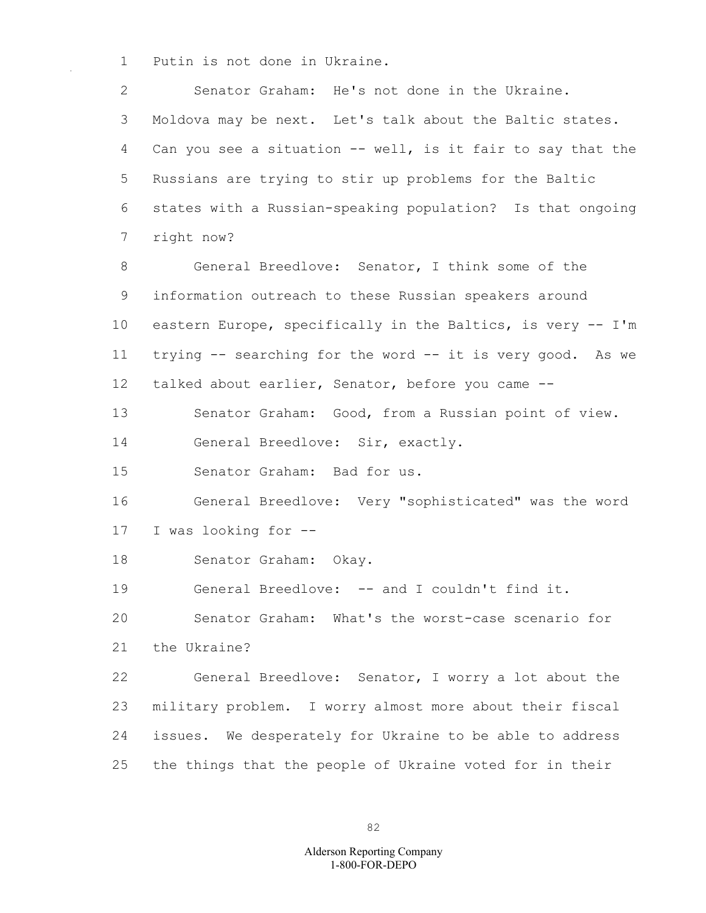Putin is not done in Ukraine.

Senator Graham: He's not done in the Ukraine. Moldova may be next. Let's talk about the Baltic states. Can you see a situation -- well, is it fair to say that the Russians are trying to stir up problems for the Baltic states with a Russian-speaking population? Is that ongoing right now?

General Breedlove: Senator, I think some of the information outreach to these Russian speakers around eastern Europe, specifically in the Baltics, is very -- I'm trying -- searching for the word -- it is very good. As we talked about earlier, Senator, before you came --

Senator Graham: Good, from a Russian point of view.

General Breedlove: Sir, exactly.

Senator Graham: Bad for us.

General Breedlove: Very "sophisticated" was the word I was looking for --

Senator Graham: Okay.

General Breedlove: -- and I couldn't find it.

Senator Graham: What's the worst-case scenario for the Ukraine?

General Breedlove: Senator, I worry a lot about the military problem. I worry almost more about their fiscal issues. We desperately for Ukraine to be able to address the things that the people of Ukraine voted for in their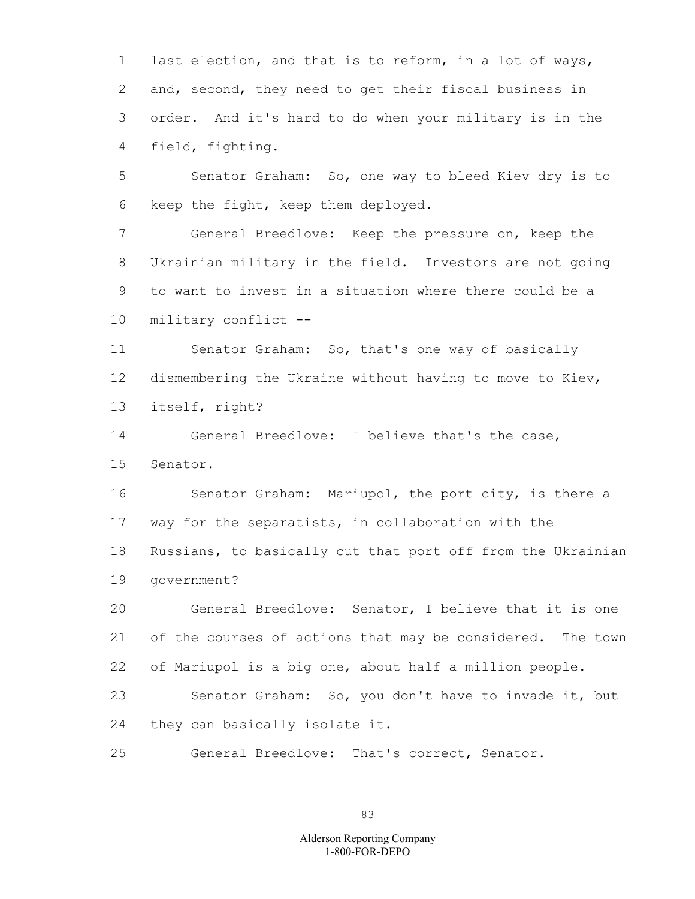last election, and that is to reform, in a lot of ways, and, second, they need to get their fiscal business in order. And it's hard to do when your military is in the field, fighting.

Senator Graham: So, one way to bleed Kiev dry is to keep the fight, keep them deployed.

General Breedlove: Keep the pressure on, keep the Ukrainian military in the field. Investors are not going to want to invest in a situation where there could be a military conflict --

Senator Graham: So, that's one way of basically dismembering the Ukraine without having to move to Kiev, itself, right?

General Breedlove: I believe that's the case, Senator.

Senator Graham: Mariupol, the port city, is there a way for the separatists, in collaboration with the Russians, to basically cut that port off from the Ukrainian government?

General Breedlove: Senator, I believe that it is one of the courses of actions that may be considered. The town of Mariupol is a big one, about half a million people.

Senator Graham: So, you don't have to invade it, but they can basically isolate it.

General Breedlove: That's correct, Senator.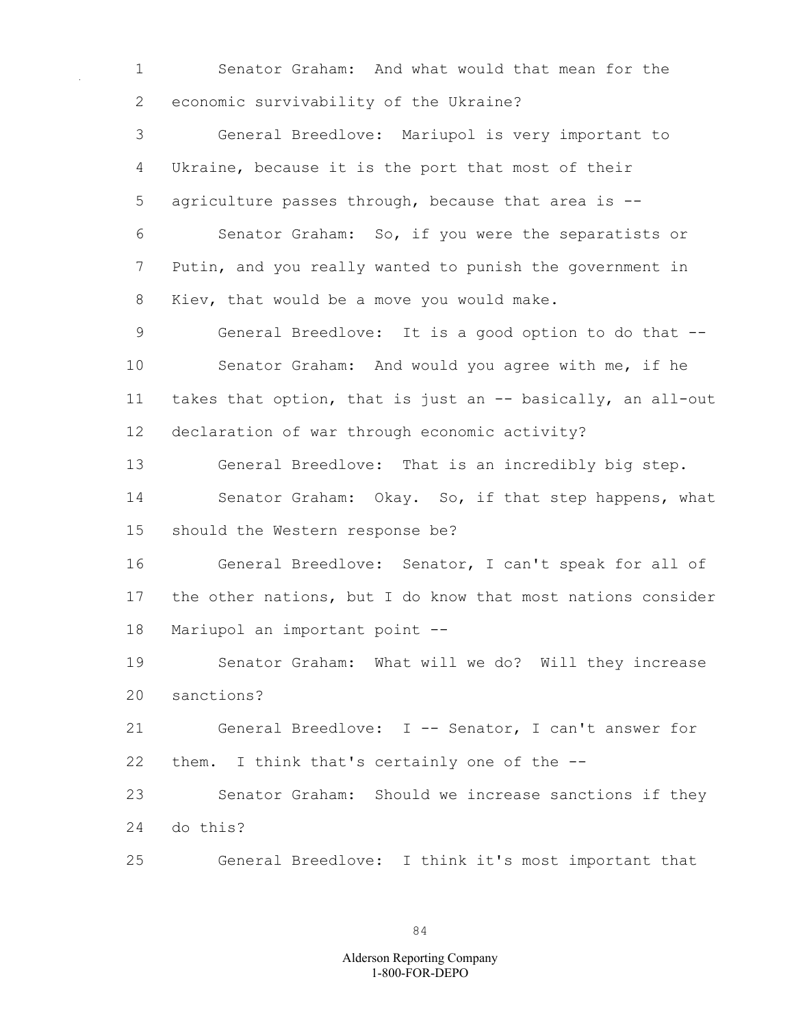Senator Graham: And what would that mean for the economic survivability of the Ukraine?

General Breedlove: Mariupol is very important to Ukraine, because it is the port that most of their agriculture passes through, because that area is --

Senator Graham: So, if you were the separatists or Putin, and you really wanted to punish the government in Kiev, that would be a move you would make.

General Breedlove: It is a good option to do that --

Senator Graham: And would you agree with me, if he takes that option, that is just an -- basically, an all-out declaration of war through economic activity?

General Breedlove: That is an incredibly big step.

Senator Graham: Okay. So, if that step happens, what should the Western response be?

General Breedlove: Senator, I can't speak for all of the other nations, but I do know that most nations consider Mariupol an important point --

Senator Graham: What will we do? Will they increase sanctions?

General Breedlove: I -- Senator, I can't answer for them. I think that's certainly one of the --

Senator Graham: Should we increase sanctions if they do this?

General Breedlove: I think it's most important that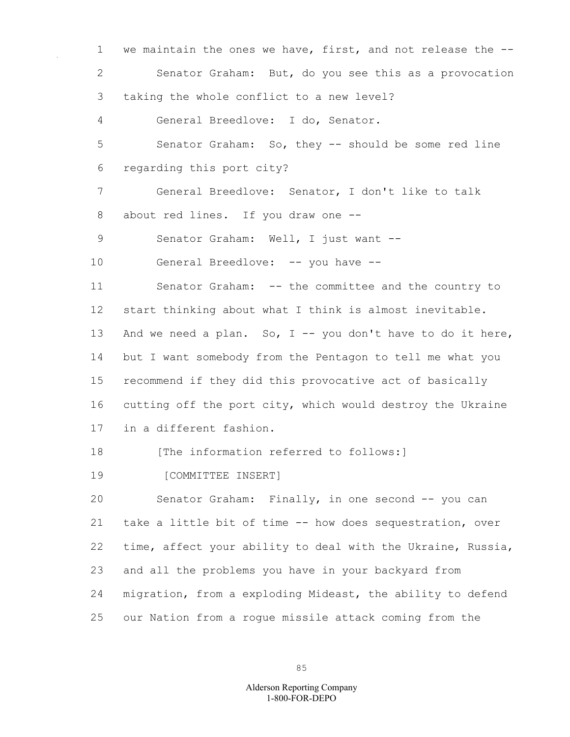we maintain the ones we have, first, and not release the --

Senator Graham: But, do you see this as a provocation taking the whole conflict to a new level?

General Breedlove: I do, Senator.

Senator Graham: So, they -- should be some red line regarding this port city?

General Breedlove: Senator, I don't like to talk about red lines. If you draw one --

Senator Graham: Well, I just want --

General Breedlove: -- you have --

Senator Graham: -- the committee and the country to start thinking about what I think is almost inevitable. And we need a plan. So, I -- you don't have to do it here, but I want somebody from the Pentagon to tell me what you recommend if they did this provocative act of basically cutting off the port city, which would destroy the Ukraine in a different fashion.

[The information referred to follows:]

[COMMITTEE INSERT]

Senator Graham: Finally, in one second -- you can take a little bit of time -- how does sequestration, over time, affect your ability to deal with the Ukraine, Russia, and all the problems you have in your backyard from migration, from a exploding Mideast, the ability to defend our Nation from a rogue missile attack coming from the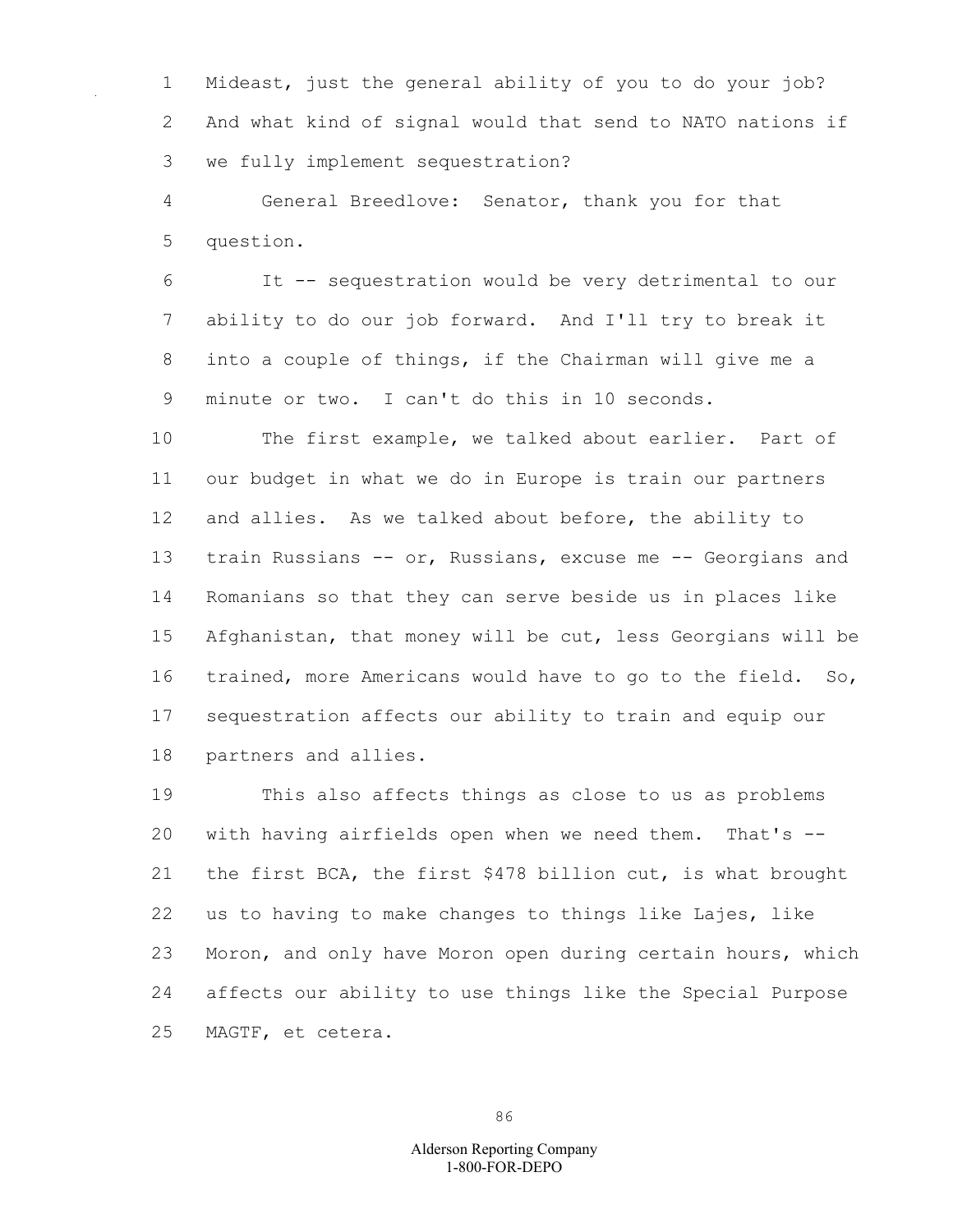Mideast, just the general ability of you to do your job? And what kind of signal would that send to NATO nations if we fully implement sequestration?

General Breedlove: Senator, thank you for that question.

It -- sequestration would be very detrimental to our ability to do our job forward. And I'll try to break it into a couple of things, if the Chairman will give me a minute or two. I can't do this in 10 seconds.

The first example, we talked about earlier. Part of our budget in what we do in Europe is train our partners and allies. As we talked about before, the ability to train Russians -- or, Russians, excuse me -- Georgians and Romanians so that they can serve beside us in places like Afghanistan, that money will be cut, less Georgians will be trained, more Americans would have to go to the field. So, sequestration affects our ability to train and equip our partners and allies.

This also affects things as close to us as problems with having airfields open when we need them. That's -- the first BCA, the first $478 billion cut, is what brought us to having to make changes to things like Lajes, like Moron, and only have Moron open during certain hours, which affects our ability to use things like the Special Purpose MAGTF, et cetera.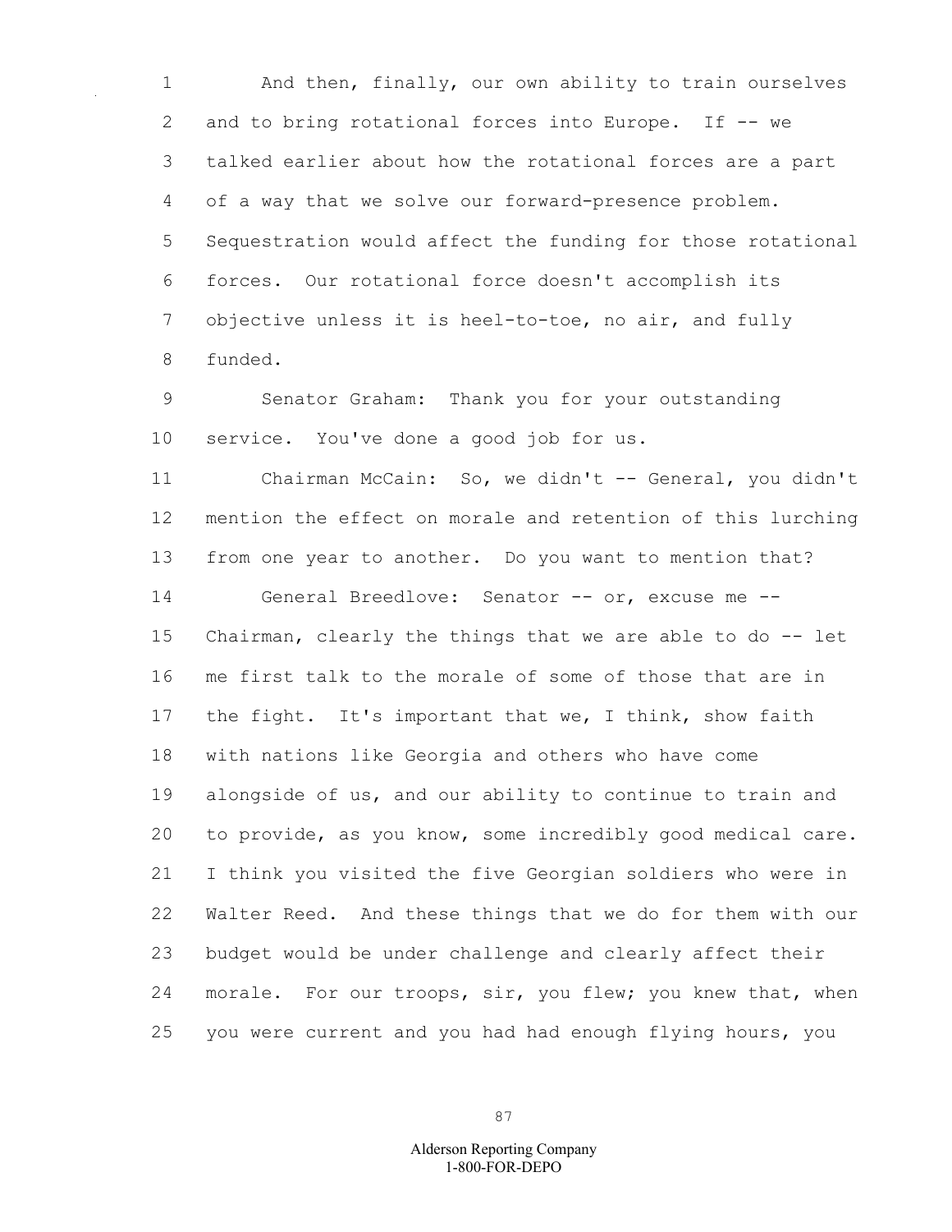And then, finally, our own ability to train ourselves and to bring rotational forces into Europe. If -- we talked earlier about how the rotational forces are a part of a way that we solve our forward-presence problem. Sequestration would affect the funding for those rotational forces. Our rotational force doesn't accomplish its objective unless it is heel-to-toe, no air, and fully funded.

Senator Graham: Thank you for your outstanding service. You've done a good job for us.

Chairman McCain: So, we didn't -- General, you didn't mention the effect on morale and retention of this lurching from one year to another. Do you want to mention that?

General Breedlove: Senator -- or, excuse me -- Chairman, clearly the things that we are able to do -- let me first talk to the morale of some of those that are in the fight. It's important that we, I think, show faith with nations like Georgia and others who have come alongside of us, and our ability to continue to train and to provide, as you know, some incredibly good medical care. I think you visited the five Georgian soldiers who were in Walter Reed. And these things that we do for them with our budget would be under challenge and clearly affect their morale. For our troops, sir, you flew; you knew that, when you were current and you had had enough flying hours, you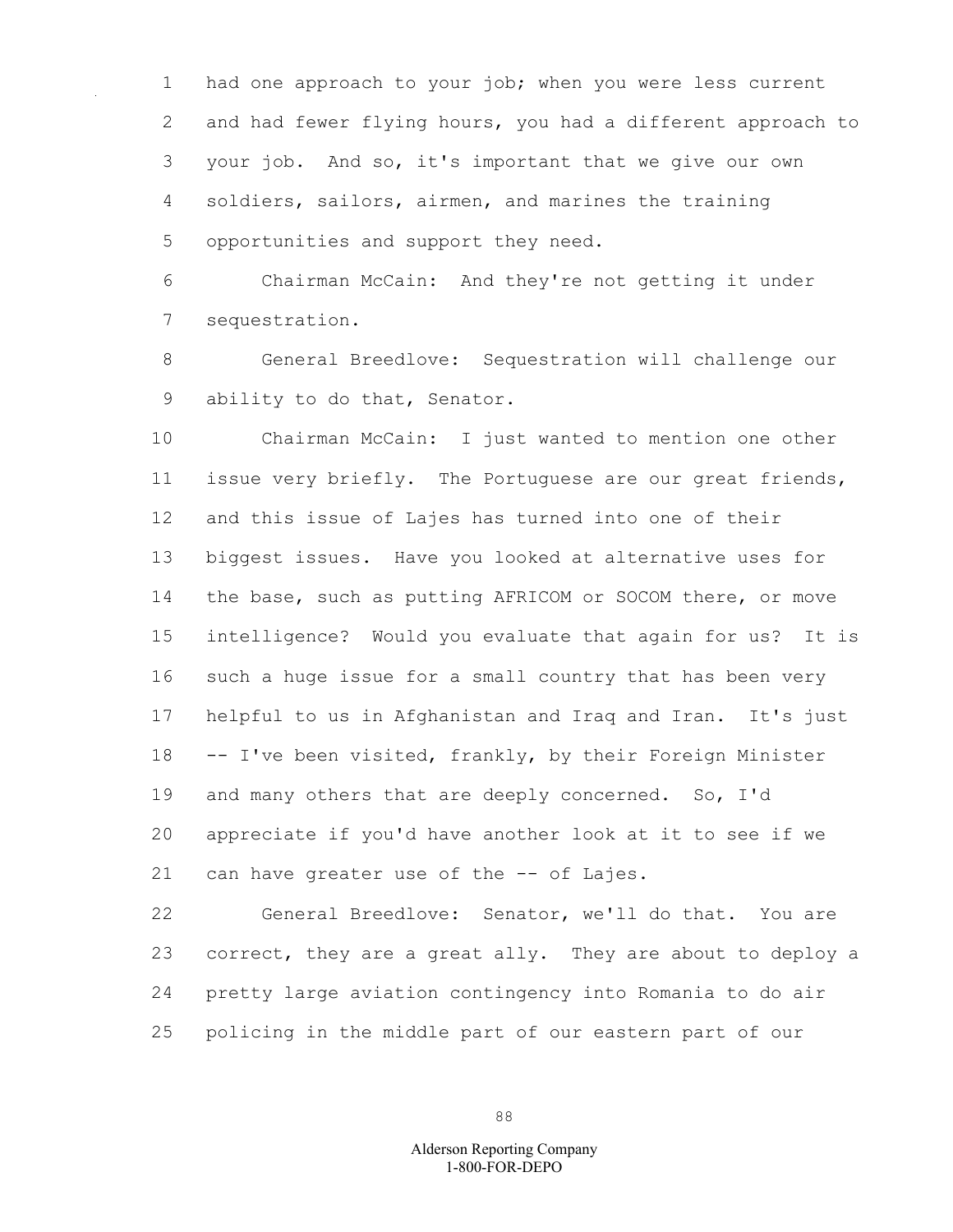had one approach to your job; when you were less current and had fewer flying hours, you had a different approach to your job. And so, it's important that we give our own soldiers, sailors, airmen, and marines the training opportunities and support they need.

Chairman McCain: And they're not getting it under sequestration.

General Breedlove: Sequestration will challenge our ability to do that, Senator.

Chairman McCain: I just wanted to mention one other issue very briefly. The Portuguese are our great friends, and this issue of Lajes has turned into one of their biggest issues. Have you looked at alternative uses for the base, such as putting AFRICOM or SOCOM there, or move intelligence? Would you evaluate that again for us? It is such a huge issue for a small country that has been very helpful to us in Afghanistan and Iraq and Iran. It's just -- I've been visited, frankly, by their Foreign Minister and many others that are deeply concerned. So, I'd appreciate if you'd have another look at it to see if we can have greater use of the -- of Lajes.

General Breedlove: Senator, we'll do that. You are correct, they are a great ally. They are about to deploy a pretty large aviation contingency into Romania to do air policing in the middle part of our eastern part of our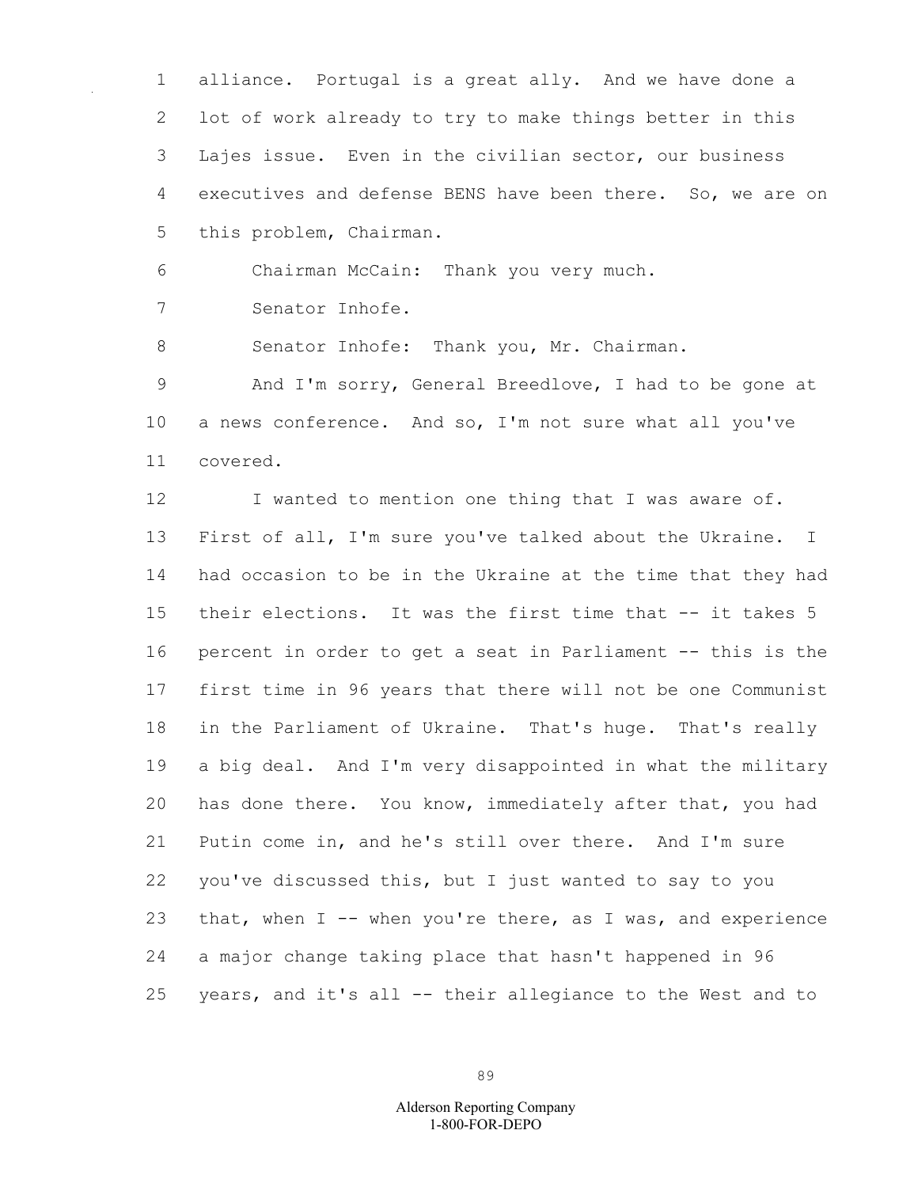alliance. Portugal is a great ally. And we have done a lot of work already to try to make things better in this Lajes issue. Even in the civilian sector, our business executives and defense BENS have been there. So, we are on this problem, Chairman.

Chairman McCain: Thank you very much.

Senator Inhofe.

Senator Inhofe: Thank you, Mr. Chairman.

And I'm sorry, General Breedlove, I had to be gone at a news conference. And so, I'm not sure what all you've covered.

I wanted to mention one thing that I was aware of. First of all, I'm sure you've talked about the Ukraine. I had occasion to be in the Ukraine at the time that they had their elections. It was the first time that -- it takes 5 percent in order to get a seat in Parliament -- this is the first time in 96 years that there will not be one Communist in the Parliament of Ukraine. That's huge. That's really a big deal. And I'm very disappointed in what the military has done there. You know, immediately after that, you had Putin come in, and he's still over there. And I'm sure you've discussed this, but I just wanted to say to you that, when I -- when you're there, as I was, and experience a major change taking place that hasn't happened in 96 years, and it's all -- their allegiance to the West and to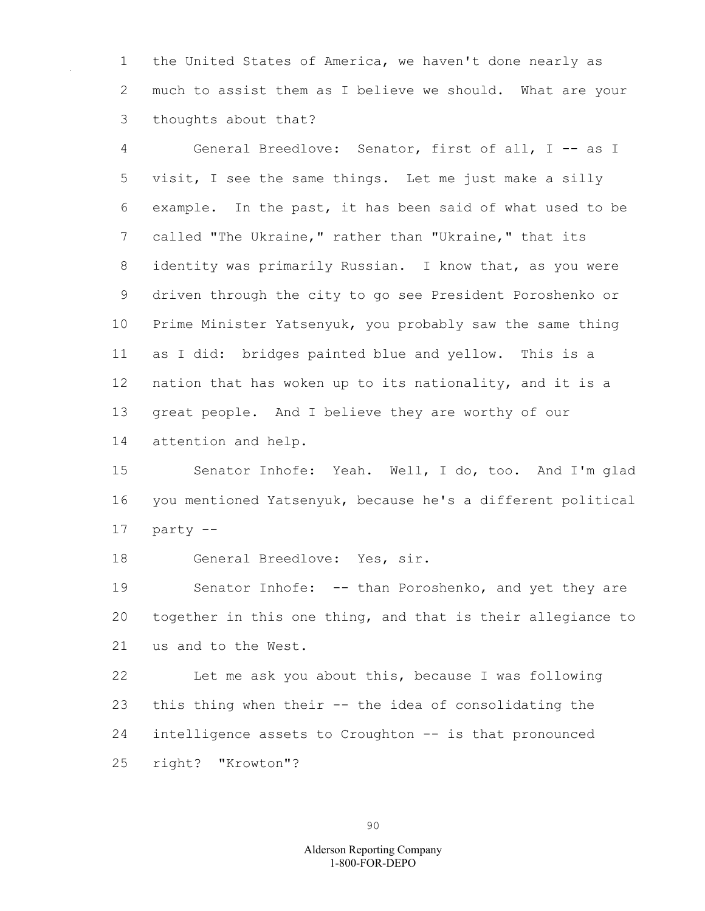the United States of America, we haven't done nearly as much to assist them as I believe we should. What are your thoughts about that?

General Breedlove: Senator, first of all, I -- as I visit, I see the same things. Let me just make a silly example. In the past, it has been said of what used to be called "The Ukraine," rather than "Ukraine," that its identity was primarily Russian. I know that, as you were driven through the city to go see President Poroshenko or Prime Minister Yatsenyuk, you probably saw the same thing as I did: bridges painted blue and yellow. This is a nation that has woken up to its nationality, and it is a great people. And I believe they are worthy of our attention and help.

Senator Inhofe: Yeah. Well, I do, too. And I'm glad you mentioned Yatsenyuk, because he's a different political party --

General Breedlove: Yes, sir.

Senator Inhofe: -- than Poroshenko, and yet they are together in this one thing, and that is their allegiance to us and to the West.

Let me ask you about this, because I was following this thing when their -- the idea of consolidating the intelligence assets to Croughton -- is that pronounced right? "Krowton"?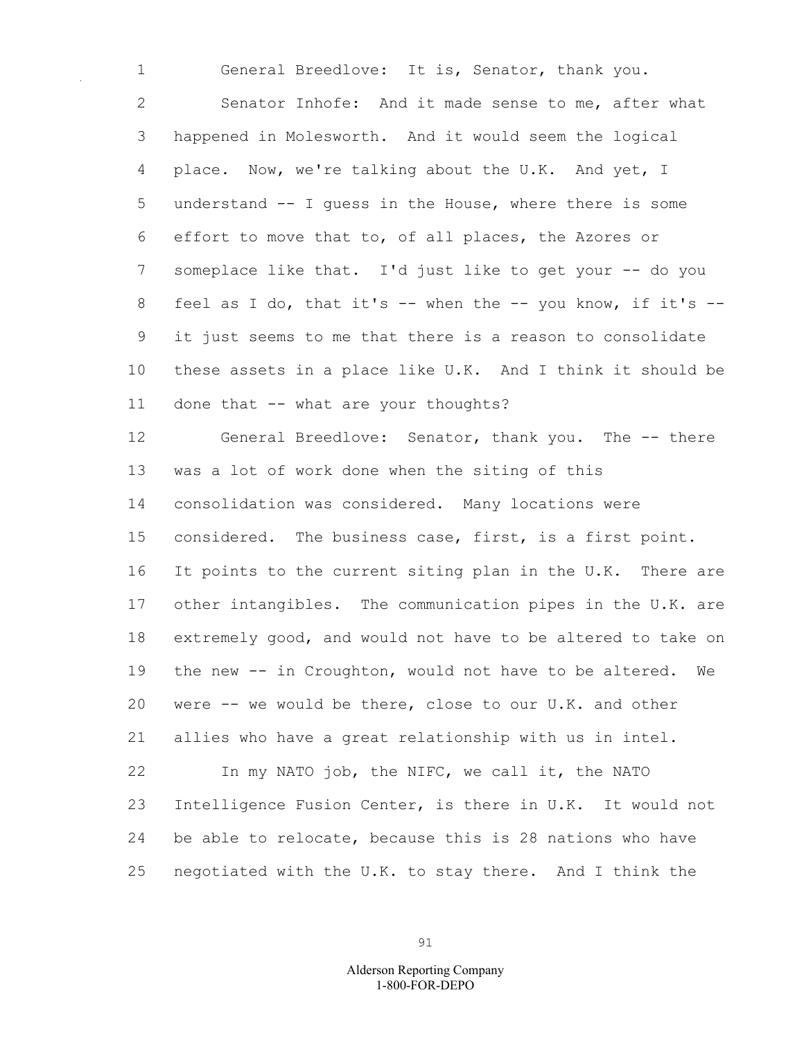General Breedlove: It is, Senator, thank you.

Senator Inhofe: And it made sense to me, after what happened in Molesworth. And it would seem the logical place. Now, we're talking about the U.K. And yet, I understand -- I guess in the House, where there is some effort to move that to, of all places, the Azores or someplace like that. I'd just like to get your -- do you feel as I do, that it's -- when the -- you know, if it's -- it just seems to me that there is a reason to consolidate these assets in a place like U.K. And I think it should be done that -- what are your thoughts?

General Breedlove: Senator, thank you. The -- there was a lot of work done when the siting of this consolidation was considered. Many locations were considered. The business case, first, is a first point. It points to the current siting plan in the U.K. There are other intangibles. The communication pipes in the U.K. are extremely good, and would not have to be altered to take on the new -- in Croughton, would not have to be altered. We were -- we would be there, close to our U.K. and other allies who have a great relationship with us in intel.

In my NATO job, the NIFC, we call it, the NATO Intelligence Fusion Center, is there in U.K. It would not be able to relocate, because this is 28 nations who have negotiated with the U.K. to stay there. And I think the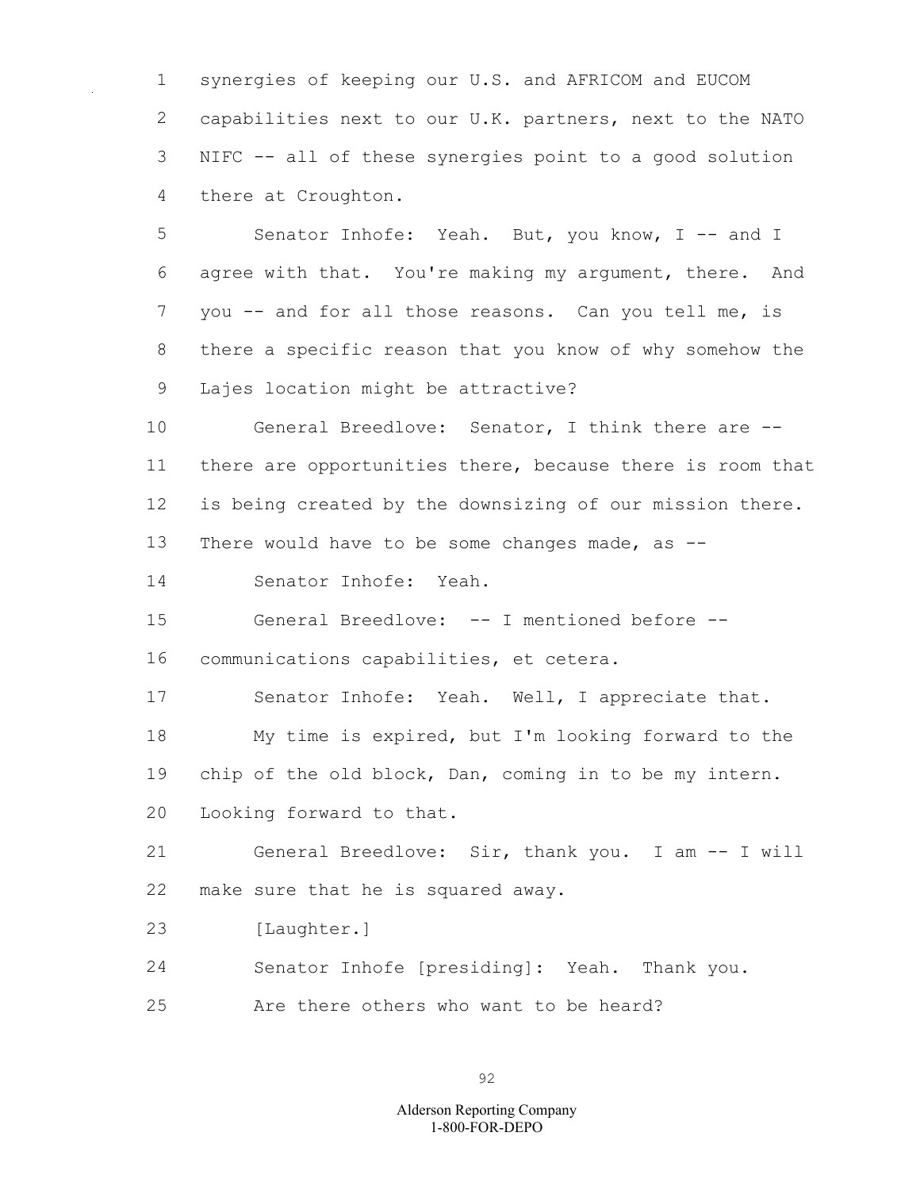synergies of keeping our U.S. and AFRICOM and EUCOM capabilities next to our U.K. partners, next to the NATO NIFC -- all of these synergies point to a good solution there at Croughton.

Senator Inhofe: Yeah. But, you know, I -- and I agree with that. You're making my argument, there. And you -- and for all those reasons. Can you tell me, is there a specific reason that you know of why somehow the Lajes location might be attractive?

General Breedlove: Senator, I think there are -- there are opportunities there, because there is room that is being created by the downsizing of our mission there. There would have to be some changes made, as --

Senator Inhofe: Yeah.

General Breedlove: -- I mentioned before -- communications capabilities, et cetera.

Senator Inhofe: Yeah. Well, I appreciate that.

My time is expired, but I'm looking forward to the chip of the old block, Dan, coming in to be my intern. Looking forward to that.

General Breedlove: Sir, thank you. I am -- I will make sure that he is squared away.

[Laughter.]

Senator Inhofe [presiding]: Yeah. Thank you.

Are there others who want to be heard?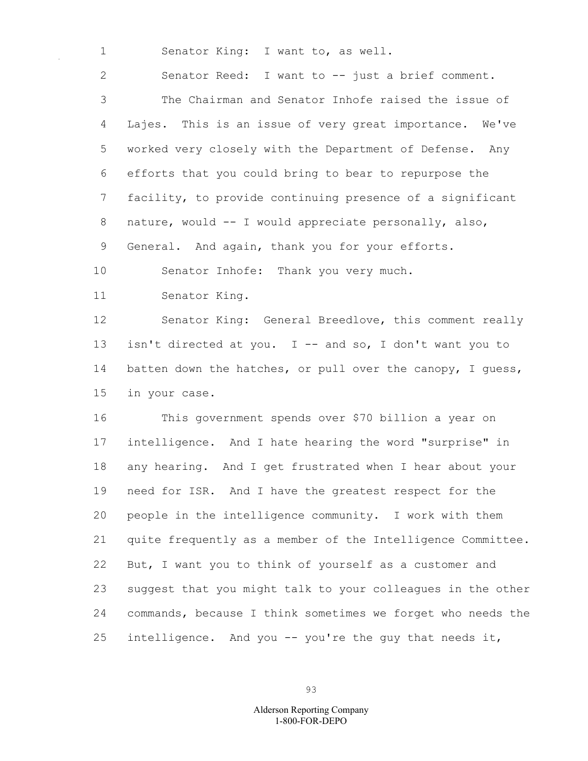Senator King: I want to, as well.

Senator Reed: I want to -- just a brief comment.

The Chairman and Senator Inhofe raised the issue of Lajes. This is an issue of very great importance. We've worked very closely with the Department of Defense. Any efforts that you could bring to bear to repurpose the facility, to provide continuing presence of a significant nature, would -- I would appreciate personally, also, General. And again, thank you for your efforts.

Senator Inhofe: Thank you very much.

Senator King.

Senator King: General Breedlove, this comment really isn't directed at you. I -- and so, I don't want you to batten down the hatches, or pull over the canopy, I guess, in your case.

This government spends over $70 billion a year on intelligence. And I hate hearing the word "surprise" in any hearing. And I get frustrated when I hear about your need for ISR. And I have the greatest respect for the people in the intelligence community. I work with them quite frequently as a member of the Intelligence Committee. But, I want you to think of yourself as a customer and suggest that you might talk to your colleagues in the other commands, because I think sometimes we forget who needs the intelligence. And you -- you're the guy that needs it,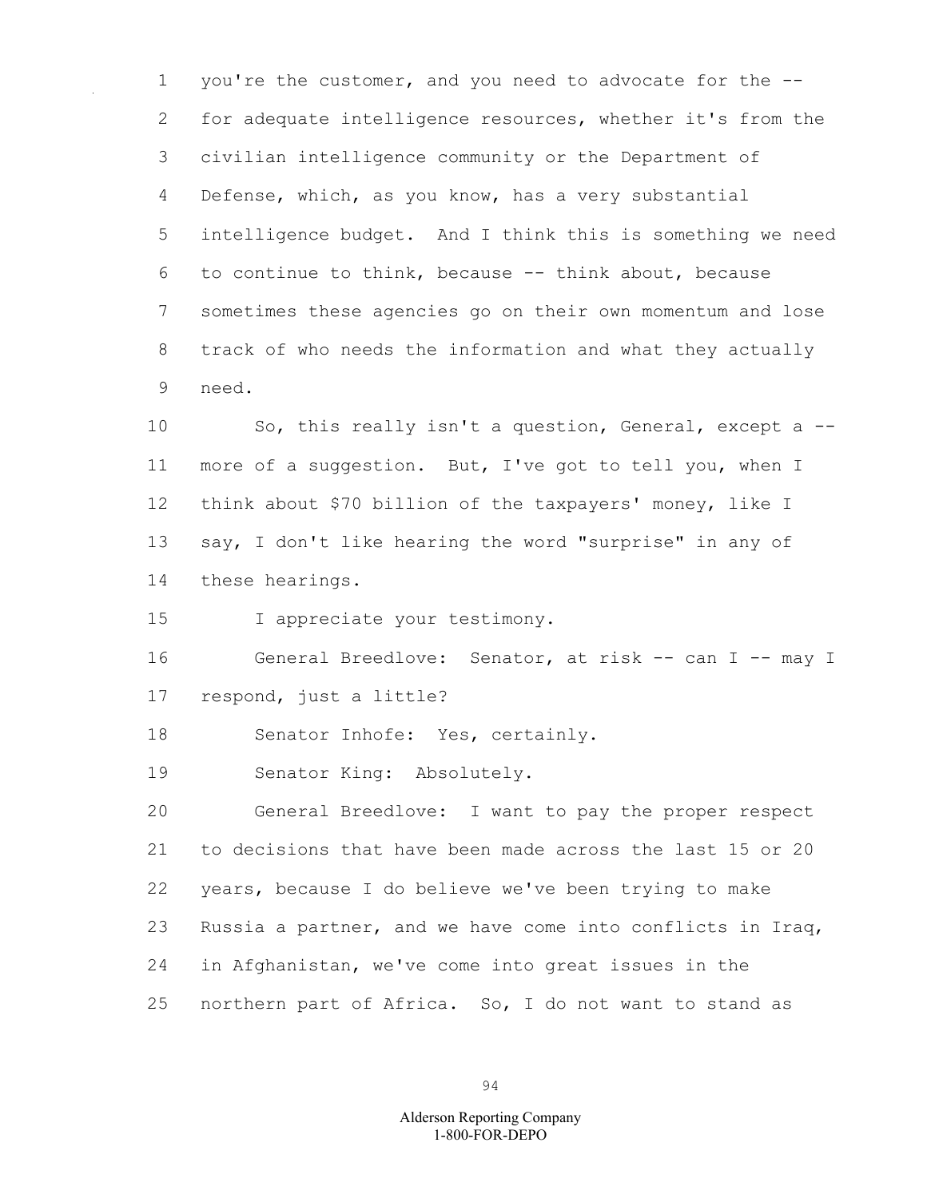you're the customer, and you need to advocate for the -- for adequate intelligence resources, whether it's from the civilian intelligence community or the Department of Defense, which, as you know, has a very substantial intelligence budget. And I think this is something we need to continue to think, because -- think about, because sometimes these agencies go on their own momentum and lose track of who needs the information and what they actually need.

So, this really isn't a question, General, except a -- more of a suggestion. But, I've got to tell you, when I think about $70 billion of the taxpayers' money, like I say, I don't like hearing the word "surprise" in any of these hearings.

I appreciate your testimony.

General Breedlove: Senator, at risk -- can I -- may I respond, just a little?

Senator Inhofe: Yes, certainly.

Senator King: Absolutely.

General Breedlove: I want to pay the proper respect to decisions that have been made across the last 15 or 20 years, because I do believe we've been trying to make Russia a partner, and we have come into conflicts in Iraq, in Afghanistan, we've come into great issues in the northern part of Africa. So, I do not want to stand as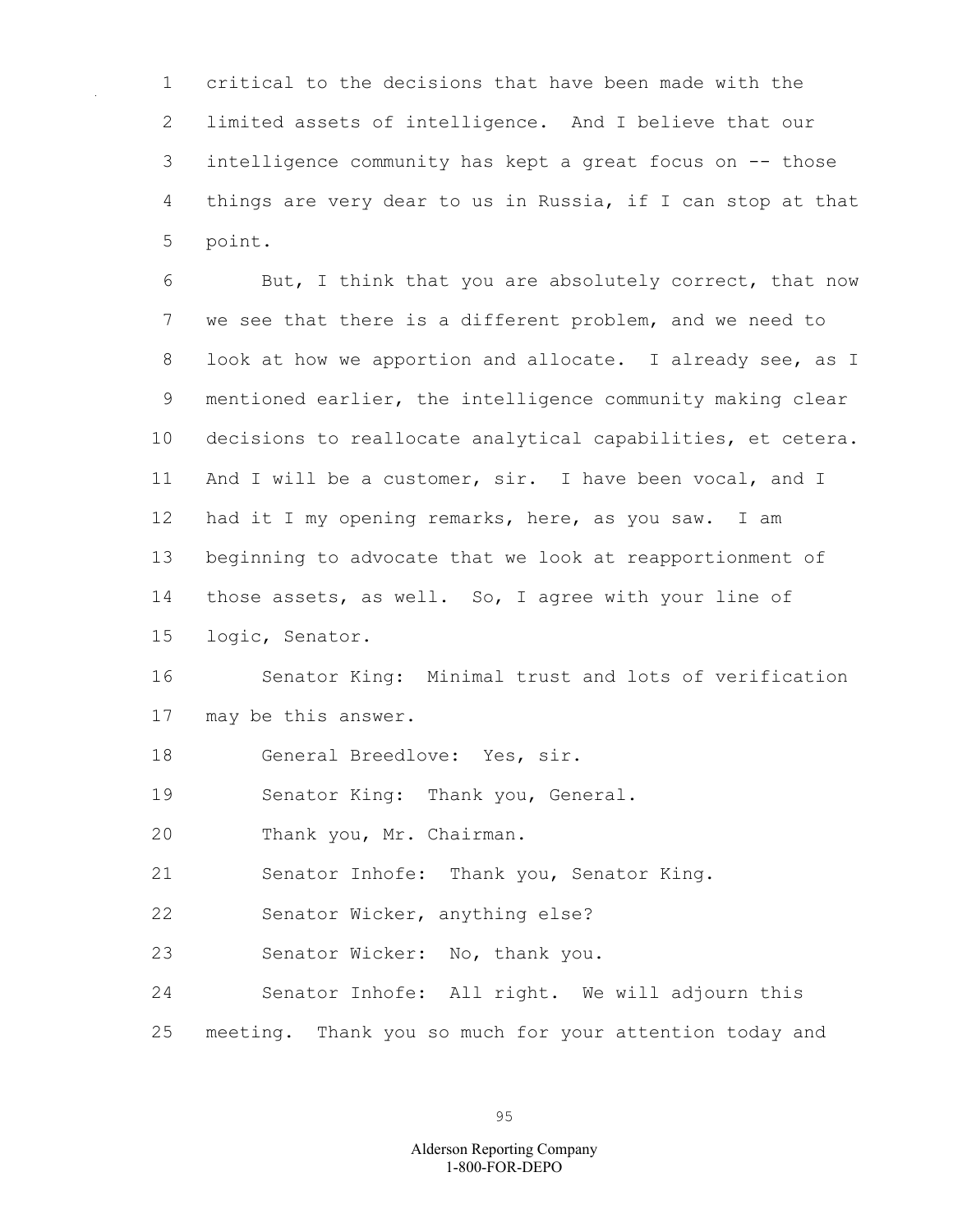critical to the decisions that have been made with the limited assets of intelligence. And I believe that our intelligence community has kept a great focus on -- those things are very dear to us in Russia, if I can stop at that point.

But, I think that you are absolutely correct, that now we see that there is a different problem, and we need to look at how we apportion and allocate. I already see, as I mentioned earlier, the intelligence community making clear decisions to reallocate analytical capabilities, et cetera. And I will be a customer, sir. I have been vocal, and I had it I my opening remarks, here, as you saw. I am beginning to advocate that we look at reapportionment of those assets, as well. So, I agree with your line of logic, Senator.

Senator King: Minimal trust and lots of verification may be this answer.

General Breedlove: Yes, sir.

Senator King: Thank you, General.

Thank you, Mr. Chairman.

Senator Inhofe: Thank you, Senator King.

Senator Wicker, anything else?

Senator Wicker: No, thank you.

Senator Inhofe: All right. We will adjourn this meeting. Thank you so much for your attention today and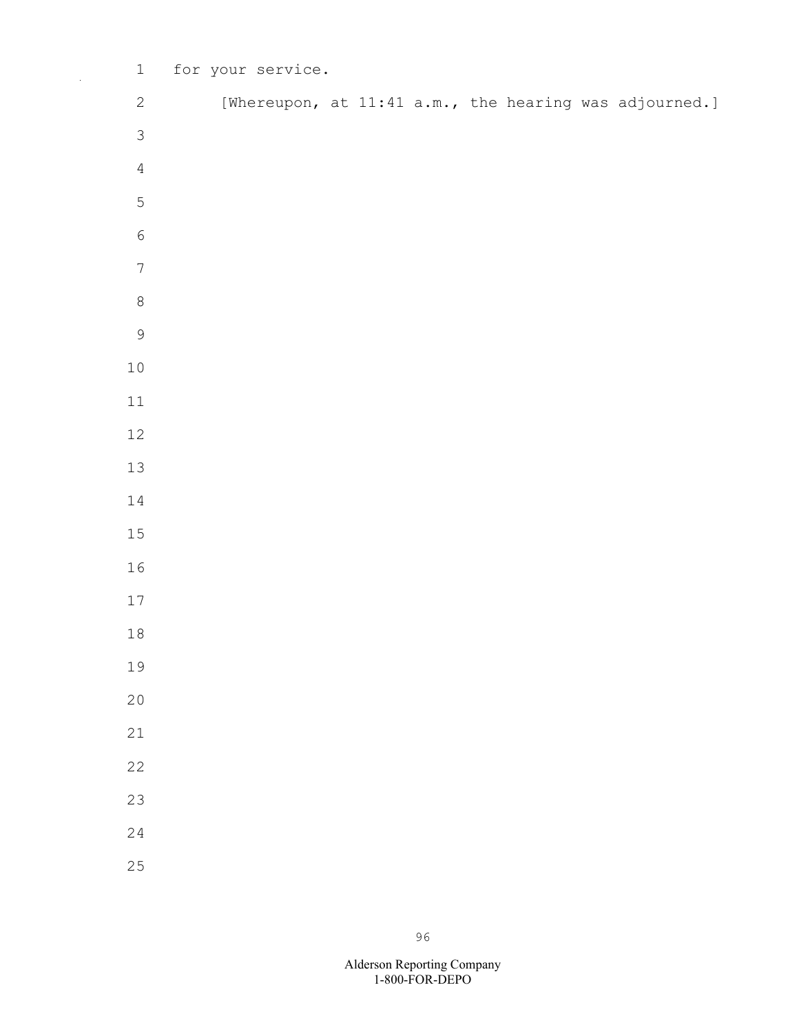for your service.

[Whereupon, at 11:41 a.m., the hearing was adjourned.]